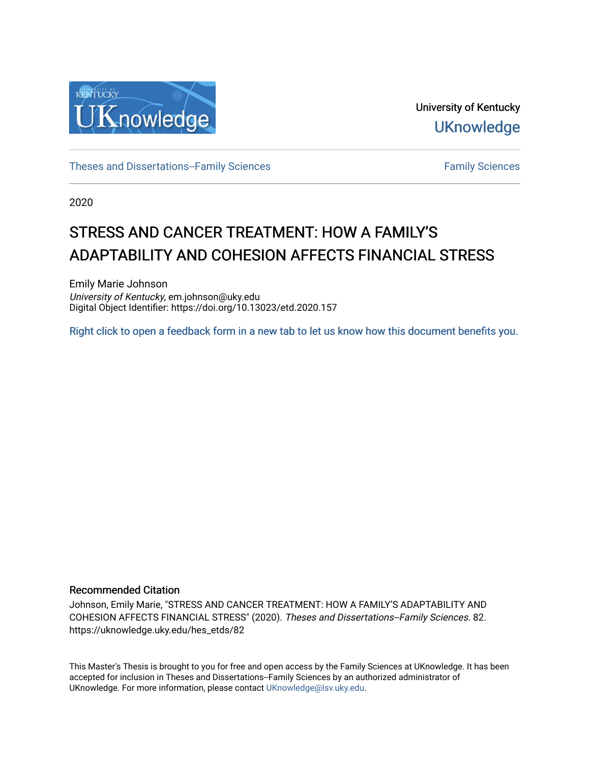University of Kentucky

UKnowledge

Theses and Dissertations--Family Sciences

Family Sciences

2020

# STRESS AND CANCER TREATMENT: HOW A FAMILY'S ADAPTABILITY AND COHESION AFFECTS FINANCIAL STRESS

Emily Marie Johnson
*University of Kentucky*, em.johnson@uky.edu
Digital Object Identifier: https://doi.org/10.13023/etd.2020.157

Right click to open a feedback form in a new tab to let us know how this document benefits you.

## Recommended Citation

Johnson, Emily Marie, "STRESS AND CANCER TREATMENT: HOW A FAMILY'S ADAPTABILITY AND COHESION AFFECTS FINANCIAL STRESS" (2020). *Theses and Dissertations--Family Sciences*. 82.
https://uknowledge.uky.edu/hes_etds/82

This Master's Thesis is brought to you for free and open access by the Family Sciences at UKnowledge. It has been accepted for inclusion in Theses and Dissertations--Family Sciences by an authorized administrator of UKnowledge. For more information, please contact UKnowledge@lsv.uky.edu.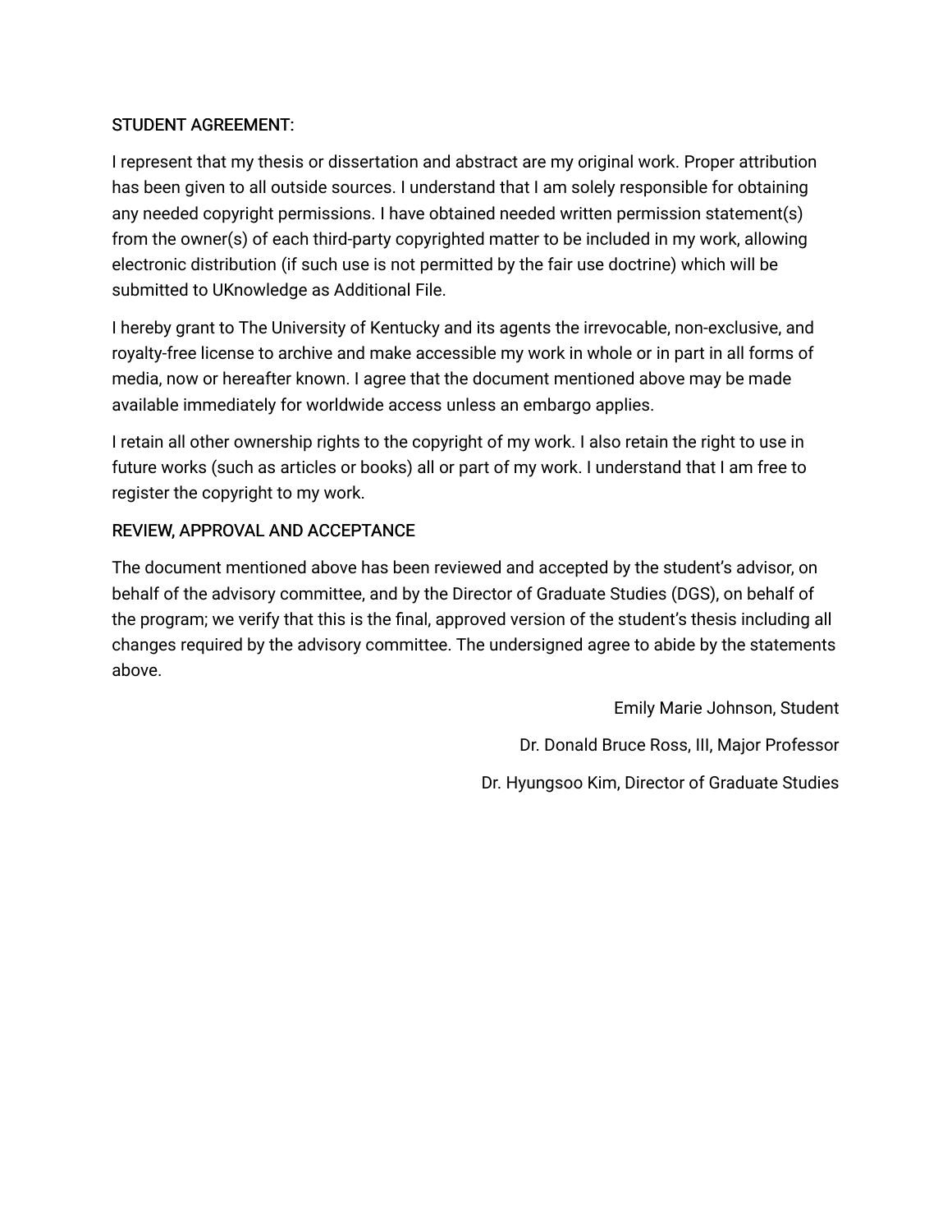STUDENT AGREEMENT:

I represent that my thesis or dissertation and abstract are my original work. Proper attribution has been given to all outside sources. I understand that I am solely responsible for obtaining any needed copyright permissions. I have obtained needed written permission statement(s) from the owner(s) of each third-party copyrighted matter to be included in my work, allowing electronic distribution (if such use is not permitted by the fair use doctrine) which will be submitted to UKnowledge as Additional File.

I hereby grant to The University of Kentucky and its agents the irrevocable, non-exclusive, and royalty-free license to archive and make accessible my work in whole or in part in all forms of media, now or hereafter known. I agree that the document mentioned above may be made available immediately for worldwide access unless an embargo applies.

I retain all other ownership rights to the copyright of my work. I also retain the right to use in future works (such as articles or books) all or part of my work. I understand that I am free to register the copyright to my work.

REVIEW, APPROVAL AND ACCEPTANCE

The document mentioned above has been reviewed and accepted by the student's advisor, on behalf of the advisory committee, and by the Director of Graduate Studies (DGS), on behalf of the program; we verify that this is the final, approved version of the student's thesis including all changes required by the advisory committee. The undersigned agree to abide by the statements above.

Emily Marie Johnson, Student

Dr. Donald Bruce Ross, III, Major Professor

Dr. Hyungsoo Kim, Director of Graduate Studies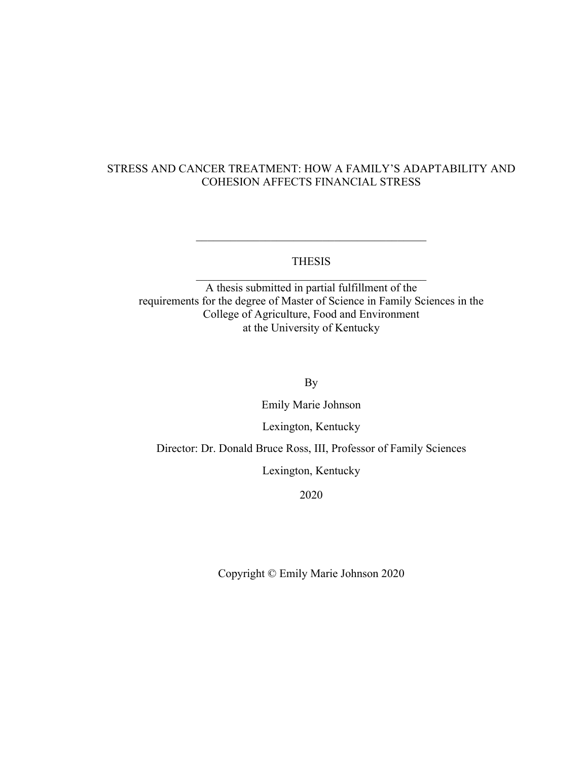# STRESS AND CANCER TREATMENT: HOW A FAMILY'S ADAPTABILITY AND COHESION AFFECTS FINANCIAL STRESS

---

THESIS

---

A thesis submitted in partial fulfillment of the requirements for the degree of Master of Science in Family Sciences in the College of Agriculture, Food and Environment at the University of Kentucky

By

Emily Marie Johnson

Lexington, Kentucky

Director: Dr. Donald Bruce Ross, III, Professor of Family Sciences

Lexington, Kentucky

2020

Copyright © Emily Marie Johnson 2020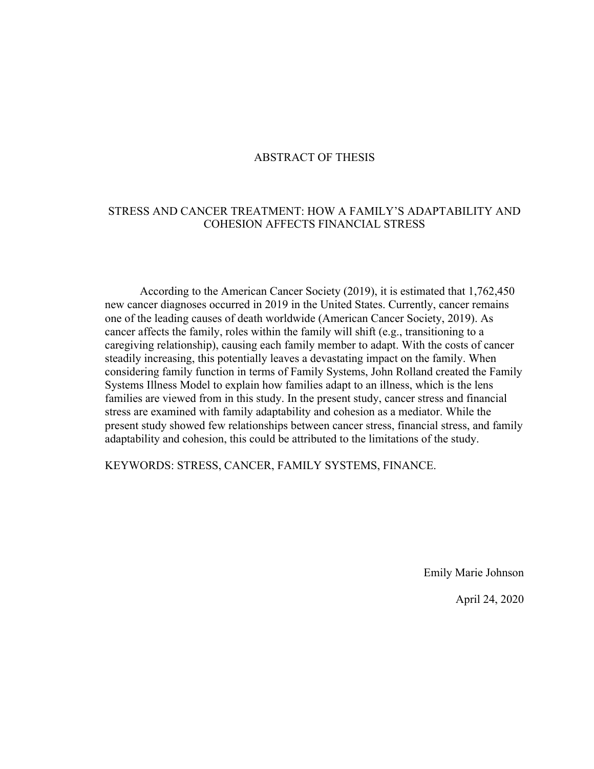# ABSTRACT OF THESIS

## STRESS AND CANCER TREATMENT: HOW A FAMILY'S ADAPTABILITY AND COHESION AFFECTS FINANCIAL STRESS

According to the American Cancer Society (2019), it is estimated that 1,762,450 new cancer diagnoses occurred in 2019 in the United States. Currently, cancer remains one of the leading causes of death worldwide (American Cancer Society, 2019). As cancer affects the family, roles within the family will shift (e.g., transitioning to a caregiving relationship), causing each family member to adapt. With the costs of cancer steadily increasing, this potentially leaves a devastating impact on the family. When considering family function in terms of Family Systems, John Rolland created the Family Systems Illness Model to explain how families adapt to an illness, which is the lens families are viewed from in this study. In the present study, cancer stress and financial stress are examined with family adaptability and cohesion as a mediator. While the present study showed few relationships between cancer stress, financial stress, and family adaptability and cohesion, this could be attributed to the limitations of the study.

KEYWORDS: STRESS, CANCER, FAMILY SYSTEMS, FINANCE.

Emily Marie Johnson

April 24, 2020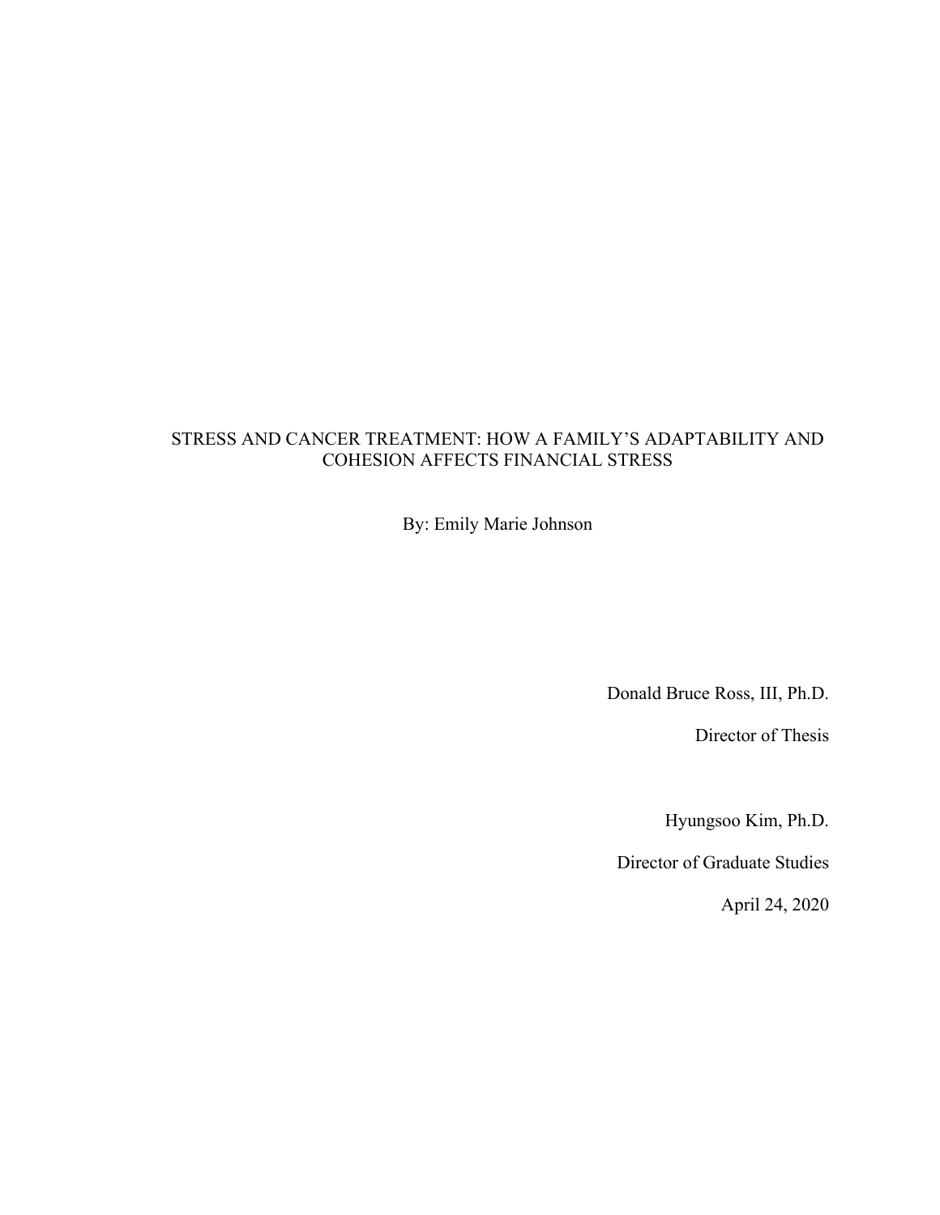STRESS AND CANCER TREATMENT: HOW A FAMILY'S ADAPTABILITY AND COHESION AFFECTS FINANCIAL STRESS

By: Emily Marie Johnson

Donald Bruce Ross, III, Ph.D.

Director of Thesis

Hyungsoo Kim, Ph.D.

Director of Graduate Studies

April 24, 2020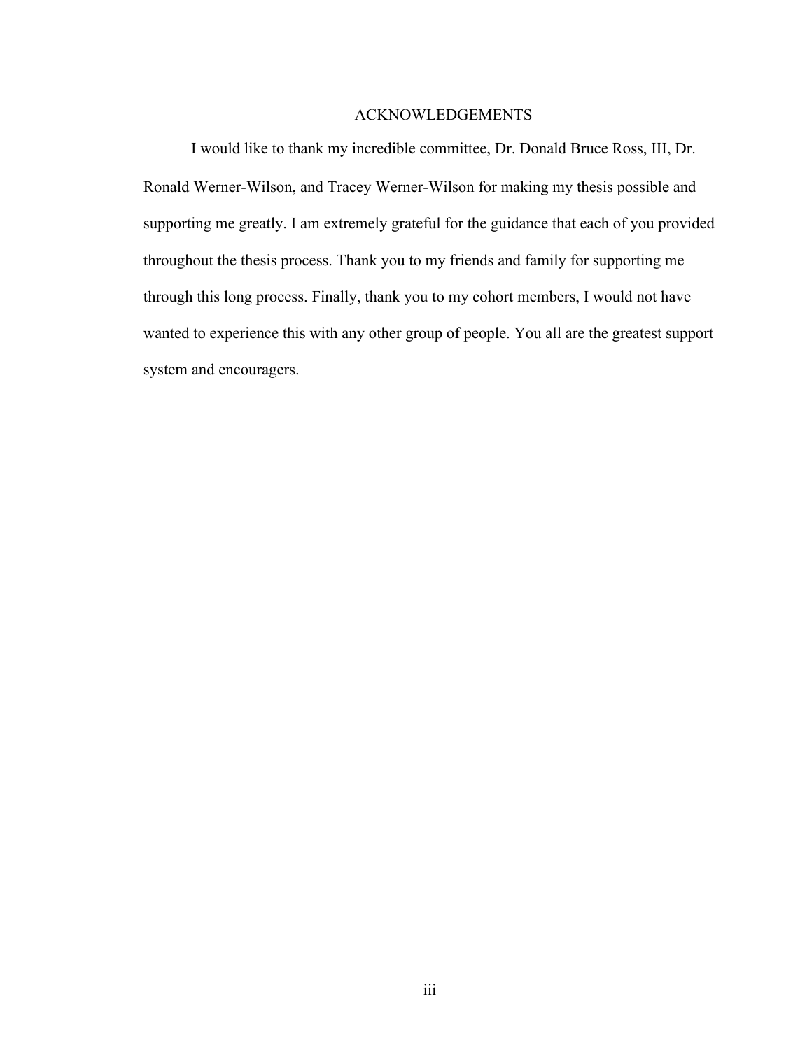# ACKNOWLEDGEMENTS

I would like to thank my incredible committee, Dr. Donald Bruce Ross, III, Dr. Ronald Werner-Wilson, and Tracey Werner-Wilson for making my thesis possible and supporting me greatly. I am extremely grateful for the guidance that each of you provided throughout the thesis process. Thank you to my friends and family for supporting me through this long process. Finally, thank you to my cohort members, I would not have wanted to experience this with any other group of people. You all are the greatest support system and encouragers.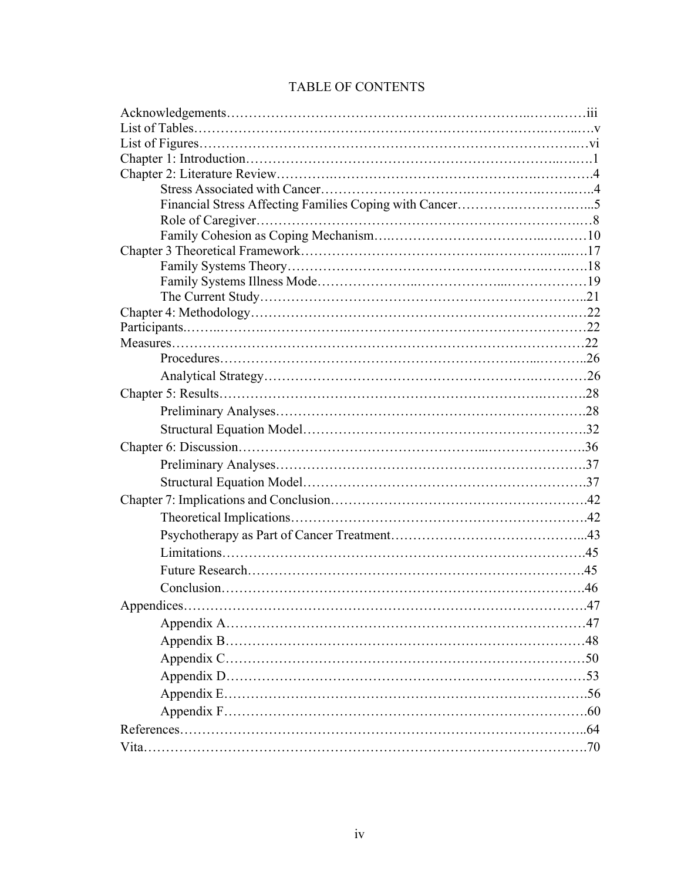# TABLE OF CONTENTS

Acknowledgements……………………………………………………………………………iii
List of Tables……………………………………………………………………………………v
List of Figures…………………………………………………………………………………vi
Chapter 1: Introduction…………………………………………………………………………1
Chapter 2: Literature Review……………………………………………………………………4
    Stress Associated with Cancer………………………………………………………………4
    Financial Stress Affecting Families Coping with Cancer…………………………………5
    Role of Caregiver………………………………………………………………………………8
    Family Cohesion as Coping Mechanism……………………………………………………10
Chapter 3 Theoretical Framework………………………………………………………………17
    Family Systems Theory………………………………………………………………………18
    Family Systems Illness Mode………………………………………………………………19
    The Current Study……………………………………………………………………………21
Chapter 4: Methodology…………………………………………………………………………22
Participants…………………………………………………………………………………………22
Measures……………………………………………………………………………………………22
    Procedures……………………………………………………………………………………26
    Analytical Strategy……………………………………………………………………………26
Chapter 5: Results…………………………………………………………………………………28
    Preliminary Analyses…………………………………………………………………………28
    Structural Equation Model……………………………………………………………………32
Chapter 6: Discussion……………………………………………………………………………36
    Preliminary Analyses…………………………………………………………………………37
    Structural Equation Model……………………………………………………………………37
Chapter 7: Implications and Conclusion…………………………………………………………42
    Theoretical Implications………………………………………………………………………42
    Psychotherapy as Part of Cancer Treatment…………………………………………………43
    Limitations……………………………………………………………………………………45
    Future Research………………………………………………………………………………45
    Conclusion……………………………………………………………………………………46
Appendices…………………………………………………………………………………………47
    Appendix A……………………………………………………………………………………47
    Appendix B……………………………………………………………………………………48
    Appendix C……………………………………………………………………………………50
    Appendix D……………………………………………………………………………………53
    Appendix E……………………………………………………………………………………56
    Appendix F……………………………………………………………………………………60
References…………………………………………………………………………………………64
Vita…………………………………………………………………………………………………70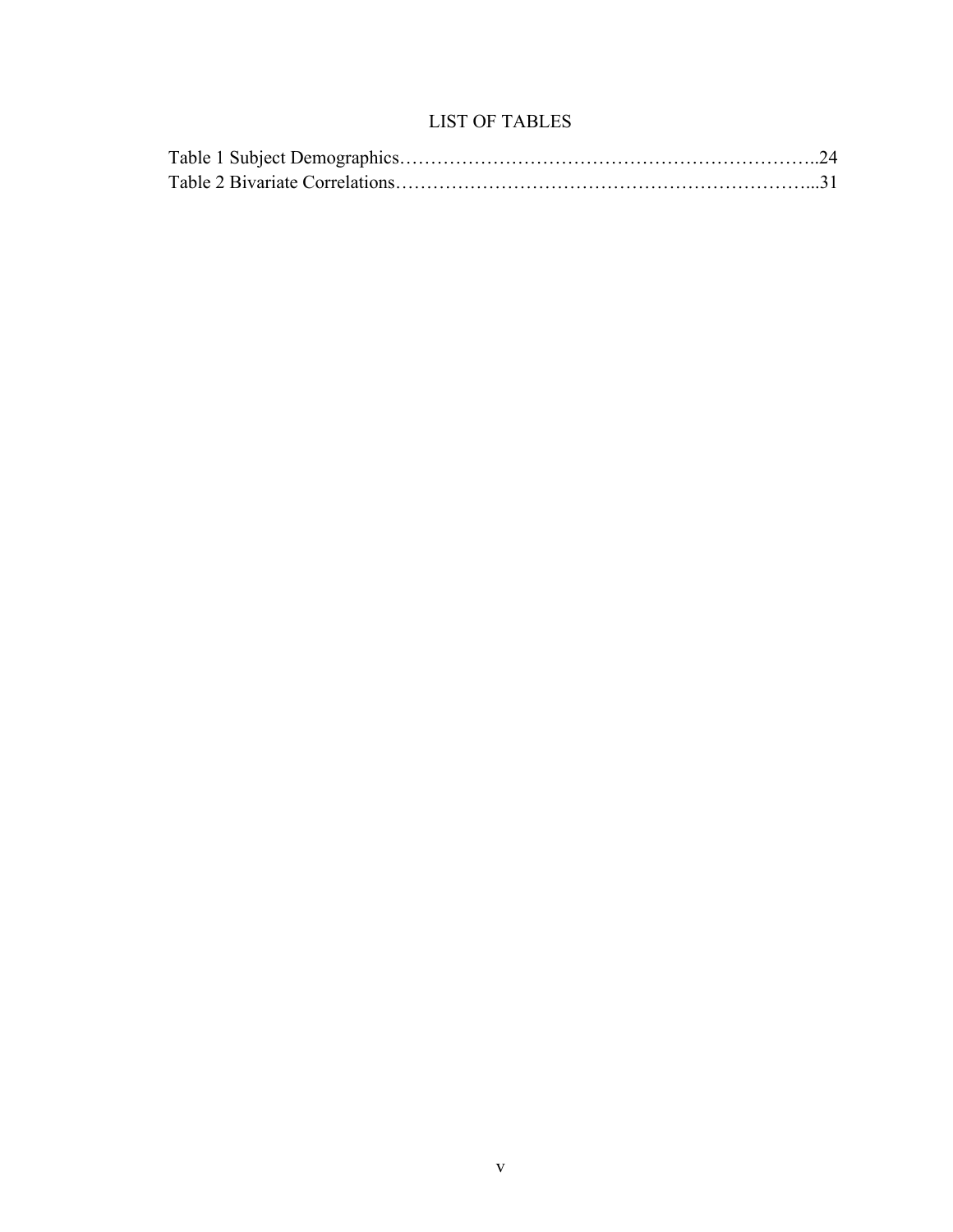# LIST OF TABLES

Table 1 Subject Demographics…………………………………………………………..24
Table 2 Bivariate Correlations…………………………………………………………...31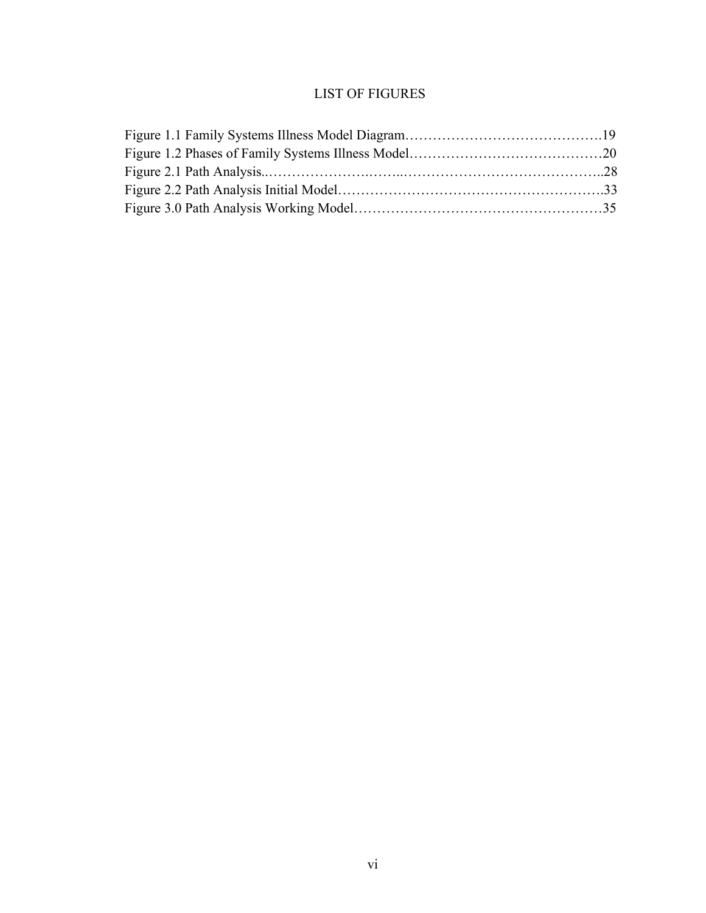# LIST OF FIGURES

Figure 1.1 Family Systems Illness Model Diagram…………………………………….19
Figure 1.2 Phases of Family Systems Illness Model……………………………………20
Figure 2.1 Path Analysis..………………….……..…………………………………..28
Figure 2.2 Path Analysis Initial Model………………………………………………….33
Figure 3.0 Path Analysis Working Model………………………………………………35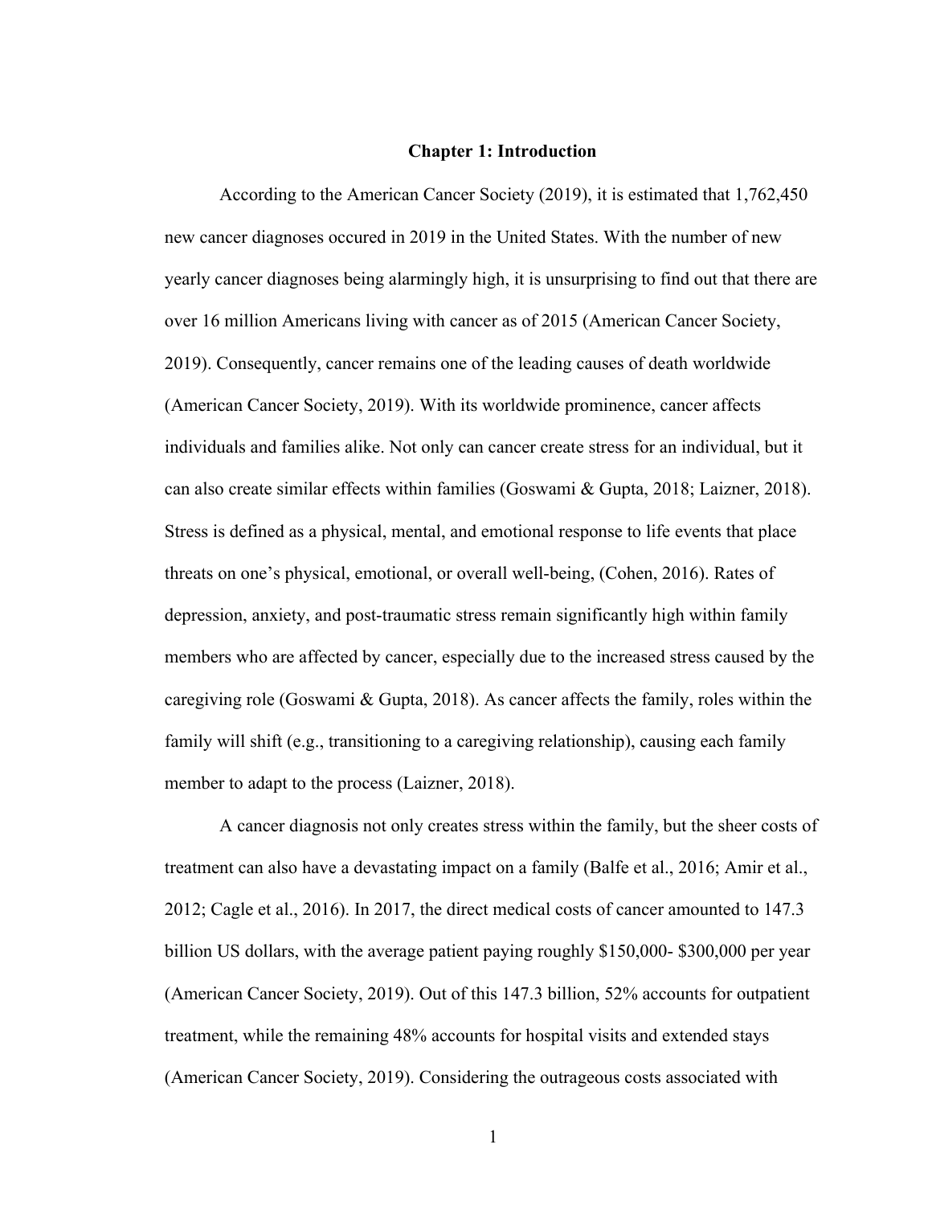# Chapter 1: Introduction

According to the American Cancer Society (2019), it is estimated that 1,762,450 new cancer diagnoses occured in 2019 in the United States. With the number of new yearly cancer diagnoses being alarmingly high, it is unsurprising to find out that there are over 16 million Americans living with cancer as of 2015 (American Cancer Society, 2019). Consequently, cancer remains one of the leading causes of death worldwide (American Cancer Society, 2019). With its worldwide prominence, cancer affects individuals and families alike. Not only can cancer create stress for an individual, but it can also create similar effects within families (Goswami & Gupta, 2018; Laizner, 2018). Stress is defined as a physical, mental, and emotional response to life events that place threats on one's physical, emotional, or overall well-being, (Cohen, 2016). Rates of depression, anxiety, and post-traumatic stress remain significantly high within family members who are affected by cancer, especially due to the increased stress caused by the caregiving role (Goswami & Gupta, 2018). As cancer affects the family, roles within the family will shift (e.g., transitioning to a caregiving relationship), causing each family member to adapt to the process (Laizner, 2018).

A cancer diagnosis not only creates stress within the family, but the sheer costs of treatment can also have a devastating impact on a family (Balfe et al., 2016; Amir et al., 2012; Cagle et al., 2016). In 2017, the direct medical costs of cancer amounted to 147.3 billion US dollars, with the average patient paying roughly $150,000- $300,000 per year (American Cancer Society, 2019). Out of this 147.3 billion, 52% accounts for outpatient treatment, while the remaining 48% accounts for hospital visits and extended stays (American Cancer Society, 2019). Considering the outrageous costs associated with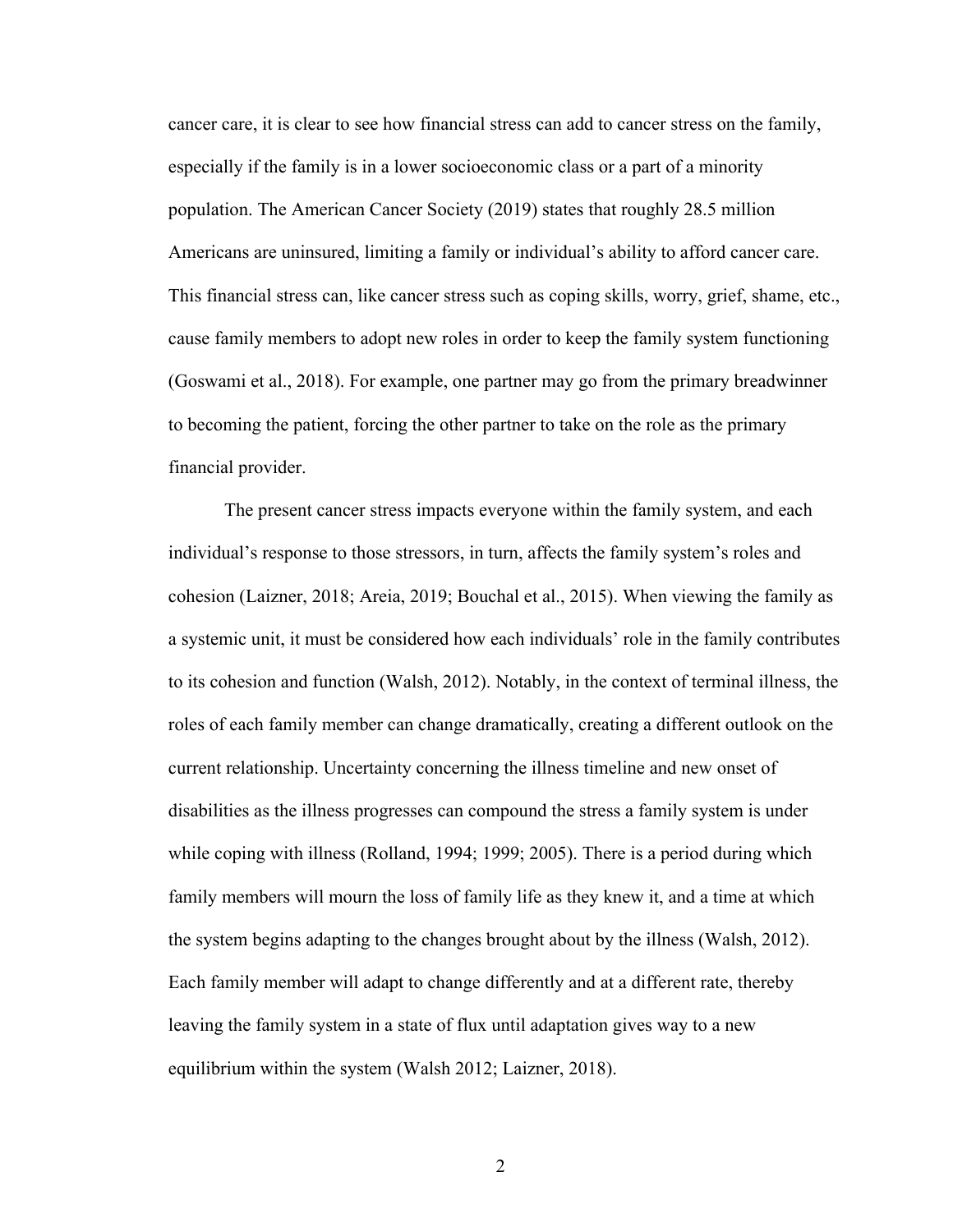cancer care, it is clear to see how financial stress can add to cancer stress on the family, especially if the family is in a lower socioeconomic class or a part of a minority population. The American Cancer Society (2019) states that roughly 28.5 million Americans are uninsured, limiting a family or individual's ability to afford cancer care. This financial stress can, like cancer stress such as coping skills, worry, grief, shame, etc., cause family members to adopt new roles in order to keep the family system functioning (Goswami et al., 2018). For example, one partner may go from the primary breadwinner to becoming the patient, forcing the other partner to take on the role as the primary financial provider.

The present cancer stress impacts everyone within the family system, and each individual's response to those stressors, in turn, affects the family system's roles and cohesion (Laizner, 2018; Areia, 2019; Bouchal et al., 2015). When viewing the family as a systemic unit, it must be considered how each individuals' role in the family contributes to its cohesion and function (Walsh, 2012). Notably, in the context of terminal illness, the roles of each family member can change dramatically, creating a different outlook on the current relationship. Uncertainty concerning the illness timeline and new onset of disabilities as the illness progresses can compound the stress a family system is under while coping with illness (Rolland, 1994; 1999; 2005). There is a period during which family members will mourn the loss of family life as they knew it, and a time at which the system begins adapting to the changes brought about by the illness (Walsh, 2012). Each family member will adapt to change differently and at a different rate, thereby leaving the family system in a state of flux until adaptation gives way to a new equilibrium within the system (Walsh 2012; Laizner, 2018).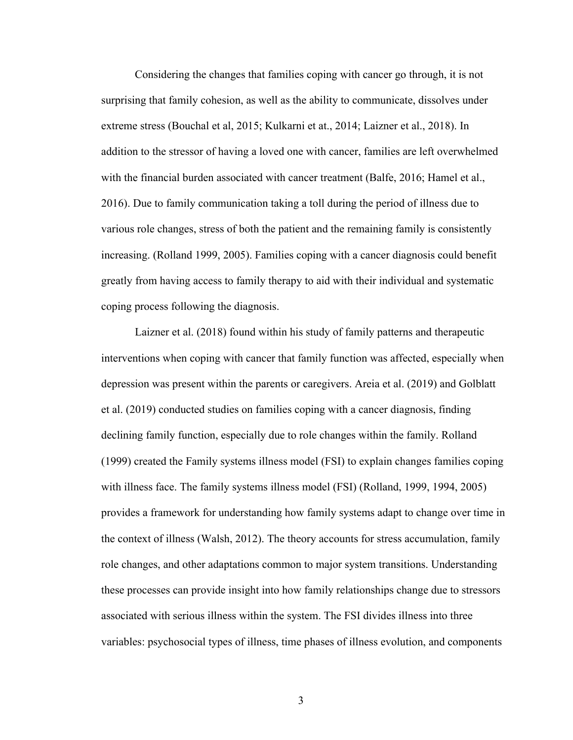Considering the changes that families coping with cancer go through, it is not surprising that family cohesion, as well as the ability to communicate, dissolves under extreme stress (Bouchal et al, 2015; Kulkarni et at., 2014; Laizner et al., 2018). In addition to the stressor of having a loved one with cancer, families are left overwhelmed with the financial burden associated with cancer treatment (Balfe, 2016; Hamel et al., 2016). Due to family communication taking a toll during the period of illness due to various role changes, stress of both the patient and the remaining family is consistently increasing. (Rolland 1999, 2005). Families coping with a cancer diagnosis could benefit greatly from having access to family therapy to aid with their individual and systematic coping process following the diagnosis.

Laizner et al. (2018) found within his study of family patterns and therapeutic interventions when coping with cancer that family function was affected, especially when depression was present within the parents or caregivers. Areia et al. (2019) and Golblatt et al. (2019) conducted studies on families coping with a cancer diagnosis, finding declining family function, especially due to role changes within the family. Rolland (1999) created the Family systems illness model (FSI) to explain changes families coping with illness face. The family systems illness model (FSI) (Rolland, 1999, 1994, 2005) provides a framework for understanding how family systems adapt to change over time in the context of illness (Walsh, 2012). The theory accounts for stress accumulation, family role changes, and other adaptations common to major system transitions. Understanding these processes can provide insight into how family relationships change due to stressors associated with serious illness within the system. The FSI divides illness into three variables: psychosocial types of illness, time phases of illness evolution, and components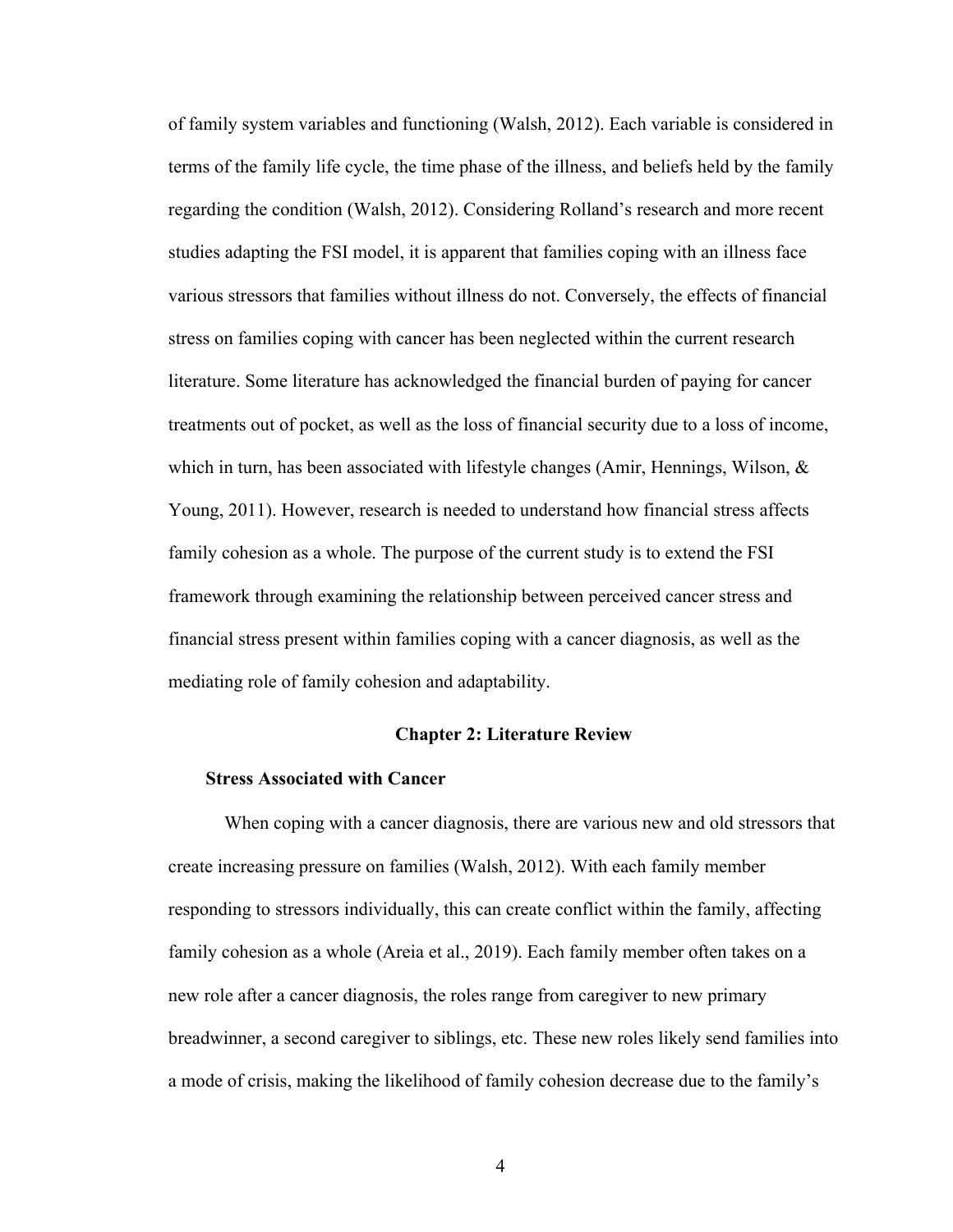of family system variables and functioning (Walsh, 2012). Each variable is considered in terms of the family life cycle, the time phase of the illness, and beliefs held by the family regarding the condition (Walsh, 2012). Considering Rolland's research and more recent studies adapting the FSI model, it is apparent that families coping with an illness face various stressors that families without illness do not. Conversely, the effects of financial stress on families coping with cancer has been neglected within the current research literature. Some literature has acknowledged the financial burden of paying for cancer treatments out of pocket, as well as the loss of financial security due to a loss of income, which in turn, has been associated with lifestyle changes (Amir, Hennings, Wilson, & Young, 2011). However, research is needed to understand how financial stress affects family cohesion as a whole. The purpose of the current study is to extend the FSI framework through examining the relationship between perceived cancer stress and financial stress present within families coping with a cancer diagnosis, as well as the mediating role of family cohesion and adaptability.

# Chapter 2: Literature Review

## Stress Associated with Cancer

When coping with a cancer diagnosis, there are various new and old stressors that create increasing pressure on families (Walsh, 2012). With each family member responding to stressors individually, this can create conflict within the family, affecting family cohesion as a whole (Areia et al., 2019). Each family member often takes on a new role after a cancer diagnosis, the roles range from caregiver to new primary breadwinner, a second caregiver to siblings, etc. These new roles likely send families into a mode of crisis, making the likelihood of family cohesion decrease due to the family's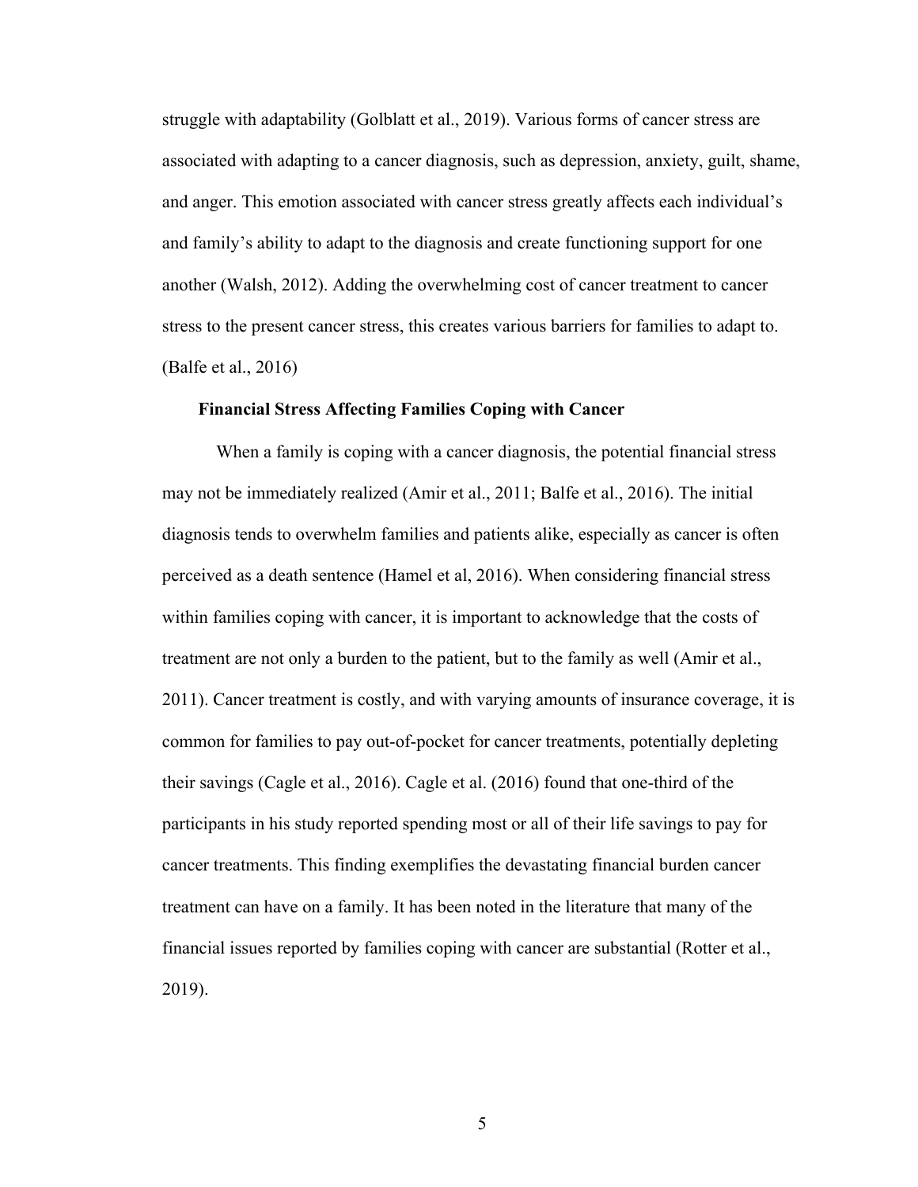struggle with adaptability (Golblatt et al., 2019). Various forms of cancer stress are associated with adapting to a cancer diagnosis, such as depression, anxiety, guilt, shame, and anger. This emotion associated with cancer stress greatly affects each individual's and family's ability to adapt to the diagnosis and create functioning support for one another (Walsh, 2012). Adding the overwhelming cost of cancer treatment to cancer stress to the present cancer stress, this creates various barriers for families to adapt to. (Balfe et al., 2016)

**Financial Stress Affecting Families Coping with Cancer**

When a family is coping with a cancer diagnosis, the potential financial stress may not be immediately realized (Amir et al., 2011; Balfe et al., 2016). The initial diagnosis tends to overwhelm families and patients alike, especially as cancer is often perceived as a death sentence (Hamel et al, 2016). When considering financial stress within families coping with cancer, it is important to acknowledge that the costs of treatment are not only a burden to the patient, but to the family as well (Amir et al., 2011). Cancer treatment is costly, and with varying amounts of insurance coverage, it is common for families to pay out-of-pocket for cancer treatments, potentially depleting their savings (Cagle et al., 2016). Cagle et al. (2016) found that one-third of the participants in his study reported spending most or all of their life savings to pay for cancer treatments. This finding exemplifies the devastating financial burden cancer treatment can have on a family. It has been noted in the literature that many of the financial issues reported by families coping with cancer are substantial (Rotter et al., 2019).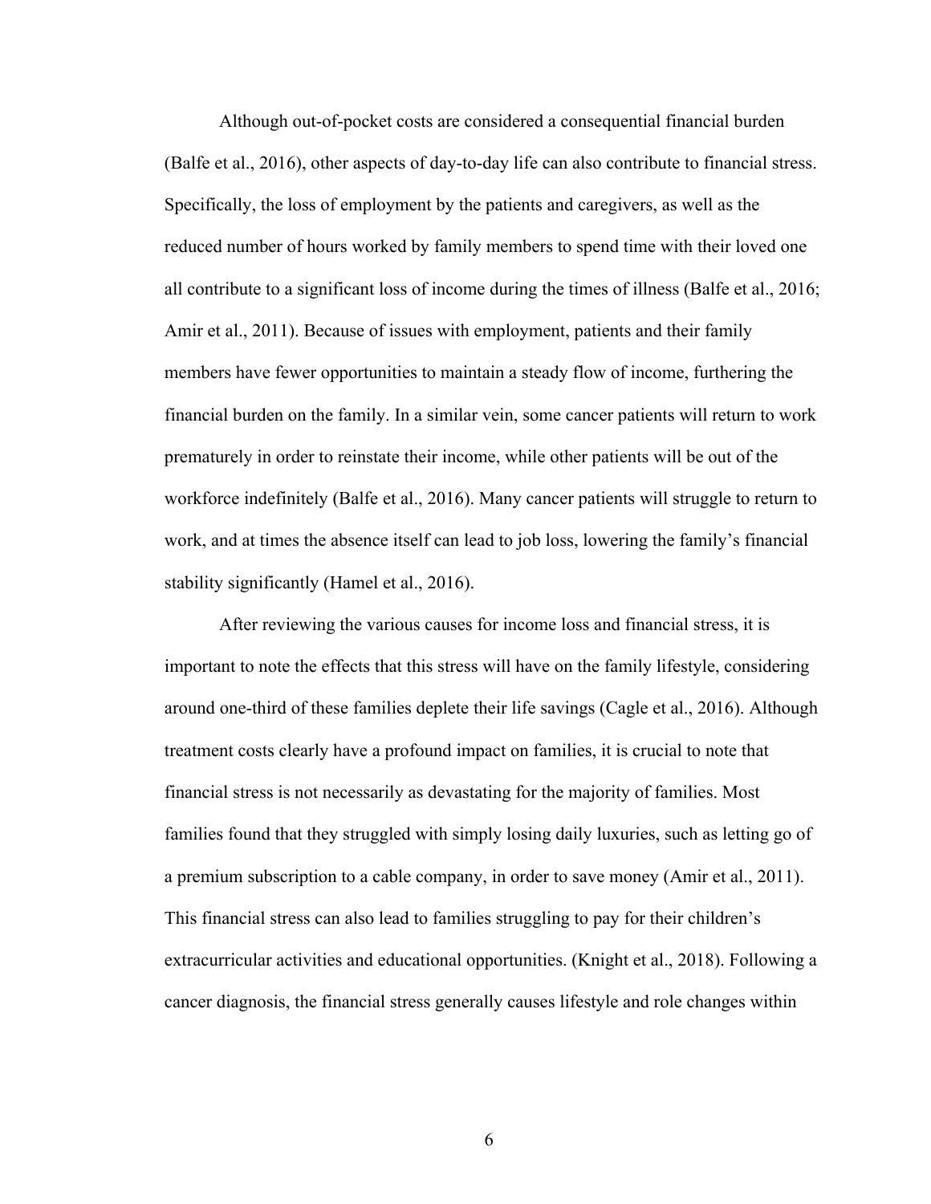Although out-of-pocket costs are considered a consequential financial burden (Balfe et al., 2016), other aspects of day-to-day life can also contribute to financial stress. Specifically, the loss of employment by the patients and caregivers, as well as the reduced number of hours worked by family members to spend time with their loved one all contribute to a significant loss of income during the times of illness (Balfe et al., 2016; Amir et al., 2011). Because of issues with employment, patients and their family members have fewer opportunities to maintain a steady flow of income, furthering the financial burden on the family. In a similar vein, some cancer patients will return to work prematurely in order to reinstate their income, while other patients will be out of the workforce indefinitely (Balfe et al., 2016). Many cancer patients will struggle to return to work, and at times the absence itself can lead to job loss, lowering the family's financial stability significantly (Hamel et al., 2016).

After reviewing the various causes for income loss and financial stress, it is important to note the effects that this stress will have on the family lifestyle, considering around one-third of these families deplete their life savings (Cagle et al., 2016). Although treatment costs clearly have a profound impact on families, it is crucial to note that financial stress is not necessarily as devastating for the majority of families. Most families found that they struggled with simply losing daily luxuries, such as letting go of a premium subscription to a cable company, in order to save money (Amir et al., 2011). This financial stress can also lead to families struggling to pay for their children's extracurricular activities and educational opportunities. (Knight et al., 2018). Following a cancer diagnosis, the financial stress generally causes lifestyle and role changes within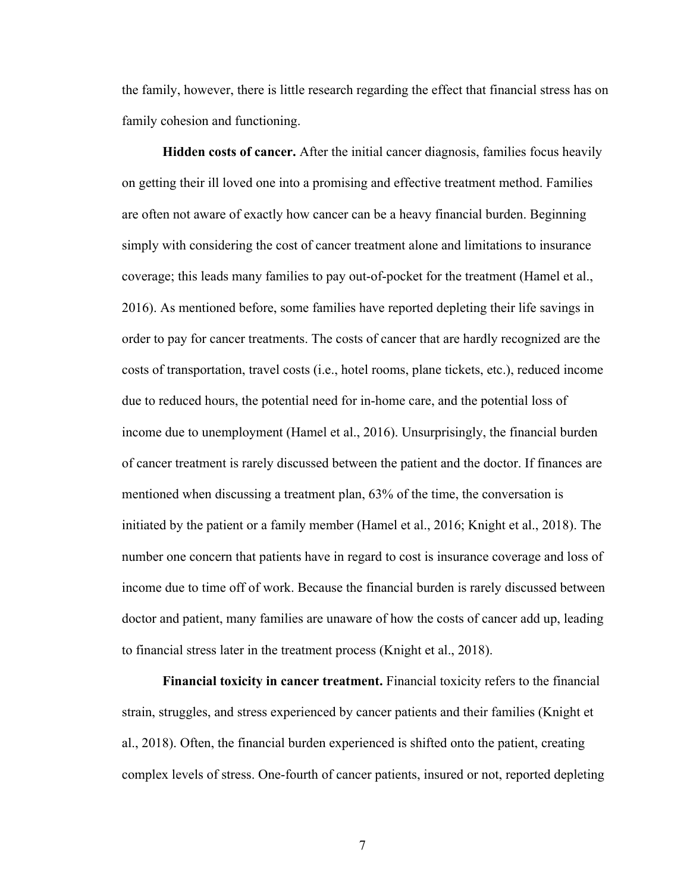the family, however, there is little research regarding the effect that financial stress has on family cohesion and functioning.

**Hidden costs of cancer.** After the initial cancer diagnosis, families focus heavily on getting their ill loved one into a promising and effective treatment method. Families are often not aware of exactly how cancer can be a heavy financial burden. Beginning simply with considering the cost of cancer treatment alone and limitations to insurance coverage; this leads many families to pay out-of-pocket for the treatment (Hamel et al., 2016). As mentioned before, some families have reported depleting their life savings in order to pay for cancer treatments. The costs of cancer that are hardly recognized are the costs of transportation, travel costs (i.e., hotel rooms, plane tickets, etc.), reduced income due to reduced hours, the potential need for in-home care, and the potential loss of income due to unemployment (Hamel et al., 2016). Unsurprisingly, the financial burden of cancer treatment is rarely discussed between the patient and the doctor. If finances are mentioned when discussing a treatment plan, 63% of the time, the conversation is initiated by the patient or a family member (Hamel et al., 2016; Knight et al., 2018). The number one concern that patients have in regard to cost is insurance coverage and loss of income due to time off of work. Because the financial burden is rarely discussed between doctor and patient, many families are unaware of how the costs of cancer add up, leading to financial stress later in the treatment process (Knight et al., 2018).

**Financial toxicity in cancer treatment.** Financial toxicity refers to the financial strain, struggles, and stress experienced by cancer patients and their families (Knight et al., 2018). Often, the financial burden experienced is shifted onto the patient, creating complex levels of stress. One-fourth of cancer patients, insured or not, reported depleting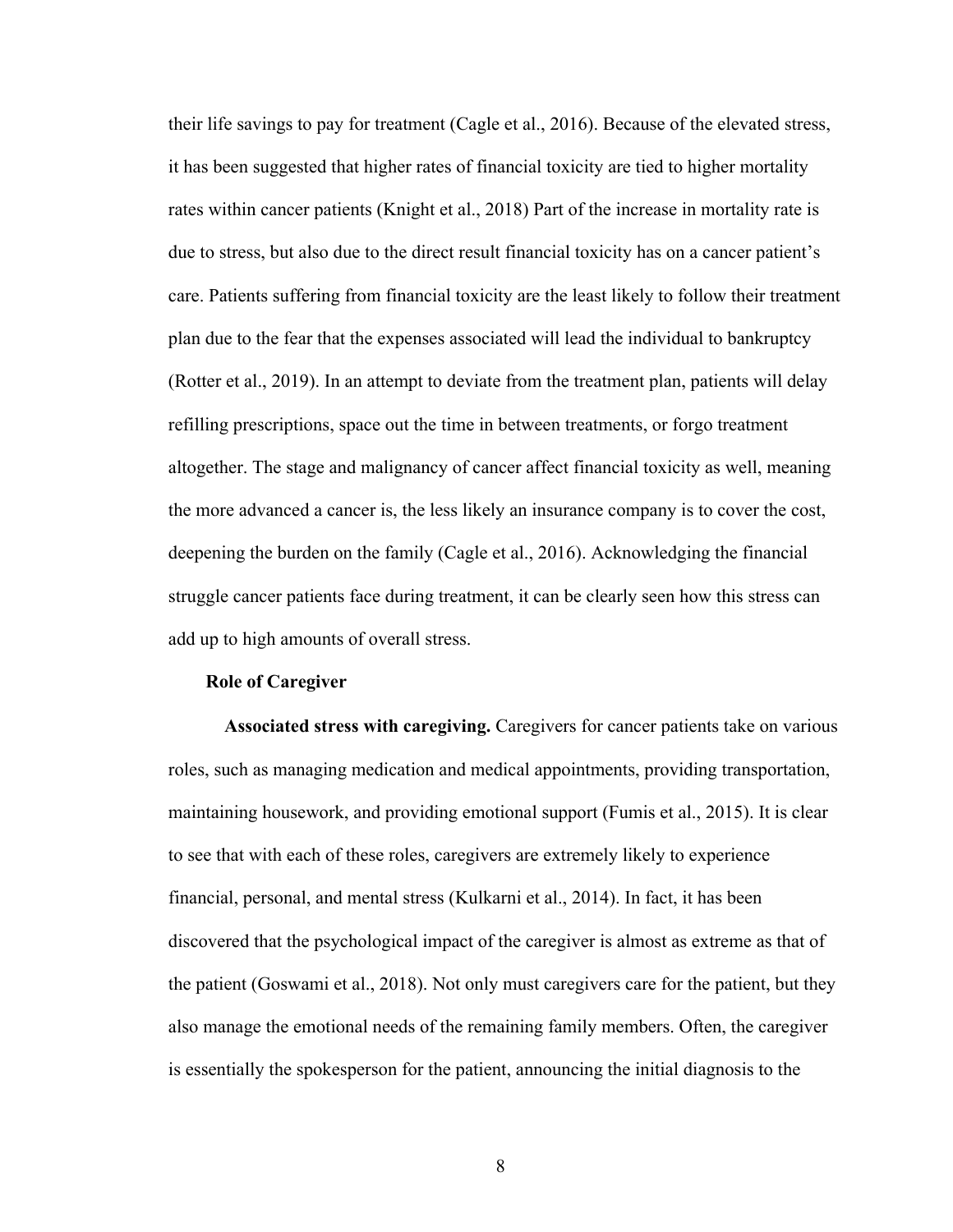their life savings to pay for treatment (Cagle et al., 2016). Because of the elevated stress, it has been suggested that higher rates of financial toxicity are tied to higher mortality rates within cancer patients (Knight et al., 2018) Part of the increase in mortality rate is due to stress, but also due to the direct result financial toxicity has on a cancer patient's care. Patients suffering from financial toxicity are the least likely to follow their treatment plan due to the fear that the expenses associated will lead the individual to bankruptcy (Rotter et al., 2019). In an attempt to deviate from the treatment plan, patients will delay refilling prescriptions, space out the time in between treatments, or forgo treatment altogether. The stage and malignancy of cancer affect financial toxicity as well, meaning the more advanced a cancer is, the less likely an insurance company is to cover the cost, deepening the burden on the family (Cagle et al., 2016). Acknowledging the financial struggle cancer patients face during treatment, it can be clearly seen how this stress can add up to high amounts of overall stress.

## Role of Caregiver

**Associated stress with caregiving.** Caregivers for cancer patients take on various roles, such as managing medication and medical appointments, providing transportation, maintaining housework, and providing emotional support (Fumis et al., 2015). It is clear to see that with each of these roles, caregivers are extremely likely to experience financial, personal, and mental stress (Kulkarni et al., 2014). In fact, it has been discovered that the psychological impact of the caregiver is almost as extreme as that of the patient (Goswami et al., 2018). Not only must caregivers care for the patient, but they also manage the emotional needs of the remaining family members. Often, the caregiver is essentially the spokesperson for the patient, announcing the initial diagnosis to the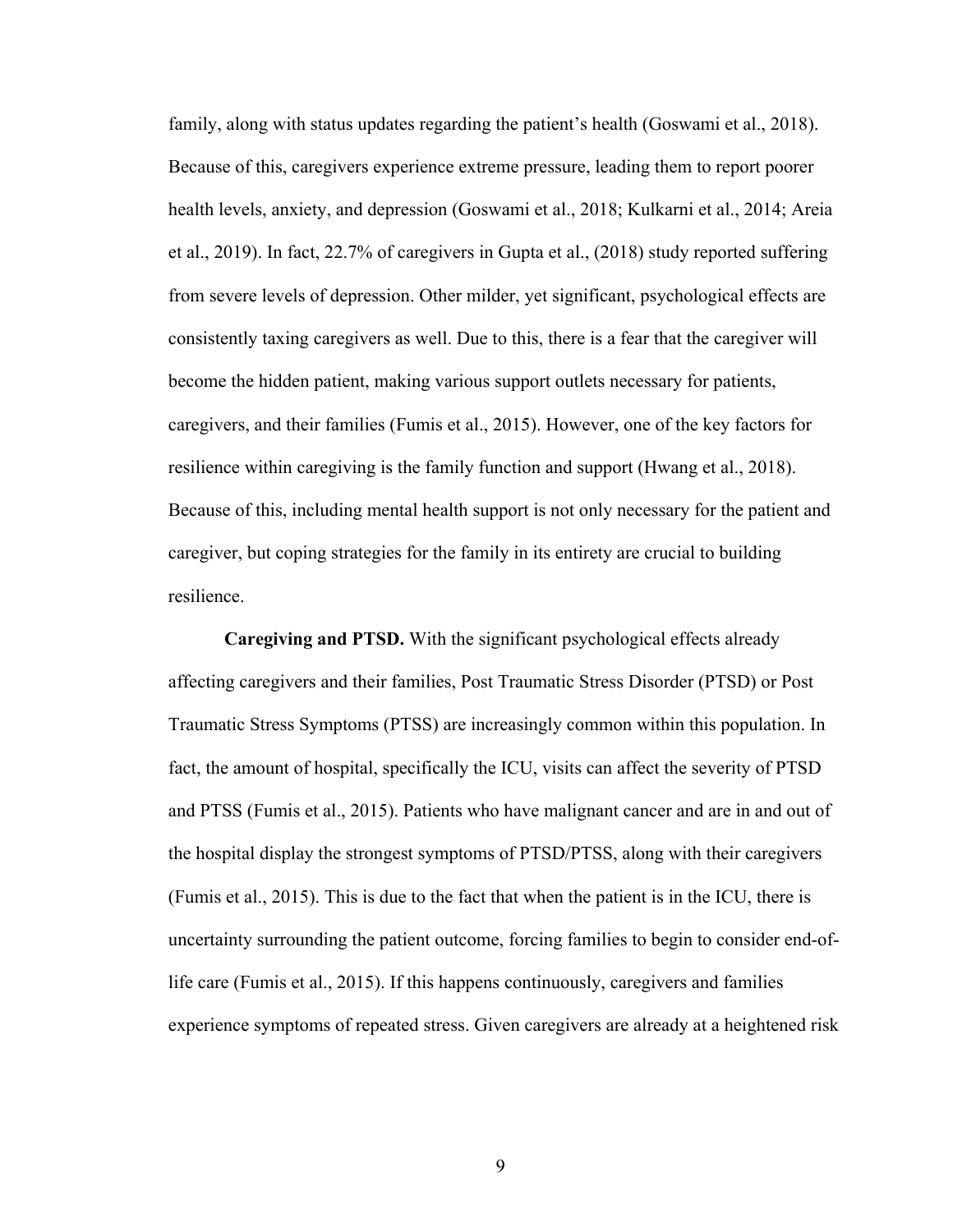family, along with status updates regarding the patient's health (Goswami et al., 2018). Because of this, caregivers experience extreme pressure, leading them to report poorer health levels, anxiety, and depression (Goswami et al., 2018; Kulkarni et al., 2014; Areia et al., 2019). In fact, 22.7% of caregivers in Gupta et al., (2018) study reported suffering from severe levels of depression. Other milder, yet significant, psychological effects are consistently taxing caregivers as well. Due to this, there is a fear that the caregiver will become the hidden patient, making various support outlets necessary for patients, caregivers, and their families (Fumis et al., 2015). However, one of the key factors for resilience within caregiving is the family function and support (Hwang et al., 2018). Because of this, including mental health support is not only necessary for the patient and caregiver, but coping strategies for the family in its entirety are crucial to building resilience.

**Caregiving and PTSD.** With the significant psychological effects already affecting caregivers and their families, Post Traumatic Stress Disorder (PTSD) or Post Traumatic Stress Symptoms (PTSS) are increasingly common within this population. In fact, the amount of hospital, specifically the ICU, visits can affect the severity of PTSD and PTSS (Fumis et al., 2015). Patients who have malignant cancer and are in and out of the hospital display the strongest symptoms of PTSD/PTSS, along with their caregivers (Fumis et al., 2015). This is due to the fact that when the patient is in the ICU, there is uncertainty surrounding the patient outcome, forcing families to begin to consider end-of-life care (Fumis et al., 2015). If this happens continuously, caregivers and families experience symptoms of repeated stress. Given caregivers are already at a heightened risk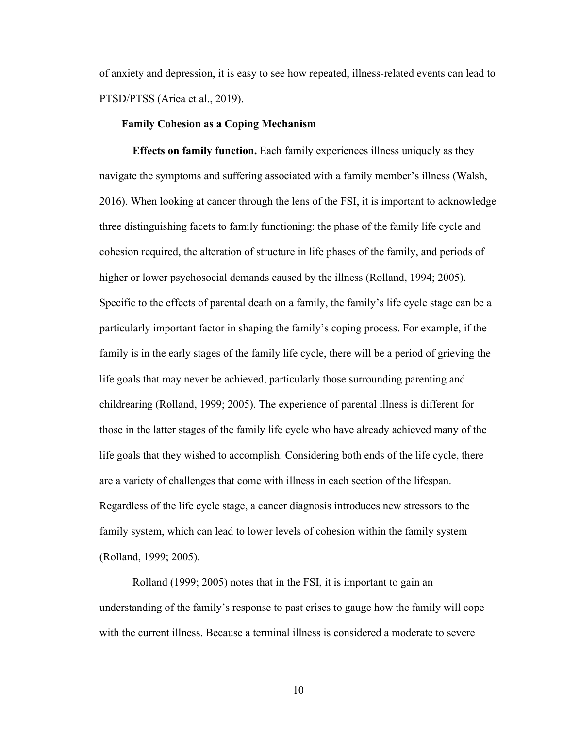of anxiety and depression, it is easy to see how repeated, illness-related events can lead to PTSD/PTSS (Ariea et al., 2019).

## Family Cohesion as a Coping Mechanism

**Effects on family function.** Each family experiences illness uniquely as they navigate the symptoms and suffering associated with a family member's illness (Walsh, 2016). When looking at cancer through the lens of the FSI, it is important to acknowledge three distinguishing facets to family functioning: the phase of the family life cycle and cohesion required, the alteration of structure in life phases of the family, and periods of higher or lower psychosocial demands caused by the illness (Rolland, 1994; 2005). Specific to the effects of parental death on a family, the family's life cycle stage can be a particularly important factor in shaping the family's coping process. For example, if the family is in the early stages of the family life cycle, there will be a period of grieving the life goals that may never be achieved, particularly those surrounding parenting and childrearing (Rolland, 1999; 2005). The experience of parental illness is different for those in the latter stages of the family life cycle who have already achieved many of the life goals that they wished to accomplish. Considering both ends of the life cycle, there are a variety of challenges that come with illness in each section of the lifespan. Regardless of the life cycle stage, a cancer diagnosis introduces new stressors to the family system, which can lead to lower levels of cohesion within the family system (Rolland, 1999; 2005).

Rolland (1999; 2005) notes that in the FSI, it is important to gain an understanding of the family's response to past crises to gauge how the family will cope with the current illness. Because a terminal illness is considered a moderate to severe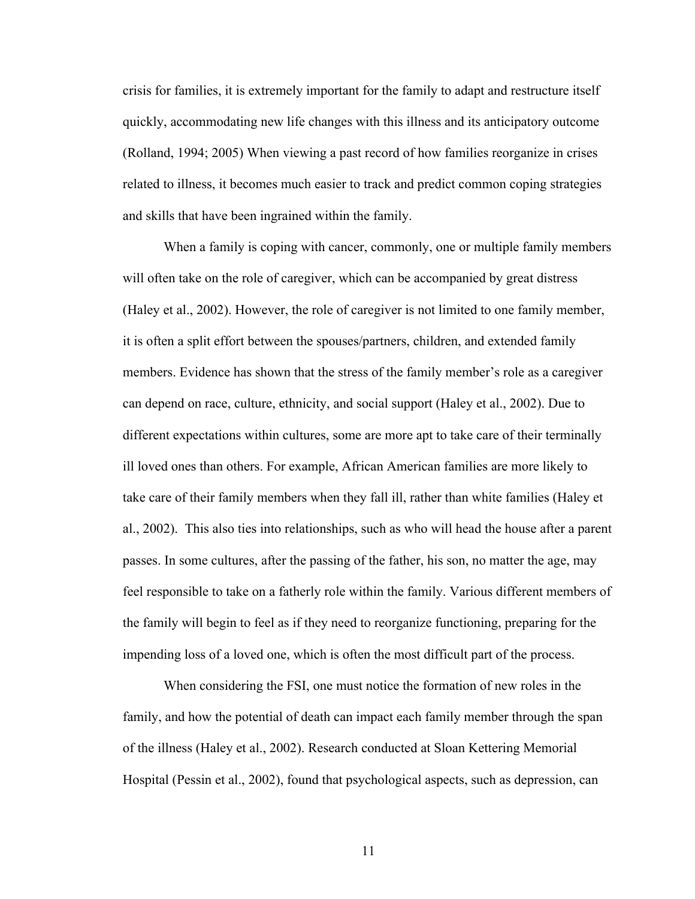crisis for families, it is extremely important for the family to adapt and restructure itself quickly, accommodating new life changes with this illness and its anticipatory outcome (Rolland, 1994; 2005) When viewing a past record of how families reorganize in crises related to illness, it becomes much easier to track and predict common coping strategies and skills that have been ingrained within the family.

When a family is coping with cancer, commonly, one or multiple family members will often take on the role of caregiver, which can be accompanied by great distress (Haley et al., 2002). However, the role of caregiver is not limited to one family member, it is often a split effort between the spouses/partners, children, and extended family members. Evidence has shown that the stress of the family member's role as a caregiver can depend on race, culture, ethnicity, and social support (Haley et al., 2002). Due to different expectations within cultures, some are more apt to take care of their terminally ill loved ones than others. For example, African American families are more likely to take care of their family members when they fall ill, rather than white families (Haley et al., 2002). This also ties into relationships, such as who will head the house after a parent passes. In some cultures, after the passing of the father, his son, no matter the age, may feel responsible to take on a fatherly role within the family. Various different members of the family will begin to feel as if they need to reorganize functioning, preparing for the impending loss of a loved one, which is often the most difficult part of the process.

When considering the FSI, one must notice the formation of new roles in the family, and how the potential of death can impact each family member through the span of the illness (Haley et al., 2002). Research conducted at Sloan Kettering Memorial Hospital (Pessin et al., 2002), found that psychological aspects, such as depression, can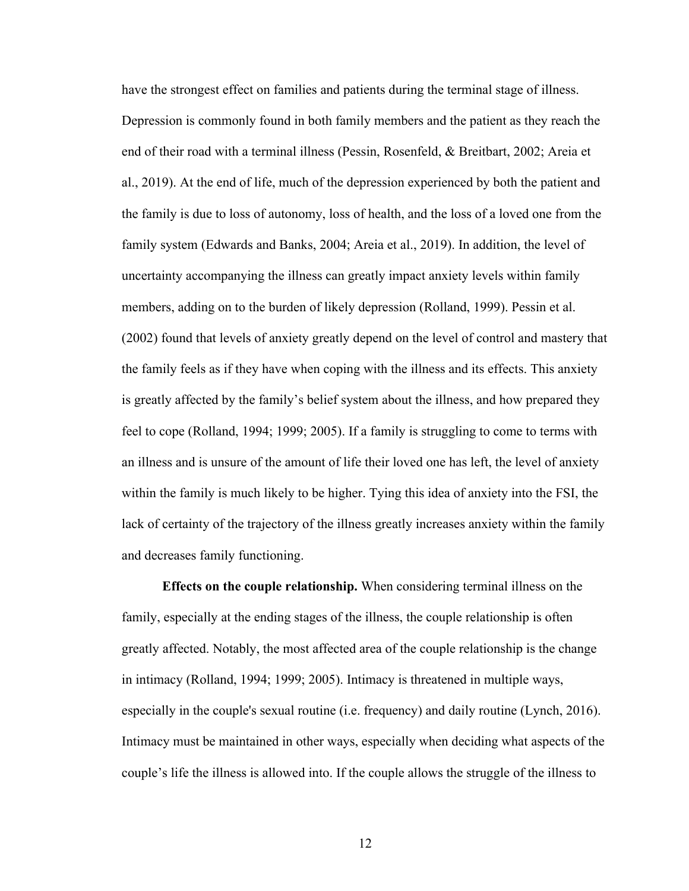have the strongest effect on families and patients during the terminal stage of illness. Depression is commonly found in both family members and the patient as they reach the end of their road with a terminal illness (Pessin, Rosenfeld, & Breitbart, 2002; Areia et al., 2019). At the end of life, much of the depression experienced by both the patient and the family is due to loss of autonomy, loss of health, and the loss of a loved one from the family system (Edwards and Banks, 2004; Areia et al., 2019). In addition, the level of uncertainty accompanying the illness can greatly impact anxiety levels within family members, adding on to the burden of likely depression (Rolland, 1999). Pessin et al. (2002) found that levels of anxiety greatly depend on the level of control and mastery that the family feels as if they have when coping with the illness and its effects. This anxiety is greatly affected by the family's belief system about the illness, and how prepared they feel to cope (Rolland, 1994; 1999; 2005). If a family is struggling to come to terms with an illness and is unsure of the amount of life their loved one has left, the level of anxiety within the family is much likely to be higher. Tying this idea of anxiety into the FSI, the lack of certainty of the trajectory of the illness greatly increases anxiety within the family and decreases family functioning.

**Effects on the couple relationship.** When considering terminal illness on the family, especially at the ending stages of the illness, the couple relationship is often greatly affected. Notably, the most affected area of the couple relationship is the change in intimacy (Rolland, 1994; 1999; 2005). Intimacy is threatened in multiple ways, especially in the couple's sexual routine (i.e. frequency) and daily routine (Lynch, 2016). Intimacy must be maintained in other ways, especially when deciding what aspects of the couple's life the illness is allowed into. If the couple allows the struggle of the illness to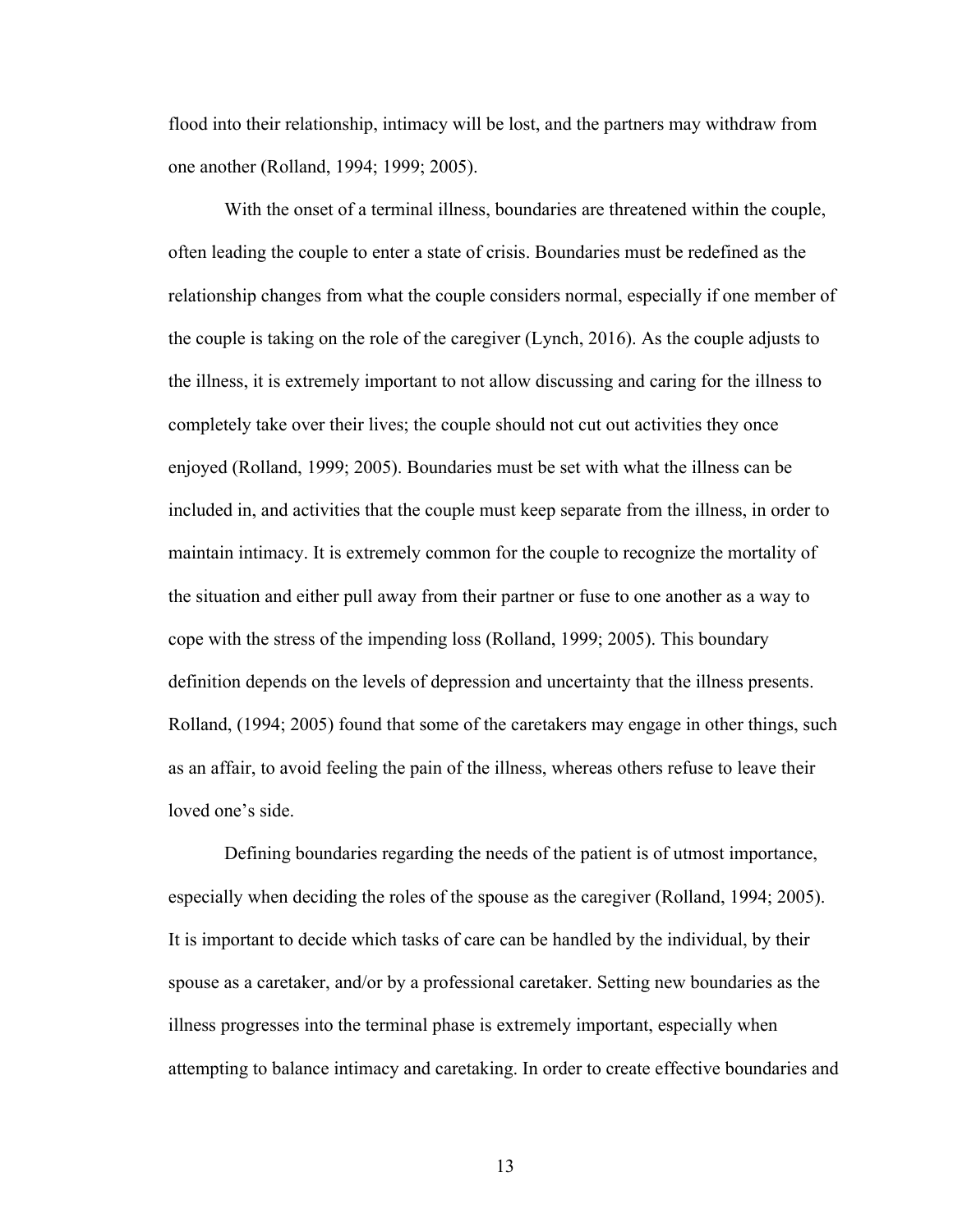flood into their relationship, intimacy will be lost, and the partners may withdraw from one another (Rolland, 1994; 1999; 2005).

With the onset of a terminal illness, boundaries are threatened within the couple, often leading the couple to enter a state of crisis. Boundaries must be redefined as the relationship changes from what the couple considers normal, especially if one member of the couple is taking on the role of the caregiver (Lynch, 2016). As the couple adjusts to the illness, it is extremely important to not allow discussing and caring for the illness to completely take over their lives; the couple should not cut out activities they once enjoyed (Rolland, 1999; 2005). Boundaries must be set with what the illness can be included in, and activities that the couple must keep separate from the illness, in order to maintain intimacy. It is extremely common for the couple to recognize the mortality of the situation and either pull away from their partner or fuse to one another as a way to cope with the stress of the impending loss (Rolland, 1999; 2005). This boundary definition depends on the levels of depression and uncertainty that the illness presents. Rolland, (1994; 2005) found that some of the caretakers may engage in other things, such as an affair, to avoid feeling the pain of the illness, whereas others refuse to leave their loved one's side.

Defining boundaries regarding the needs of the patient is of utmost importance, especially when deciding the roles of the spouse as the caregiver (Rolland, 1994; 2005). It is important to decide which tasks of care can be handled by the individual, by their spouse as a caretaker, and/or by a professional caretaker. Setting new boundaries as the illness progresses into the terminal phase is extremely important, especially when attempting to balance intimacy and caretaking. In order to create effective boundaries and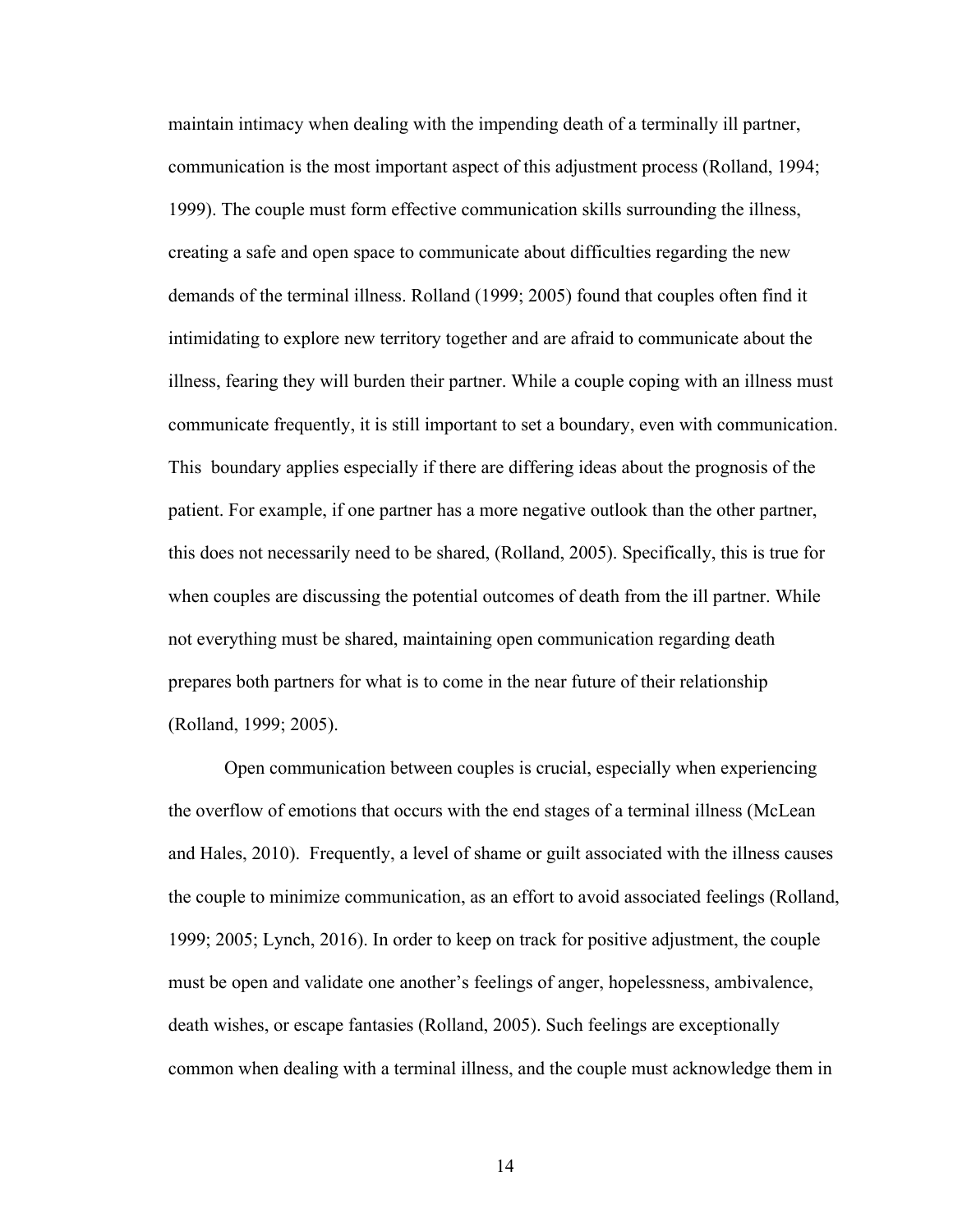maintain intimacy when dealing with the impending death of a terminally ill partner, communication is the most important aspect of this adjustment process (Rolland, 1994; 1999). The couple must form effective communication skills surrounding the illness, creating a safe and open space to communicate about difficulties regarding the new demands of the terminal illness. Rolland (1999; 2005) found that couples often find it intimidating to explore new territory together and are afraid to communicate about the illness, fearing they will burden their partner. While a couple coping with an illness must communicate frequently, it is still important to set a boundary, even with communication. This boundary applies especially if there are differing ideas about the prognosis of the patient. For example, if one partner has a more negative outlook than the other partner, this does not necessarily need to be shared, (Rolland, 2005). Specifically, this is true for when couples are discussing the potential outcomes of death from the ill partner. While not everything must be shared, maintaining open communication regarding death prepares both partners for what is to come in the near future of their relationship (Rolland, 1999; 2005).

Open communication between couples is crucial, especially when experiencing the overflow of emotions that occurs with the end stages of a terminal illness (McLean and Hales, 2010). Frequently, a level of shame or guilt associated with the illness causes the couple to minimize communication, as an effort to avoid associated feelings (Rolland, 1999; 2005; Lynch, 2016). In order to keep on track for positive adjustment, the couple must be open and validate one another's feelings of anger, hopelessness, ambivalence, death wishes, or escape fantasies (Rolland, 2005). Such feelings are exceptionally common when dealing with a terminal illness, and the couple must acknowledge them in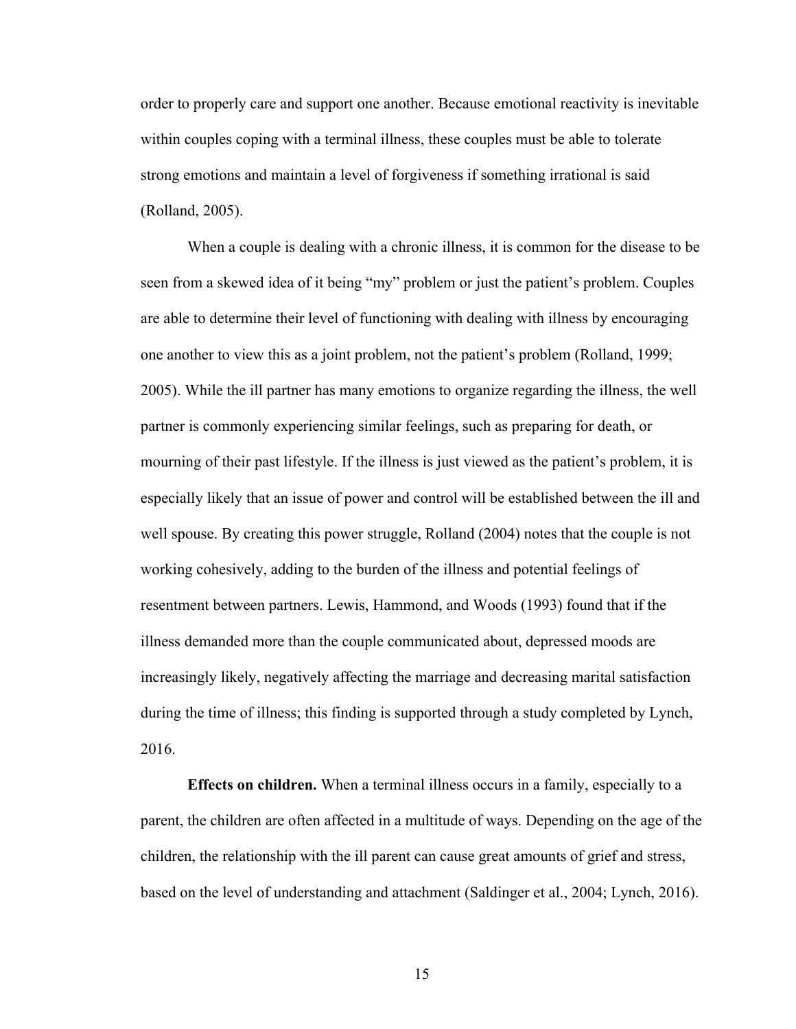order to properly care and support one another. Because emotional reactivity is inevitable within couples coping with a terminal illness, these couples must be able to tolerate strong emotions and maintain a level of forgiveness if something irrational is said (Rolland, 2005).

When a couple is dealing with a chronic illness, it is common for the disease to be seen from a skewed idea of it being "my" problem or just the patient's problem. Couples are able to determine their level of functioning with dealing with illness by encouraging one another to view this as a joint problem, not the patient's problem (Rolland, 1999; 2005). While the ill partner has many emotions to organize regarding the illness, the well partner is commonly experiencing similar feelings, such as preparing for death, or mourning of their past lifestyle. If the illness is just viewed as the patient's problem, it is especially likely that an issue of power and control will be established between the ill and well spouse. By creating this power struggle, Rolland (2004) notes that the couple is not working cohesively, adding to the burden of the illness and potential feelings of resentment between partners. Lewis, Hammond, and Woods (1993) found that if the illness demanded more than the couple communicated about, depressed moods are increasingly likely, negatively affecting the marriage and decreasing marital satisfaction during the time of illness; this finding is supported through a study completed by Lynch, 2016.

**Effects on children.** When a terminal illness occurs in a family, especially to a parent, the children are often affected in a multitude of ways. Depending on the age of the children, the relationship with the ill parent can cause great amounts of grief and stress, based on the level of understanding and attachment (Saldinger et al., 2004; Lynch, 2016).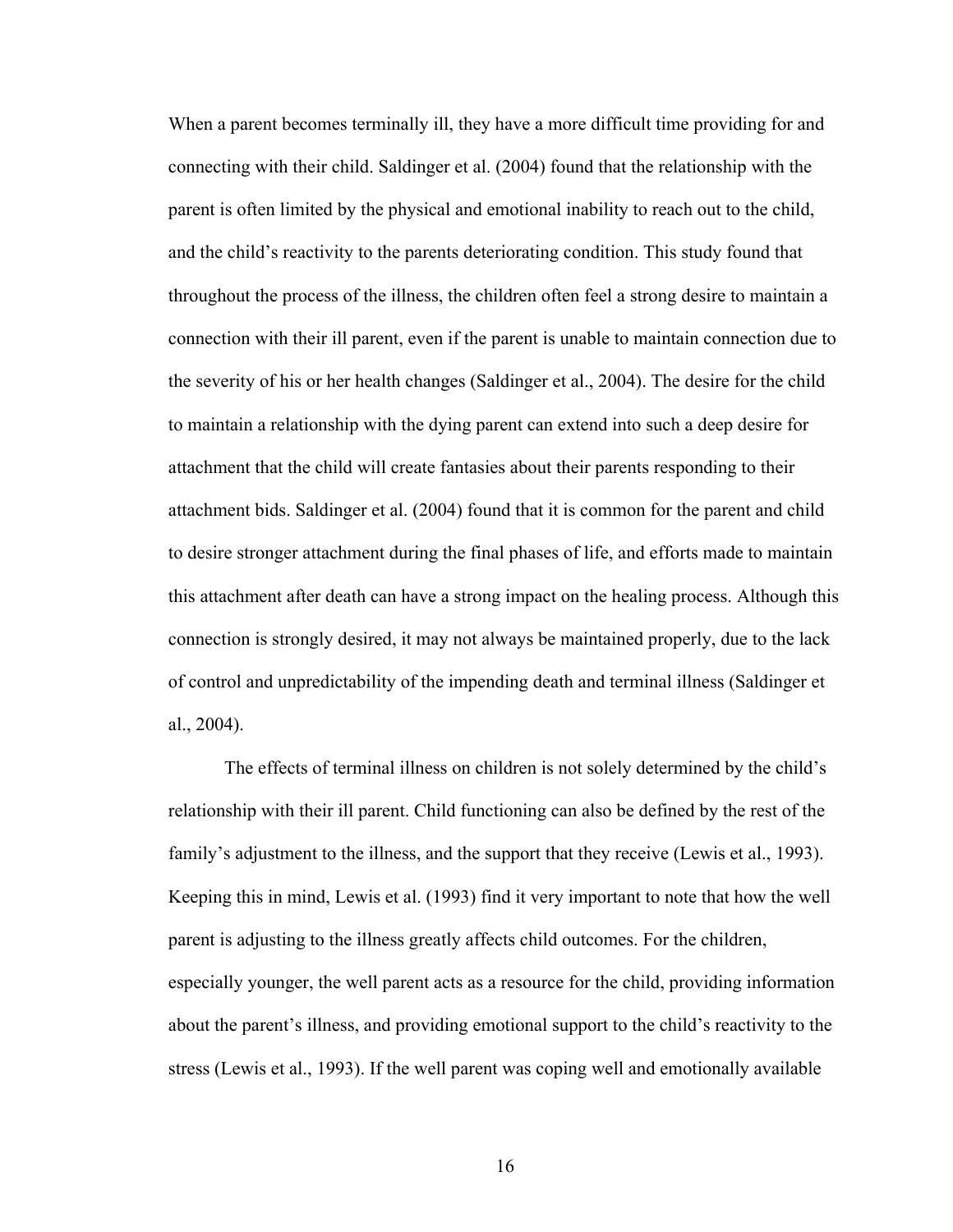When a parent becomes terminally ill, they have a more difficult time providing for and connecting with their child. Saldinger et al. (2004) found that the relationship with the parent is often limited by the physical and emotional inability to reach out to the child, and the child's reactivity to the parents deteriorating condition. This study found that throughout the process of the illness, the children often feel a strong desire to maintain a connection with their ill parent, even if the parent is unable to maintain connection due to the severity of his or her health changes (Saldinger et al., 2004). The desire for the child to maintain a relationship with the dying parent can extend into such a deep desire for attachment that the child will create fantasies about their parents responding to their attachment bids. Saldinger et al. (2004) found that it is common for the parent and child to desire stronger attachment during the final phases of life, and efforts made to maintain this attachment after death can have a strong impact on the healing process. Although this connection is strongly desired, it may not always be maintained properly, due to the lack of control and unpredictability of the impending death and terminal illness (Saldinger et al., 2004).

The effects of terminal illness on children is not solely determined by the child's relationship with their ill parent. Child functioning can also be defined by the rest of the family's adjustment to the illness, and the support that they receive (Lewis et al., 1993). Keeping this in mind, Lewis et al. (1993) find it very important to note that how the well parent is adjusting to the illness greatly affects child outcomes. For the children, especially younger, the well parent acts as a resource for the child, providing information about the parent's illness, and providing emotional support to the child's reactivity to the stress (Lewis et al., 1993). If the well parent was coping well and emotionally available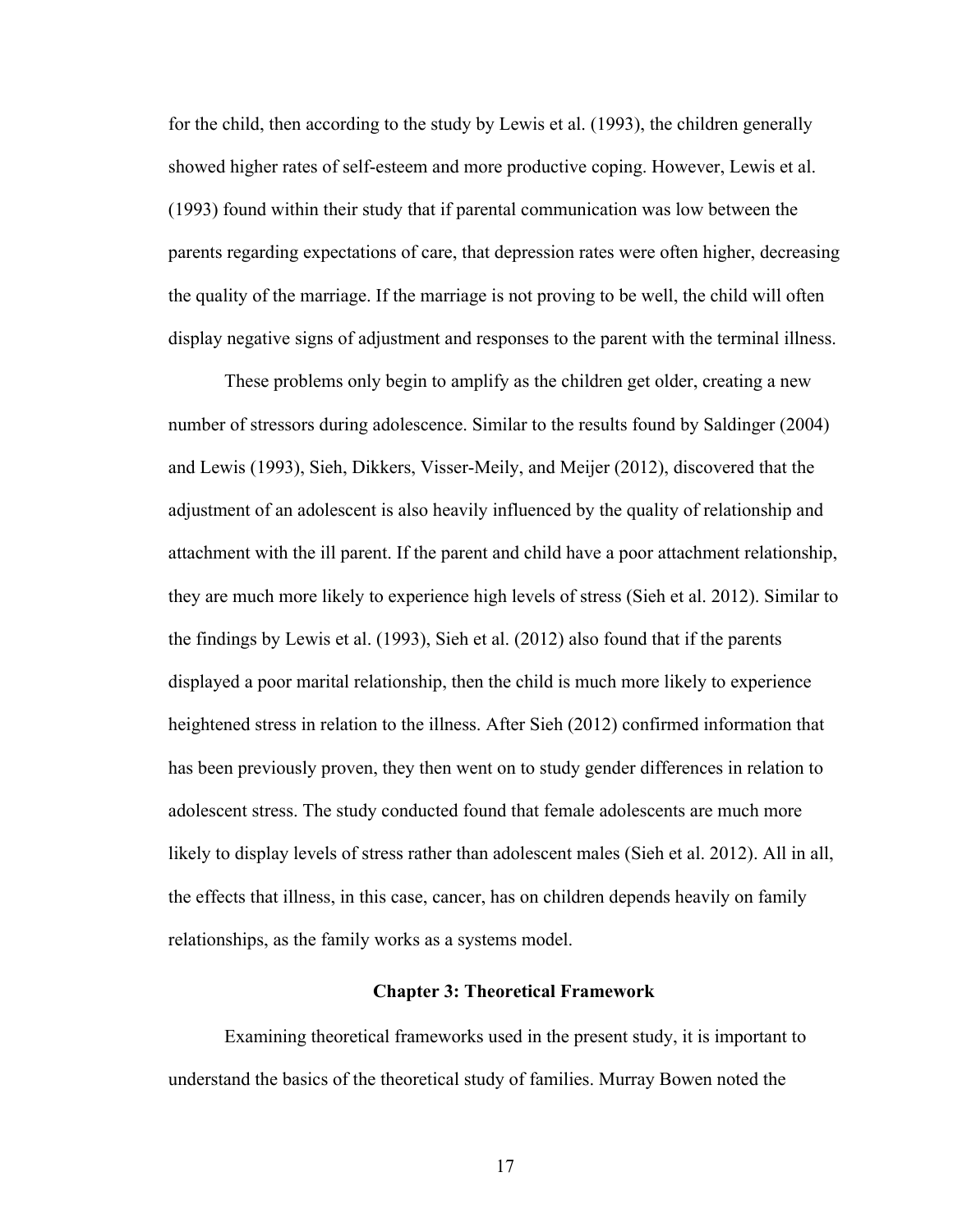for the child, then according to the study by Lewis et al. (1993), the children generally showed higher rates of self-esteem and more productive coping. However, Lewis et al. (1993) found within their study that if parental communication was low between the parents regarding expectations of care, that depression rates were often higher, decreasing the quality of the marriage. If the marriage is not proving to be well, the child will often display negative signs of adjustment and responses to the parent with the terminal illness.

These problems only begin to amplify as the children get older, creating a new number of stressors during adolescence. Similar to the results found by Saldinger (2004) and Lewis (1993), Sieh, Dikkers, Visser-Meily, and Meijer (2012), discovered that the adjustment of an adolescent is also heavily influenced by the quality of relationship and attachment with the ill parent. If the parent and child have a poor attachment relationship, they are much more likely to experience high levels of stress (Sieh et al. 2012). Similar to the findings by Lewis et al. (1993), Sieh et al. (2012) also found that if the parents displayed a poor marital relationship, then the child is much more likely to experience heightened stress in relation to the illness. After Sieh (2012) confirmed information that has been previously proven, they then went on to study gender differences in relation to adolescent stress. The study conducted found that female adolescents are much more likely to display levels of stress rather than adolescent males (Sieh et al. 2012). All in all, the effects that illness, in this case, cancer, has on children depends heavily on family relationships, as the family works as a systems model.

## Chapter 3: Theoretical Framework

Examining theoretical frameworks used in the present study, it is important to understand the basics of the theoretical study of families. Murray Bowen noted the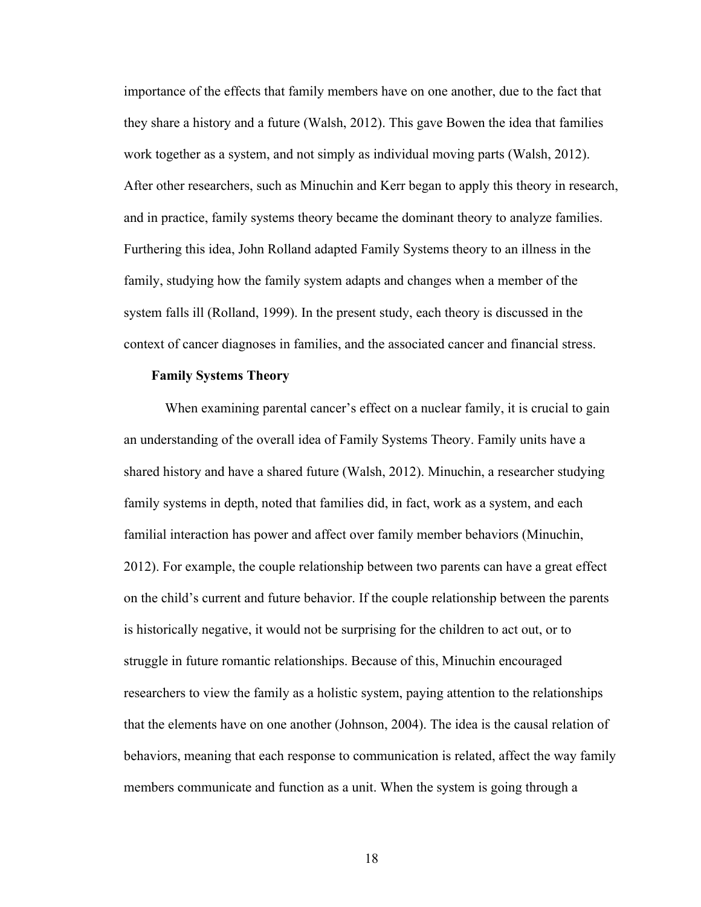importance of the effects that family members have on one another, due to the fact that they share a history and a future (Walsh, 2012). This gave Bowen the idea that families work together as a system, and not simply as individual moving parts (Walsh, 2012). After other researchers, such as Minuchin and Kerr began to apply this theory in research, and in practice, family systems theory became the dominant theory to analyze families. Furthering this idea, John Rolland adapted Family Systems theory to an illness in the family, studying how the family system adapts and changes when a member of the system falls ill (Rolland, 1999). In the present study, each theory is discussed in the context of cancer diagnoses in families, and the associated cancer and financial stress.

**Family Systems Theory**

When examining parental cancer's effect on a nuclear family, it is crucial to gain an understanding of the overall idea of Family Systems Theory. Family units have a shared history and have a shared future (Walsh, 2012). Minuchin, a researcher studying family systems in depth, noted that families did, in fact, work as a system, and each familial interaction has power and affect over family member behaviors (Minuchin, 2012). For example, the couple relationship between two parents can have a great effect on the child's current and future behavior. If the couple relationship between the parents is historically negative, it would not be surprising for the children to act out, or to struggle in future romantic relationships. Because of this, Minuchin encouraged researchers to view the family as a holistic system, paying attention to the relationships that the elements have on one another (Johnson, 2004). The idea is the causal relation of behaviors, meaning that each response to communication is related, affect the way family members communicate and function as a unit. When the system is going through a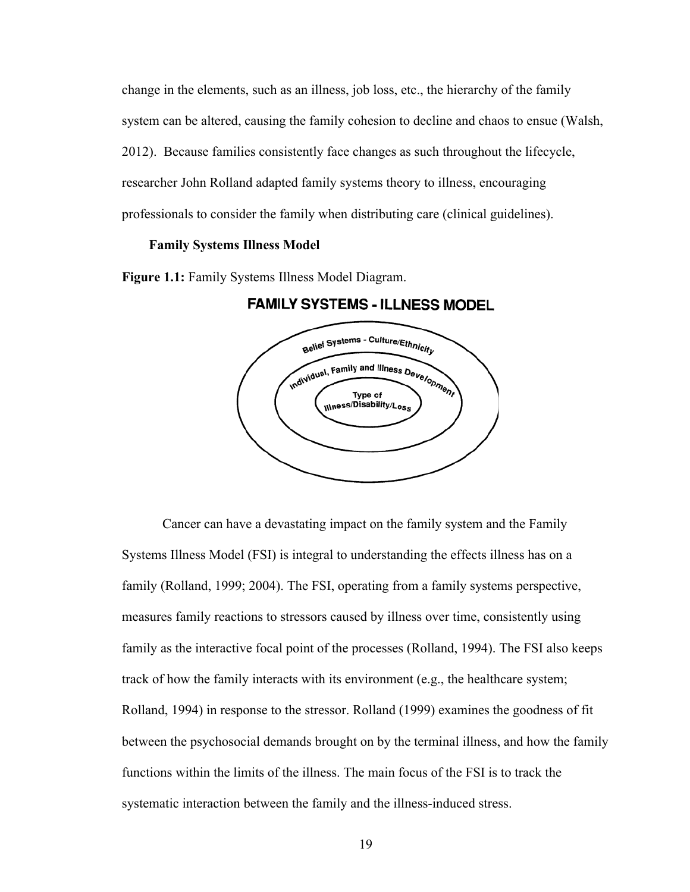change in the elements, such as an illness, job loss, etc., the hierarchy of the family system can be altered, causing the family cohesion to decline and chaos to ensue (Walsh, 2012). Because families consistently face changes as such throughout the lifecycle, researcher John Rolland adapted family systems theory to illness, encouraging professionals to consider the family when distributing care (clinical guidelines).

### Family Systems Illness Model

**Figure 1.1:** Family Systems Illness Model Diagram.

FAMILY SYSTEMS - ILLNESS MODEL

Belief Systems - Culture/Ethnicity

Individual, Family and Illness Development

Type of Illness/Disability/Loss

Cancer can have a devastating impact on the family system and the Family Systems Illness Model (FSI) is integral to understanding the effects illness has on a family (Rolland, 1999; 2004). The FSI, operating from a family systems perspective, measures family reactions to stressors caused by illness over time, consistently using family as the interactive focal point of the processes (Rolland, 1994). The FSI also keeps track of how the family interacts with its environment (e.g., the healthcare system; Rolland, 1994) in response to the stressor. Rolland (1999) examines the goodness of fit between the psychosocial demands brought on by the terminal illness, and how the family functions within the limits of the illness. The main focus of the FSI is to track the systematic interaction between the family and the illness-induced stress.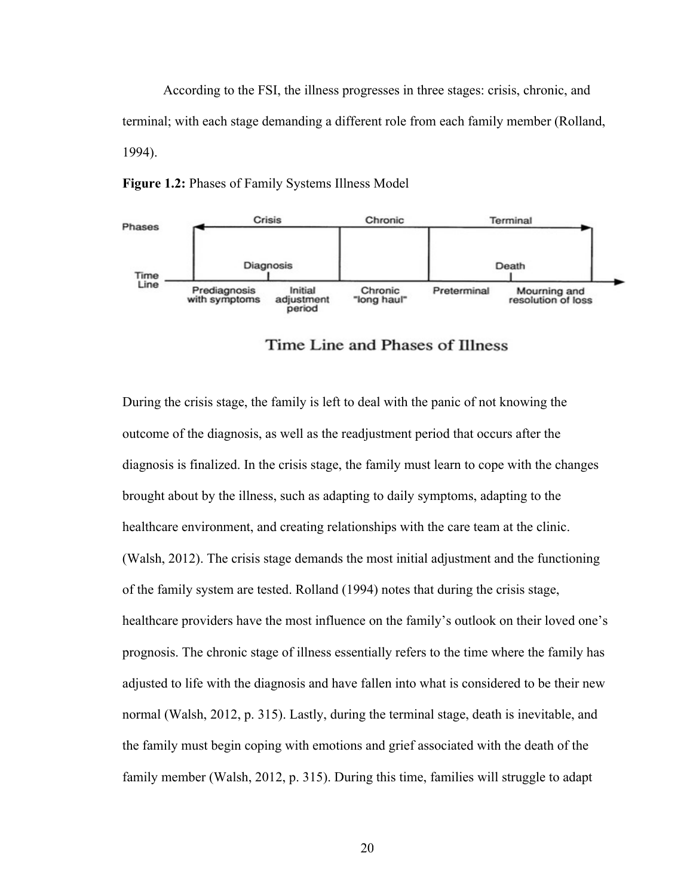According to the FSI, the illness progresses in three stages: crisis, chronic, and terminal; with each stage demanding a different role from each family member (Rolland, 1994).

**Figure 1.2:** Phases of Family Systems Illness Model

Time Line and Phases of Illness

During the crisis stage, the family is left to deal with the panic of not knowing the outcome of the diagnosis, as well as the readjustment period that occurs after the diagnosis is finalized. In the crisis stage, the family must learn to cope with the changes brought about by the illness, such as adapting to daily symptoms, adapting to the healthcare environment, and creating relationships with the care team at the clinic. (Walsh, 2012). The crisis stage demands the most initial adjustment and the functioning of the family system are tested. Rolland (1994) notes that during the crisis stage, healthcare providers have the most influence on the family's outlook on their loved one's prognosis. The chronic stage of illness essentially refers to the time where the family has adjusted to life with the diagnosis and have fallen into what is considered to be their new normal (Walsh, 2012, p. 315). Lastly, during the terminal stage, death is inevitable, and the family must begin coping with emotions and grief associated with the death of the family member (Walsh, 2012, p. 315). During this time, families will struggle to adapt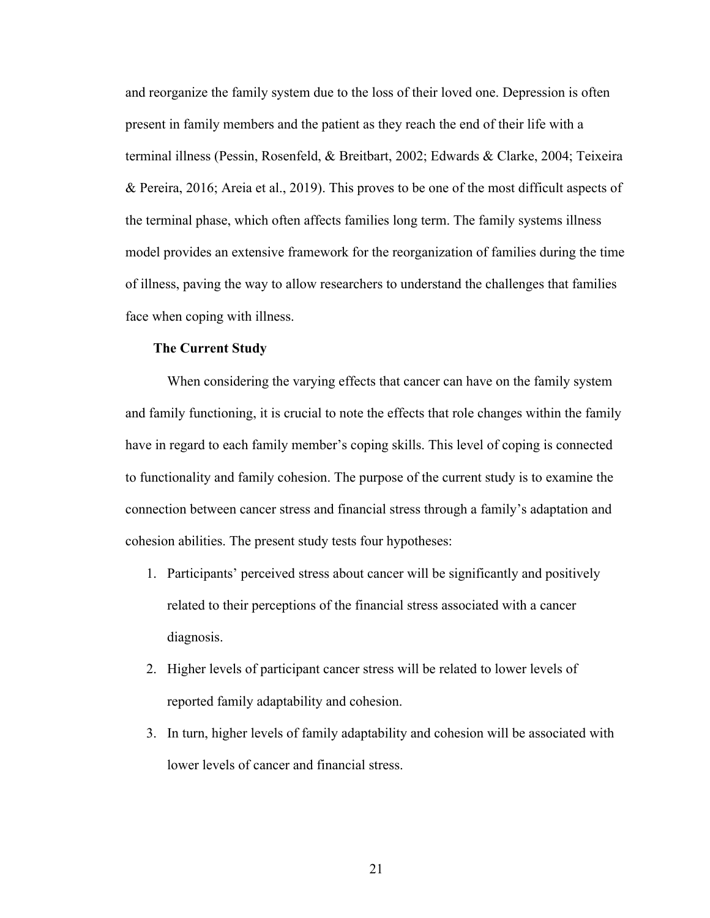and reorganize the family system due to the loss of their loved one. Depression is often present in family members and the patient as they reach the end of their life with a terminal illness (Pessin, Rosenfeld, & Breitbart, 2002; Edwards & Clarke, 2004; Teixeira & Pereira, 2016; Areia et al., 2019). This proves to be one of the most difficult aspects of the terminal phase, which often affects families long term. The family systems illness model provides an extensive framework for the reorganization of families during the time of illness, paving the way to allow researchers to understand the challenges that families face when coping with illness.

## The Current Study

When considering the varying effects that cancer can have on the family system and family functioning, it is crucial to note the effects that role changes within the family have in regard to each family member's coping skills. This level of coping is connected to functionality and family cohesion. The purpose of the current study is to examine the connection between cancer stress and financial stress through a family's adaptation and cohesion abilities. The present study tests four hypotheses:

1. Participants' perceived stress about cancer will be significantly and positively related to their perceptions of the financial stress associated with a cancer diagnosis.
2. Higher levels of participant cancer stress will be related to lower levels of reported family adaptability and cohesion.
3. In turn, higher levels of family adaptability and cohesion will be associated with lower levels of cancer and financial stress.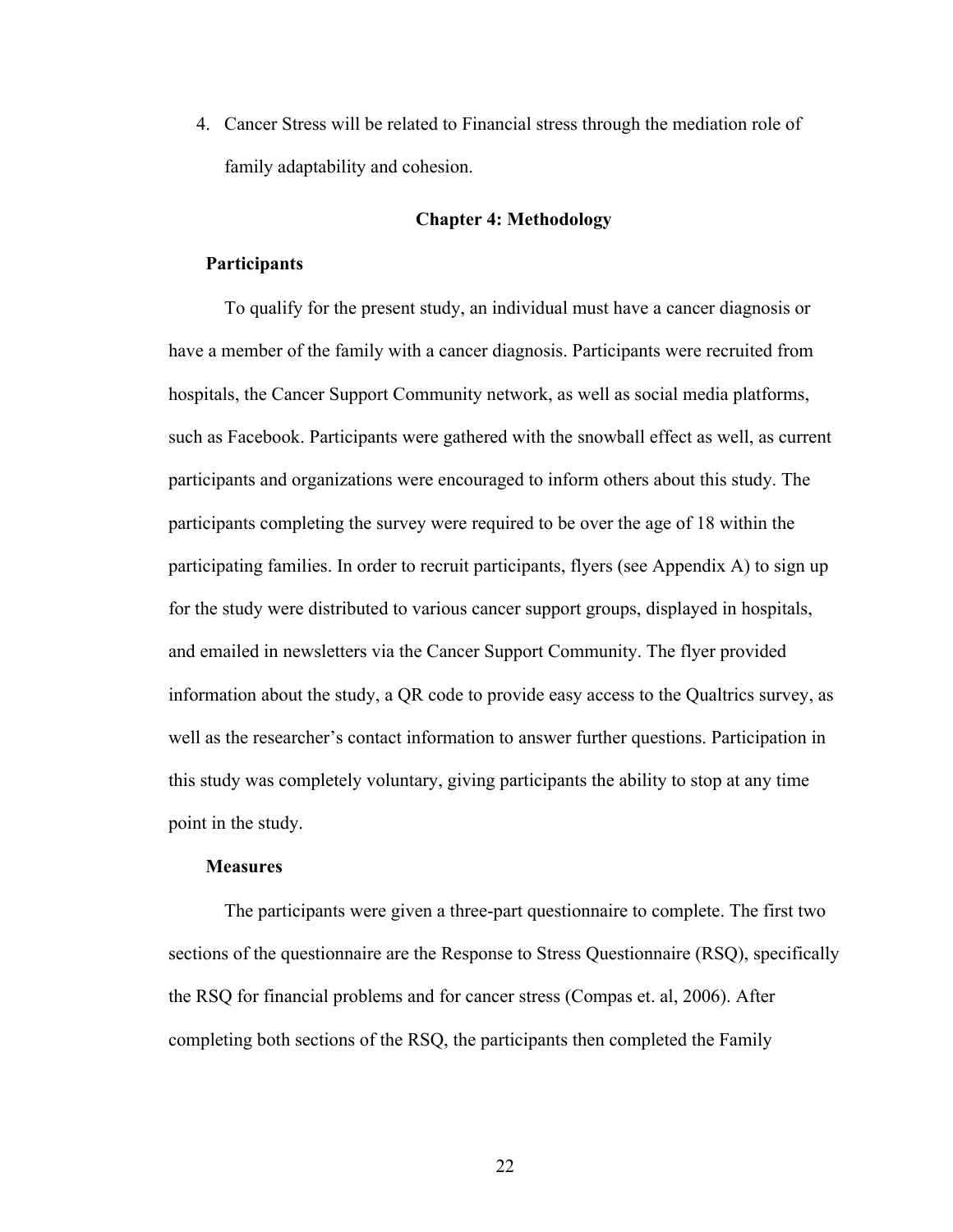4. Cancer Stress will be related to Financial stress through the mediation role of family adaptability and cohesion.

## Chapter 4: Methodology

### Participants

To qualify for the present study, an individual must have a cancer diagnosis or have a member of the family with a cancer diagnosis. Participants were recruited from hospitals, the Cancer Support Community network, as well as social media platforms, such as Facebook. Participants were gathered with the snowball effect as well, as current participants and organizations were encouraged to inform others about this study. The participants completing the survey were required to be over the age of 18 within the participating families. In order to recruit participants, flyers (see Appendix A) to sign up for the study were distributed to various cancer support groups, displayed in hospitals, and emailed in newsletters via the Cancer Support Community. The flyer provided information about the study, a QR code to provide easy access to the Qualtrics survey, as well as the researcher's contact information to answer further questions. Participation in this study was completely voluntary, giving participants the ability to stop at any time point in the study.

### Measures

The participants were given a three-part questionnaire to complete. The first two sections of the questionnaire are the Response to Stress Questionnaire (RSQ), specifically the RSQ for financial problems and for cancer stress (Compas et. al, 2006). After completing both sections of the RSQ, the participants then completed the Family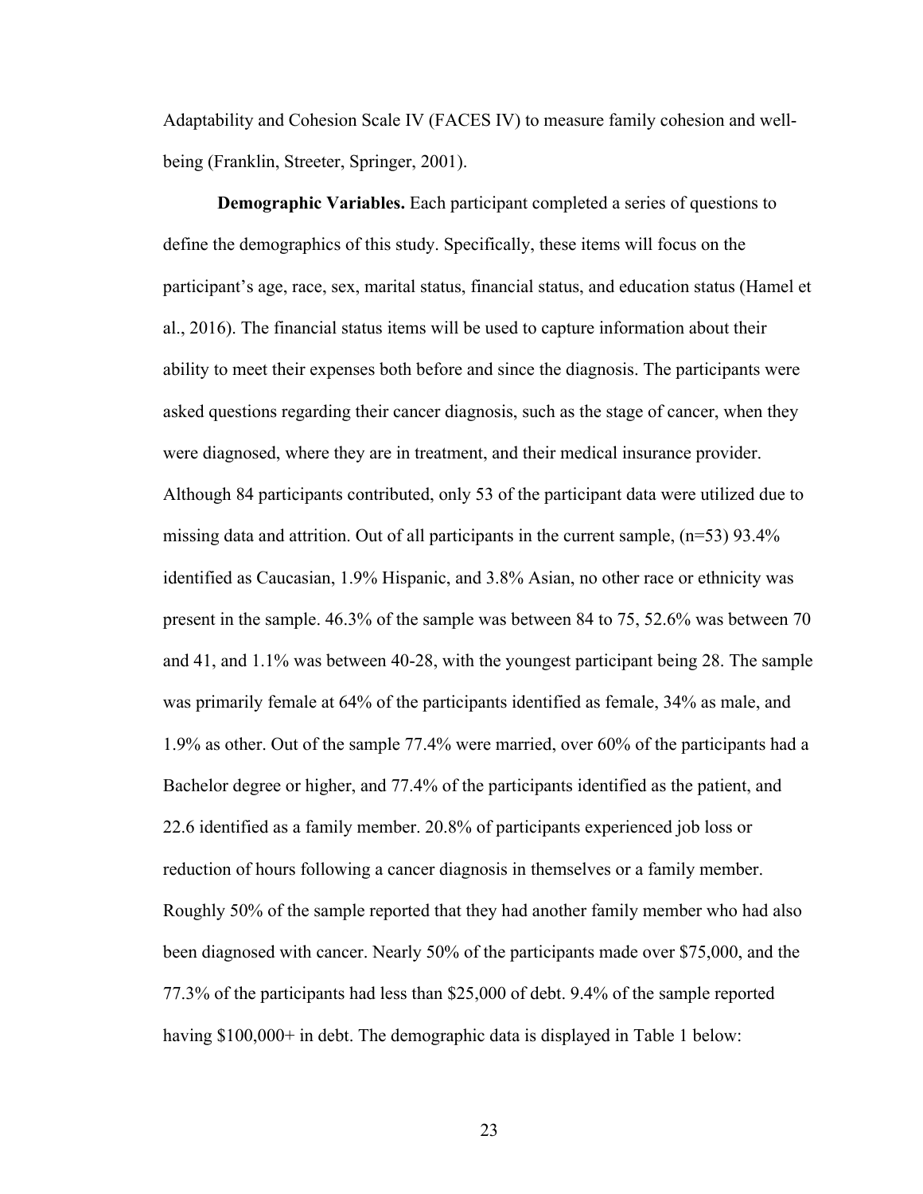Adaptability and Cohesion Scale IV (FACES IV) to measure family cohesion and well-being (Franklin, Streeter, Springer, 2001).

**Demographic Variables.** Each participant completed a series of questions to define the demographics of this study. Specifically, these items will focus on the participant's age, race, sex, marital status, financial status, and education status (Hamel et al., 2016). The financial status items will be used to capture information about their ability to meet their expenses both before and since the diagnosis. The participants were asked questions regarding their cancer diagnosis, such as the stage of cancer, when they were diagnosed, where they are in treatment, and their medical insurance provider. Although 84 participants contributed, only 53 of the participant data were utilized due to missing data and attrition. Out of all participants in the current sample, (n=53) 93.4% identified as Caucasian, 1.9% Hispanic, and 3.8% Asian, no other race or ethnicity was present in the sample. 46.3% of the sample was between 84 to 75, 52.6% was between 70 and 41, and 1.1% was between 40-28, with the youngest participant being 28. The sample was primarily female at 64% of the participants identified as female, 34% as male, and 1.9% as other. Out of the sample 77.4% were married, over 60% of the participants had a Bachelor degree or higher, and 77.4% of the participants identified as the patient, and 22.6 identified as a family member. 20.8% of participants experienced job loss or reduction of hours following a cancer diagnosis in themselves or a family member. Roughly 50% of the sample reported that they had another family member who had also been diagnosed with cancer. Nearly 50% of the participants made over $75,000, and the 77.3% of the participants had less than $25,000 of debt. 9.4% of the sample reported having $100,000+ in debt. The demographic data is displayed in Table 1 below: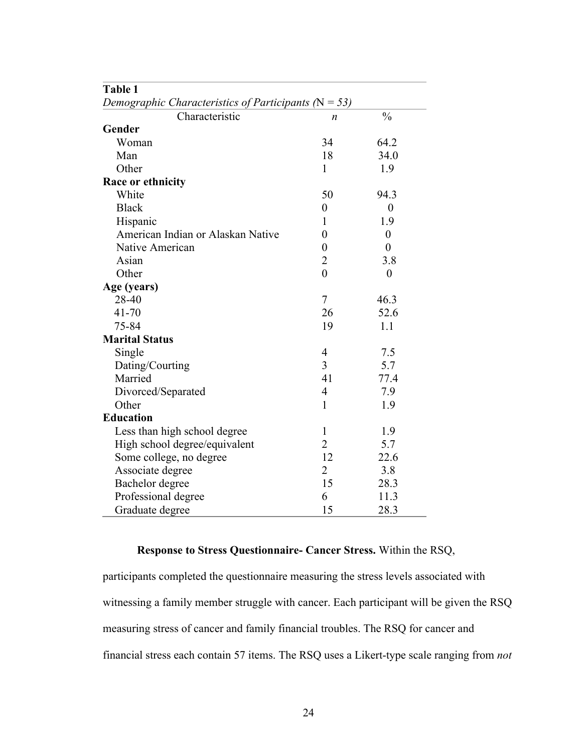**Table 1**

*Demographic Characteristics of Participants (*N *= 53)*

| Characteristic | *n* | % |
|---|---|---|
| **Gender** | | |
| Woman | 34 | 64.2 |
| Man | 18 | 34.0 |
| Other | 1 | 1.9 |
| **Race or ethnicity** | | |
| White | 50 | 94.3 |
| Black | 0 | 0 |
| Hispanic | 1 | 1.9 |
| American Indian or Alaskan Native | 0 | 0 |
| Native American | 0 | 0 |
| Asian | 2 | 3.8 |
| Other | 0 | 0 |
| **Age (years)** | | |
| 28-40 | 7 | 46.3 |
| 41-70 | 26 | 52.6 |
| 75-84 | 19 | 1.1 |
| **Marital Status** | | |
| Single | 4 | 7.5 |
| Dating/Courting | 3 | 5.7 |
| Married | 41 | 77.4 |
| Divorced/Separated | 4 | 7.9 |
| Other | 1 | 1.9 |
| **Education** | | |
| Less than high school degree | 1 | 1.9 |
| High school degree/equivalent | 2 | 5.7 |
| Some college, no degree | 12 | 22.6 |
| Associate degree | 2 | 3.8 |
| Bachelor degree | 15 | 28.3 |
| Professional degree | 6 | 11.3 |
| Graduate degree | 15 | 28.3 |

**Response to Stress Questionnaire- Cancer Stress.** Within the RSQ, participants completed the questionnaire measuring the stress levels associated with witnessing a family member struggle with cancer. Each participant will be given the RSQ measuring stress of cancer and family financial troubles. The RSQ for cancer and financial stress each contain 57 items. The RSQ uses a Likert-type scale ranging from *not*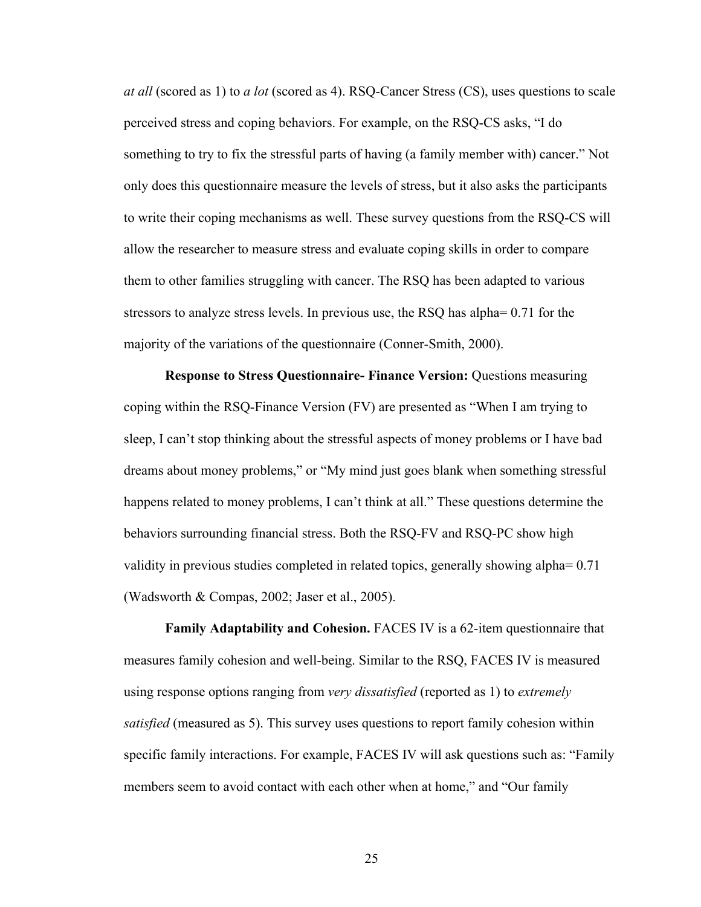*at all* (scored as 1) to *a lot* (scored as 4). RSQ-Cancer Stress (CS), uses questions to scale perceived stress and coping behaviors. For example, on the RSQ-CS asks, "I do something to try to fix the stressful parts of having (a family member with) cancer." Not only does this questionnaire measure the levels of stress, but it also asks the participants to write their coping mechanisms as well. These survey questions from the RSQ-CS will allow the researcher to measure stress and evaluate coping skills in order to compare them to other families struggling with cancer. The RSQ has been adapted to various stressors to analyze stress levels. In previous use, the RSQ has alpha= 0.71 for the majority of the variations of the questionnaire (Conner-Smith, 2000).

**Response to Stress Questionnaire- Finance Version:** Questions measuring coping within the RSQ-Finance Version (FV) are presented as "When I am trying to sleep, I can't stop thinking about the stressful aspects of money problems or I have bad dreams about money problems," or "My mind just goes blank when something stressful happens related to money problems, I can't think at all." These questions determine the behaviors surrounding financial stress. Both the RSQ-FV and RSQ-PC show high validity in previous studies completed in related topics, generally showing alpha= 0.71 (Wadsworth & Compas, 2002; Jaser et al., 2005).

**Family Adaptability and Cohesion.** FACES IV is a 62-item questionnaire that measures family cohesion and well-being. Similar to the RSQ, FACES IV is measured using response options ranging from *very dissatisfied* (reported as 1) to *extremely satisfied* (measured as 5). This survey uses questions to report family cohesion within specific family interactions. For example, FACES IV will ask questions such as: "Family members seem to avoid contact with each other when at home," and "Our family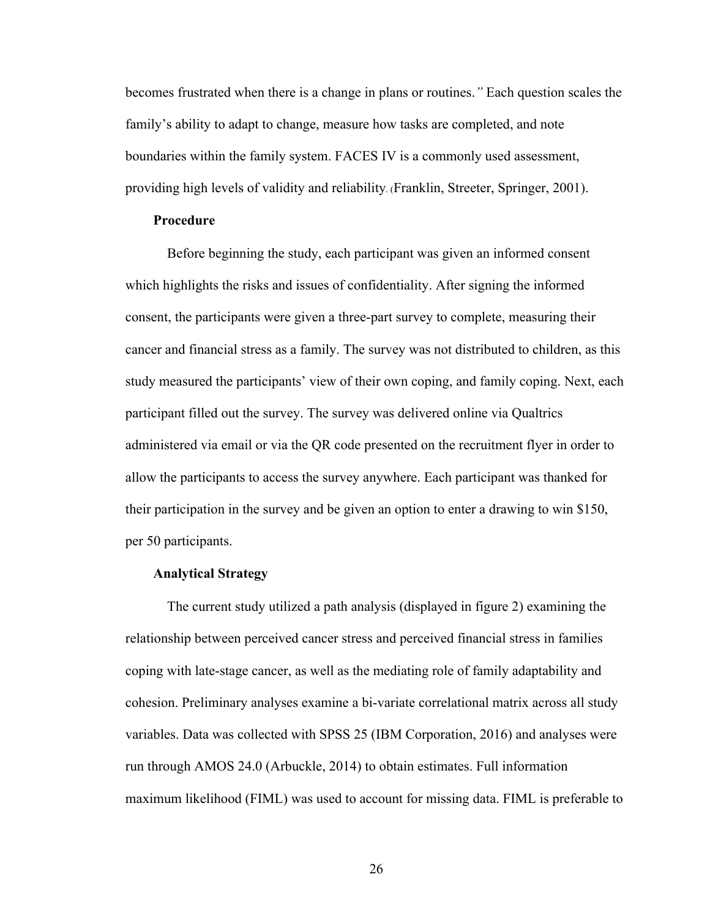becomes frustrated when there is a change in plans or routines." Each question scales the family's ability to adapt to change, measure how tasks are completed, and note boundaries within the family system. FACES IV is a commonly used assessment, providing high levels of validity and reliability. (Franklin, Streeter, Springer, 2001).

**Procedure**

Before beginning the study, each participant was given an informed consent which highlights the risks and issues of confidentiality. After signing the informed consent, the participants were given a three-part survey to complete, measuring their cancer and financial stress as a family. The survey was not distributed to children, as this study measured the participants' view of their own coping, and family coping. Next, each participant filled out the survey. The survey was delivered online via Qualtrics administered via email or via the QR code presented on the recruitment flyer in order to allow the participants to access the survey anywhere. Each participant was thanked for their participation in the survey and be given an option to enter a drawing to win $150, per 50 participants.

**Analytical Strategy**

The current study utilized a path analysis (displayed in figure 2) examining the relationship between perceived cancer stress and perceived financial stress in families coping with late-stage cancer, as well as the mediating role of family adaptability and cohesion. Preliminary analyses examine a bi-variate correlational matrix across all study variables. Data was collected with SPSS 25 (IBM Corporation, 2016) and analyses were run through AMOS 24.0 (Arbuckle, 2014) to obtain estimates. Full information maximum likelihood (FIML) was used to account for missing data. FIML is preferable to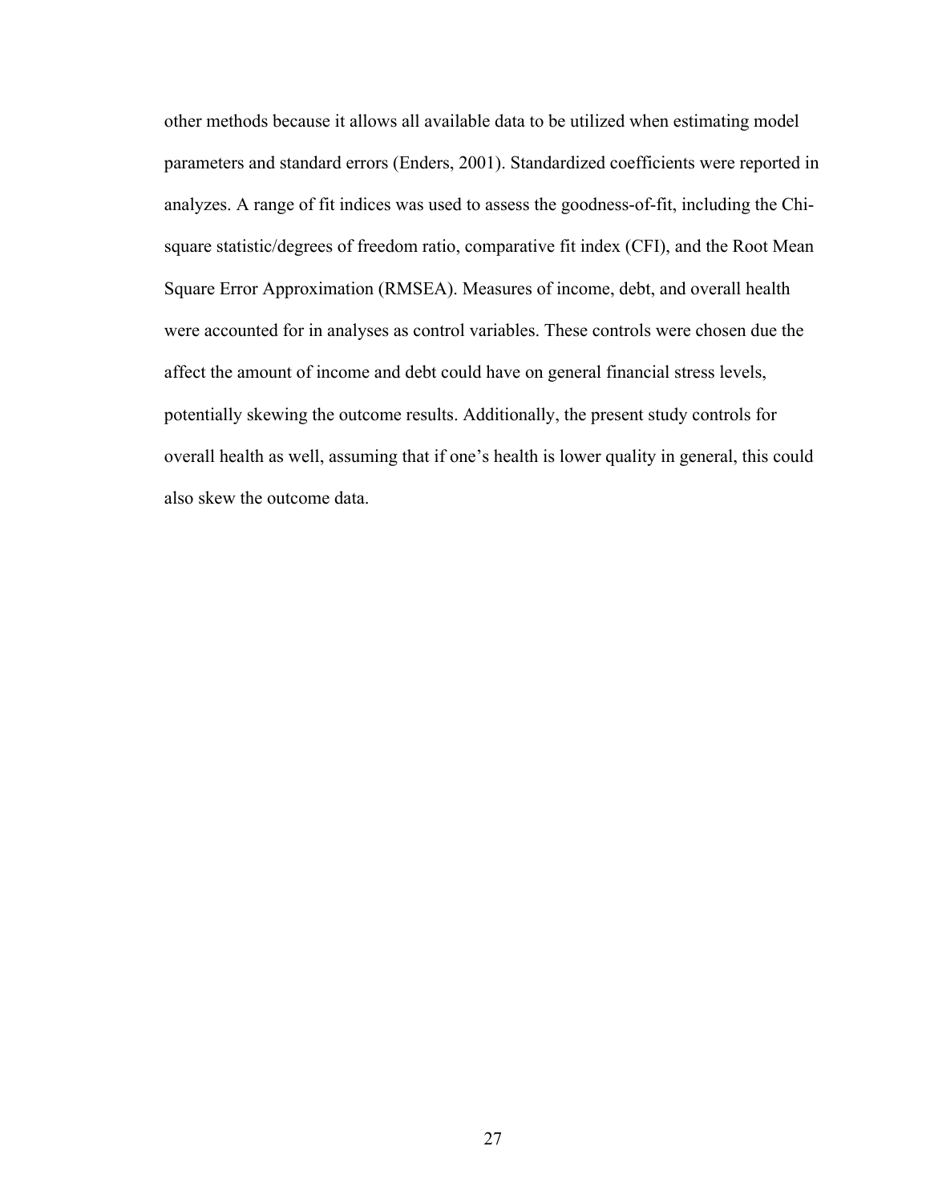other methods because it allows all available data to be utilized when estimating model parameters and standard errors (Enders, 2001). Standardized coefficients were reported in analyzes. A range of fit indices was used to assess the goodness-of-fit, including the Chi-square statistic/degrees of freedom ratio, comparative fit index (CFI), and the Root Mean Square Error Approximation (RMSEA). Measures of income, debt, and overall health were accounted for in analyses as control variables. These controls were chosen due the affect the amount of income and debt could have on general financial stress levels, potentially skewing the outcome results. Additionally, the present study controls for overall health as well, assuming that if one's health is lower quality in general, this could also skew the outcome data.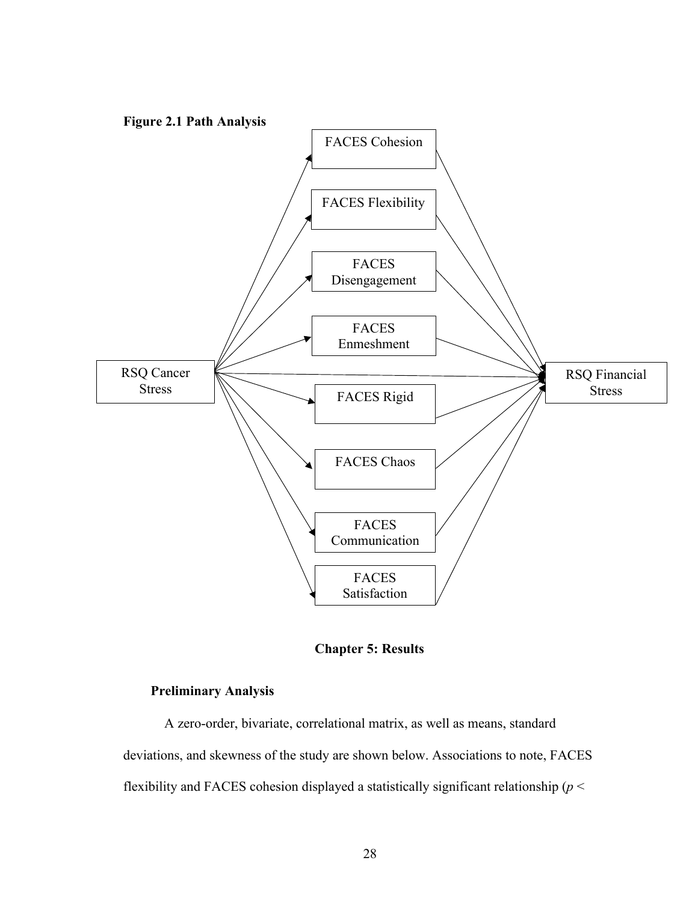**Figure 2.1 Path Analysis**

FACES Cohesion

FACES Flexibility

FACES Disengagement

FACES Enmeshment

RSQ Cancer Stress

RSQ Financial Stress

FACES Rigid

FACES Chaos

FACES Communication

FACES Satisfaction

## Chapter 5: Results

### Preliminary Analysis

A zero-order, bivariate, correlational matrix, as well as means, standard deviations, and skewness of the study are shown below. Associations to note, FACES flexibility and FACES cohesion displayed a statistically significant relationship (*p* <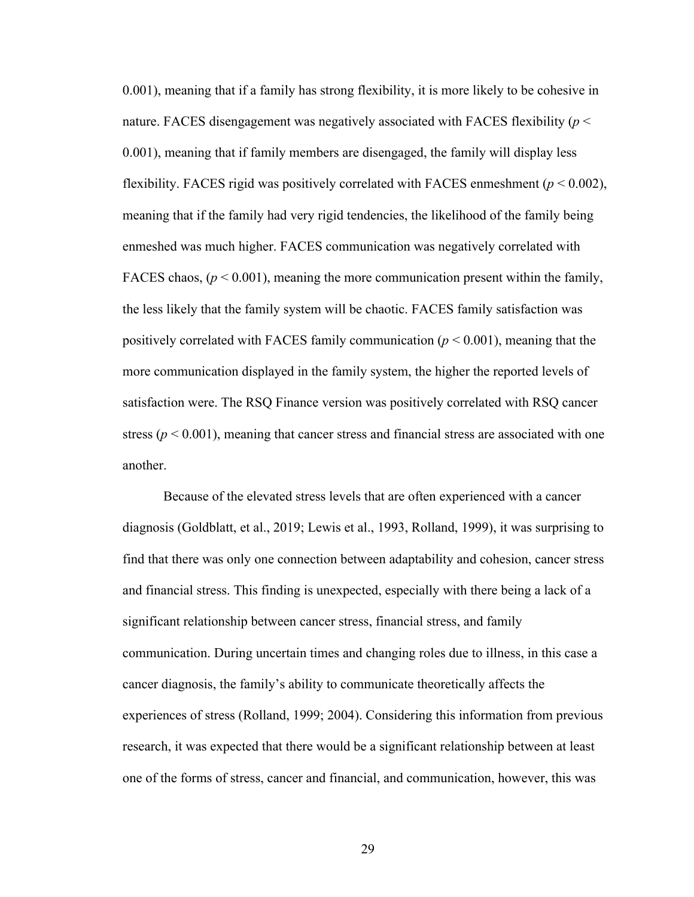0.001), meaning that if a family has strong flexibility, it is more likely to be cohesive in nature. FACES disengagement was negatively associated with FACES flexibility ($p < 0.001$), meaning that if family members are disengaged, the family will display less flexibility. FACES rigid was positively correlated with FACES enmeshment ($p < 0.002$), meaning that if the family had very rigid tendencies, the likelihood of the family being enmeshed was much higher. FACES communication was negatively correlated with FACES chaos, ($p < 0.001$), meaning the more communication present within the family, the less likely that the family system will be chaotic. FACES family satisfaction was positively correlated with FACES family communication ($p < 0.001$), meaning that the more communication displayed in the family system, the higher the reported levels of satisfaction were. The RSQ Finance version was positively correlated with RSQ cancer stress ($p < 0.001$), meaning that cancer stress and financial stress are associated with one another.

Because of the elevated stress levels that are often experienced with a cancer diagnosis (Goldblatt, et al., 2019; Lewis et al., 1993, Rolland, 1999), it was surprising to find that there was only one connection between adaptability and cohesion, cancer stress and financial stress. This finding is unexpected, especially with there being a lack of a significant relationship between cancer stress, financial stress, and family communication. During uncertain times and changing roles due to illness, in this case a cancer diagnosis, the family's ability to communicate theoretically affects the experiences of stress (Rolland, 1999; 2004). Considering this information from previous research, it was expected that there would be a significant relationship between at least one of the forms of stress, cancer and financial, and communication, however, this was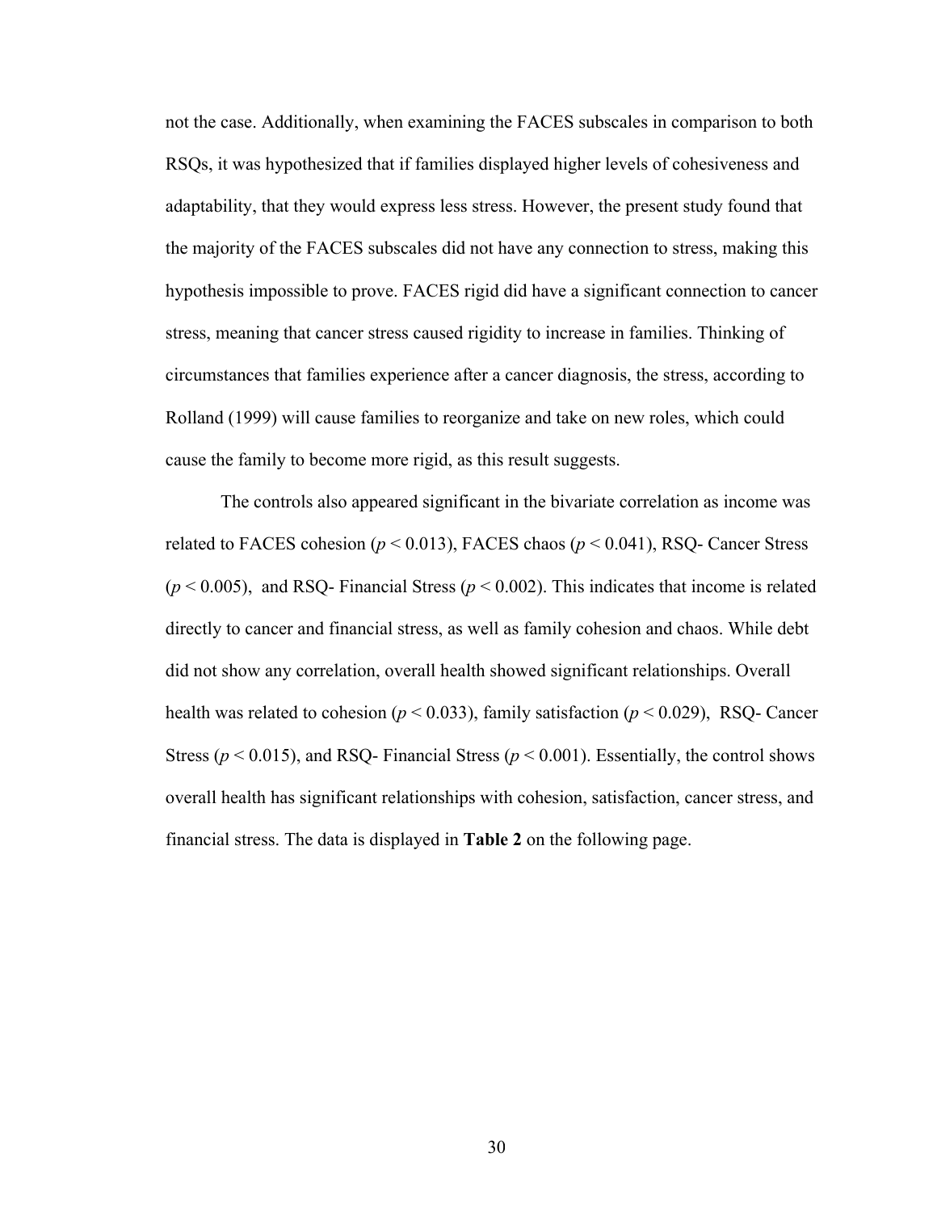not the case. Additionally, when examining the FACES subscales in comparison to both RSQs, it was hypothesized that if families displayed higher levels of cohesiveness and adaptability, that they would express less stress. However, the present study found that the majority of the FACES subscales did not have any connection to stress, making this hypothesis impossible to prove. FACES rigid did have a significant connection to cancer stress, meaning that cancer stress caused rigidity to increase in families. Thinking of circumstances that families experience after a cancer diagnosis, the stress, according to Rolland (1999) will cause families to reorganize and take on new roles, which could cause the family to become more rigid, as this result suggests.

The controls also appeared significant in the bivariate correlation as income was related to FACES cohesion ($p < 0.013$), FACES chaos ($p < 0.041$), RSQ- Cancer Stress ($p < 0.005$), and RSQ- Financial Stress ($p < 0.002$). This indicates that income is related directly to cancer and financial stress, as well as family cohesion and chaos. While debt did not show any correlation, overall health showed significant relationships. Overall health was related to cohesion ($p < 0.033$), family satisfaction ($p < 0.029$), RSQ- Cancer Stress ($p < 0.015$), and RSQ- Financial Stress ($p < 0.001$). Essentially, the control shows overall health has significant relationships with cohesion, satisfaction, cancer stress, and financial stress. The data is displayed in **Table 2** on the following page.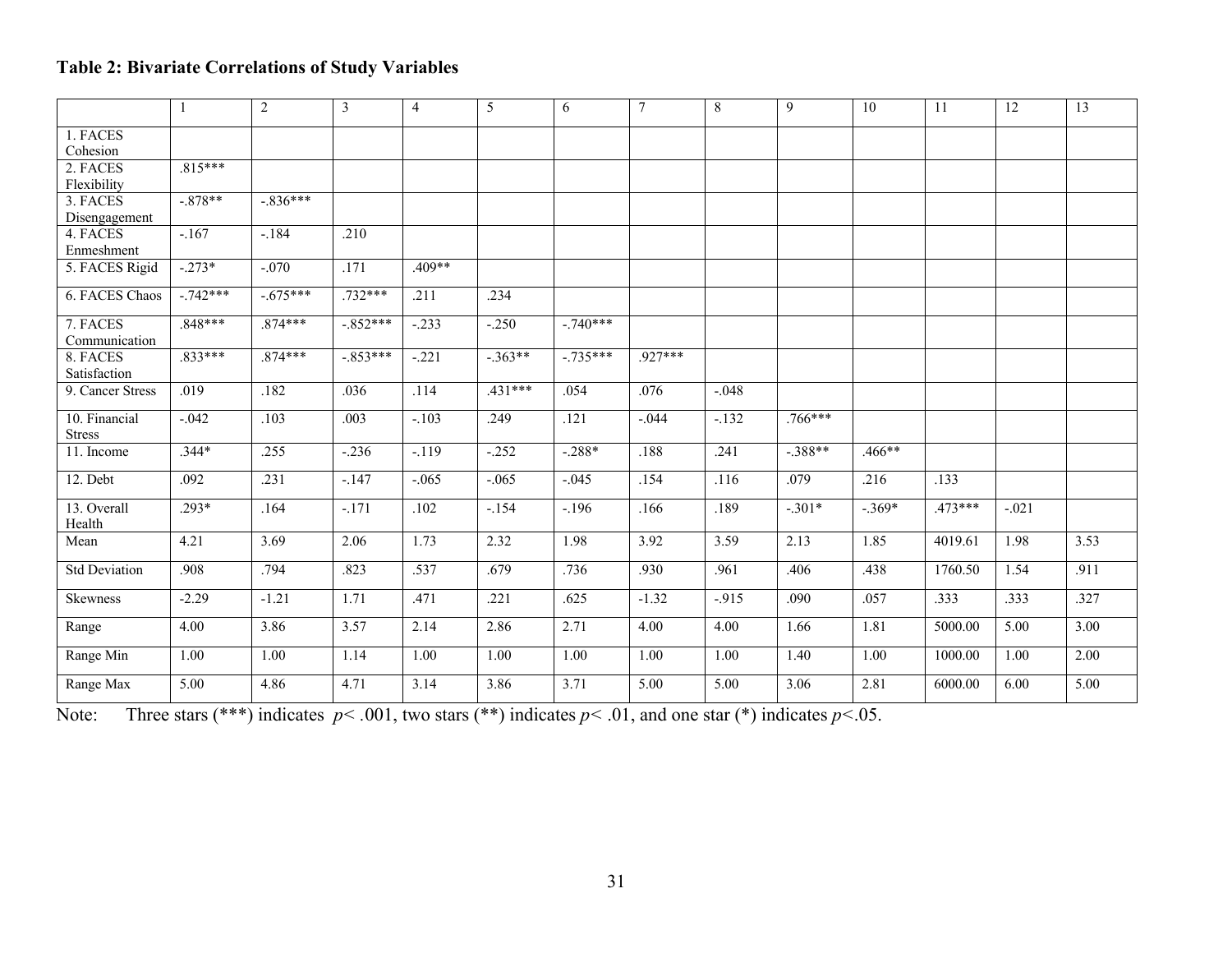**Table 2: Bivariate Correlations of Study Variables**

| | 1 | 2 | 3 | 4 | 5 | 6 | 7 | 8 | 9 | 10 | 11 | 12 | 13 |
|---|---|---|---|---|---|---|---|---|---|---|---|---|---|
| 1. FACES Cohesion | | | | | | | | | | | | | |
| 2. FACES Flexibility | .815*** | | | | | | | | | | | | |
| 3. FACES Disengagement | -.878** | -.836*** | | | | | | | | | | | |
| 4. FACES Enmeshment | -.167 | -.184 | .210 | | | | | | | | | | |
| 5. FACES Rigid | -.273* | -.070 | .171 | .409** | | | | | | | | | |
| 6. FACES Chaos | -.742*** | -.675*** | .732*** | .211 | .234 | | | | | | | | |
| 7. FACES Communication | .848*** | .874*** | -.852*** | -.233 | -.250 | -.740*** | | | | | | | |
| 8. FACES Satisfaction | .833*** | .874*** | -.853*** | -.221 | -.363** | -.735*** | .927*** | | | | | | |
| 9. Cancer Stress | .019 | .182 | .036 | .114 | .431*** | .054 | .076 | -.048 | | | | | |
| 10. Financial Stress | -.042 | .103 | .003 | -.103 | .249 | .121 | -.044 | -.132 | .766*** | | | | |
| 11. Income | .344* | .255 | -.236 | -.119 | -.252 | -.288* | .188 | .241 | -.388** | .466** | | | |
| 12. Debt | .092 | .231 | -.147 | -.065 | -.065 | -.045 | .154 | .116 | .079 | .216 | .133 | | |
| 13. Overall Health | .293* | .164 | -.171 | .102 | -.154 | -.196 | .166 | .189 | -.301* | -.369* | .473*** | -.021 | |
| Mean | 4.21 | 3.69 | 2.06 | 1.73 | 2.32 | 1.98 | 3.92 | 3.59 | 2.13 | 1.85 | 4019.61 | 1.98 | 3.53 |
| Std Deviation | .908 | .794 | .823 | .537 | .679 | .736 | .930 | .961 | .406 | .438 | 1760.50 | 1.54 | .911 |
| Skewness | -2.29 | -1.21 | 1.71 | .471 | .221 | .625 | -1.32 | -.915 | .090 | .057 | .333 | .333 | .327 |
| Range | 4.00 | 3.86 | 3.57 | 2.14 | 2.86 | 2.71 | 4.00 | 4.00 | 1.66 | 1.81 | 5000.00 | 5.00 | 3.00 |
| Range Min | 1.00 | 1.00 | 1.14 | 1.00 | 1.00 | 1.00 | 1.00 | 1.00 | 1.40 | 1.00 | 1000.00 | 1.00 | 2.00 |
| Range Max | 5.00 | 4.86 | 4.71 | 3.14 | 3.86 | 3.71 | 5.00 | 5.00 | 3.06 | 2.81 | 6000.00 | 6.00 | 5.00 |

Note: Three stars (***) indicates $p < .001$, two stars (**) indicates $p < .01$, and one star (*) indicates $p < .05$.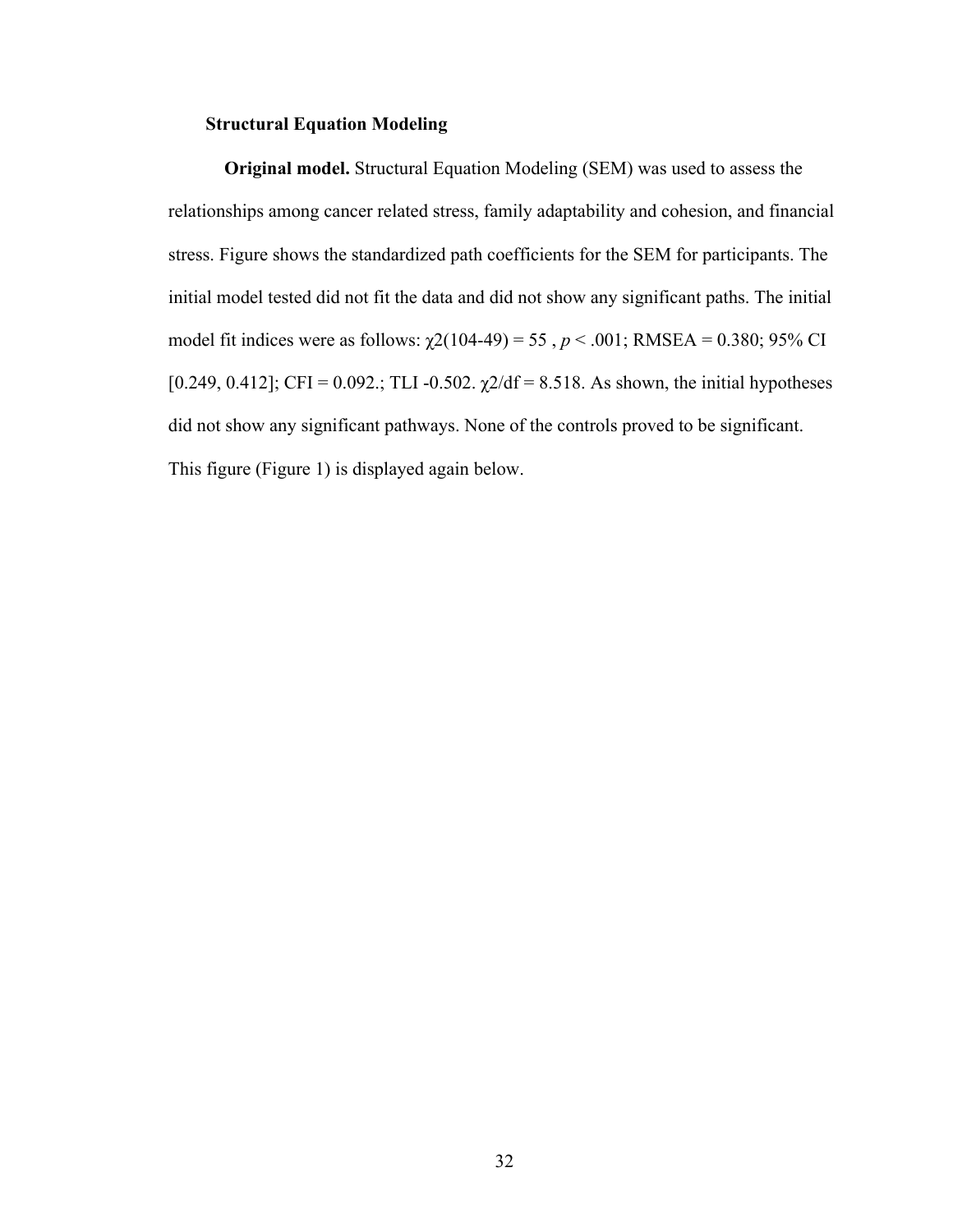### Structural Equation Modeling

**Original model.** Structural Equation Modeling (SEM) was used to assess the relationships among cancer related stress, family adaptability and cohesion, and financial stress. Figure shows the standardized path coefficients for the SEM for participants. The initial model tested did not fit the data and did not show any significant paths. The initial model fit indices were as follows: $\chi 2(104\text{-}49) = 55$ , $p < .001$; RMSEA = 0.380; 95% CI [0.249, 0.412]; CFI = 0.092.; TLI -0.502. $\chi 2/df = 8.518$. As shown, the initial hypotheses did not show any significant pathways. None of the controls proved to be significant. This figure (Figure 1) is displayed again below.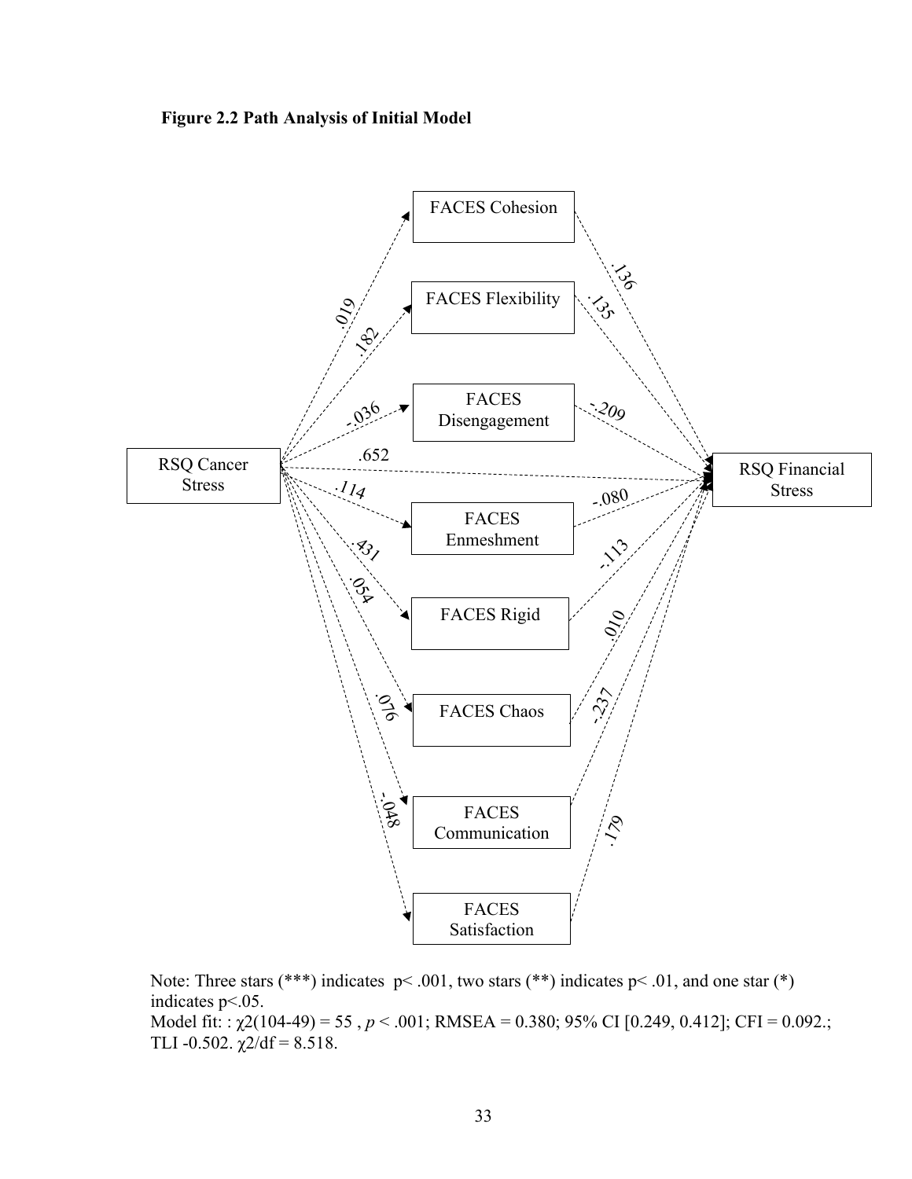**Figure 2.2 Path Analysis of Initial Model**

Note: Three stars (***) indicates $p < .001$, two stars (**) indicates $p < .01$, and one star (*) indicates $p < .05$.

Model fit: : $\chi 2(104\text{-}49) = 55$ , $p < .001$; RMSEA = 0.380; 95% CI [0.249, 0.412]; CFI = 0.092.; TLI -0.502. $\chi 2/df = 8.518$.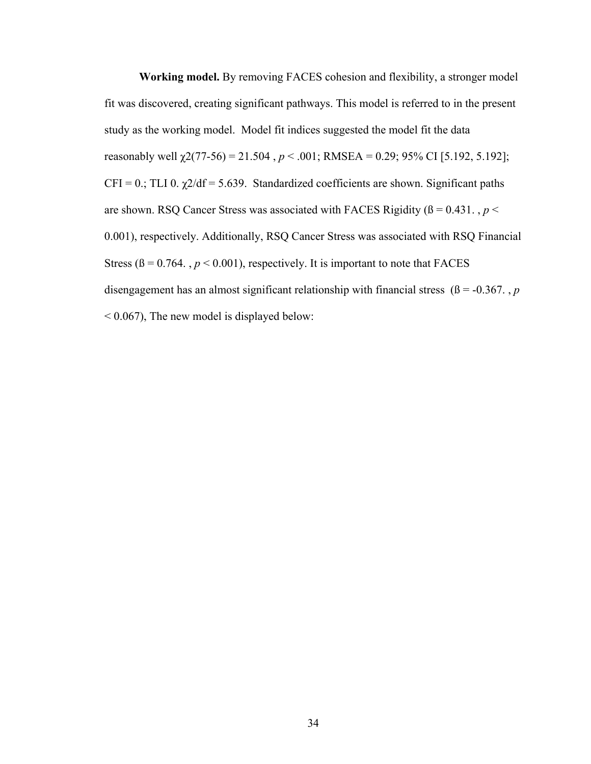**Working model.** By removing FACES cohesion and flexibility, a stronger model fit was discovered, creating significant pathways. This model is referred to in the present study as the working model. Model fit indices suggested the model fit the data reasonably well $\chi 2(77\text{-}56) = 21.504$ , $p < .001$; RMSEA = 0.29; 95% CI [5.192, 5.192]; CFI = 0.; TLI 0. $\chi 2/df = 5.639$. Standardized coefficients are shown. Significant paths are shown. RSQ Cancer Stress was associated with FACES Rigidity (ß = 0.431. , $p <$ 0.001), respectively. Additionally, RSQ Cancer Stress was associated with RSQ Financial Stress (ß = 0.764. , $p < 0.001$), respectively. It is important to note that FACES disengagement has an almost significant relationship with financial stress (ß = -0.367. , $p$ < 0.067), The new model is displayed below: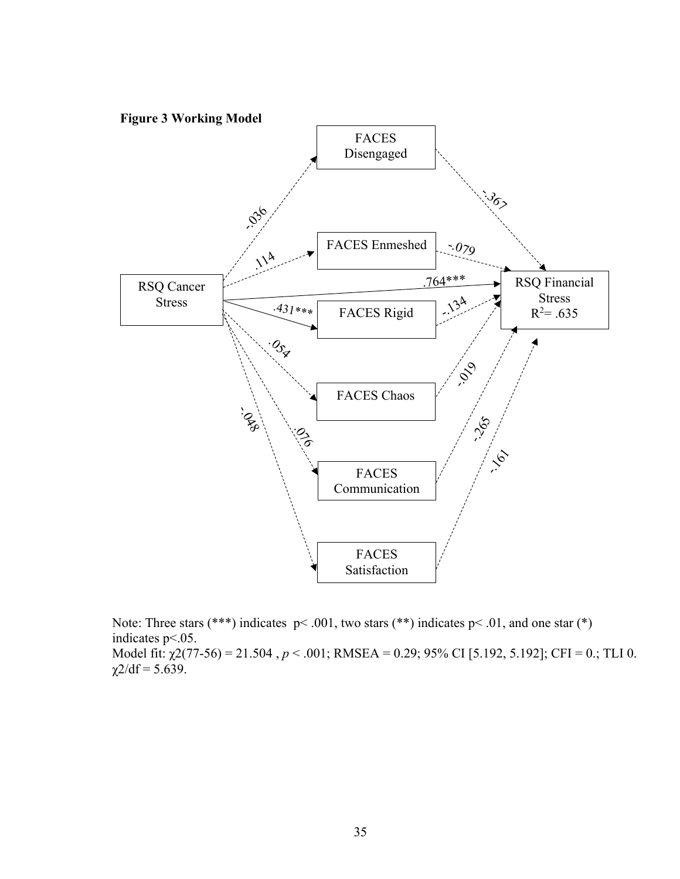**Figure 3 Working Model**

Note: Three stars (***) indicates $p< .001$, two stars (**) indicates $p< .01$, and one star (*) indicates $p<.05$.

Model fit: $\chi2(77\text{-}56) = 21.504$, $p < .001$; RMSEA = 0.29; 95% CI [5.192, 5.192]; CFI = 0.; TLI 0. $\chi2/df = 5.639$.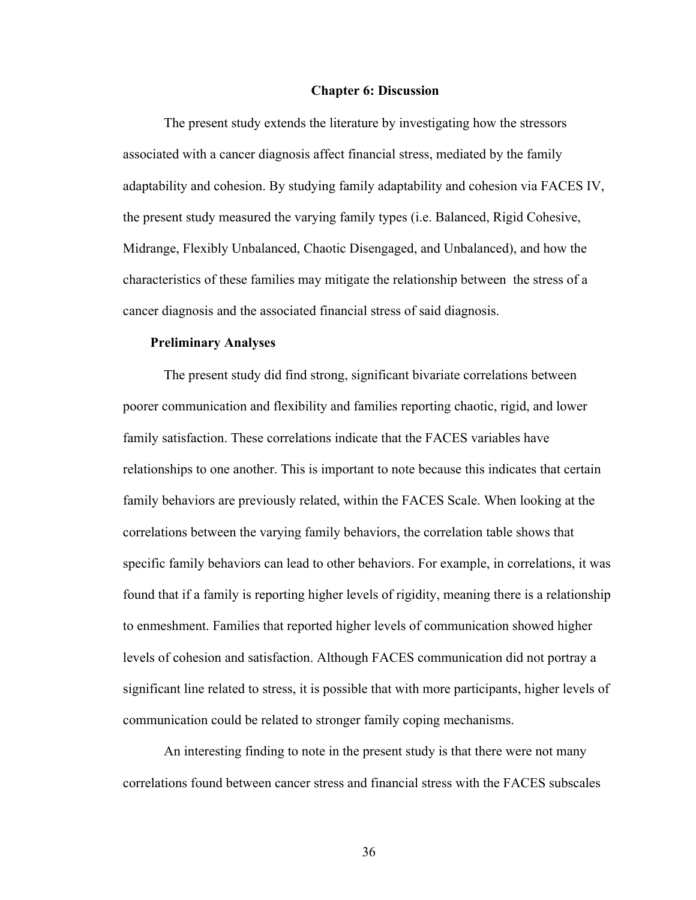# Chapter 6: Discussion

The present study extends the literature by investigating how the stressors associated with a cancer diagnosis affect financial stress, mediated by the family adaptability and cohesion. By studying family adaptability and cohesion via FACES IV, the present study measured the varying family types (i.e. Balanced, Rigid Cohesive, Midrange, Flexibly Unbalanced, Chaotic Disengaged, and Unbalanced), and how the characteristics of these families may mitigate the relationship between the stress of a cancer diagnosis and the associated financial stress of said diagnosis.

## Preliminary Analyses

The present study did find strong, significant bivariate correlations between poorer communication and flexibility and families reporting chaotic, rigid, and lower family satisfaction. These correlations indicate that the FACES variables have relationships to one another. This is important to note because this indicates that certain family behaviors are previously related, within the FACES Scale. When looking at the correlations between the varying family behaviors, the correlation table shows that specific family behaviors can lead to other behaviors. For example, in correlations, it was found that if a family is reporting higher levels of rigidity, meaning there is a relationship to enmeshment. Families that reported higher levels of communication showed higher levels of cohesion and satisfaction. Although FACES communication did not portray a significant line related to stress, it is possible that with more participants, higher levels of communication could be related to stronger family coping mechanisms.

An interesting finding to note in the present study is that there were not many correlations found between cancer stress and financial stress with the FACES subscales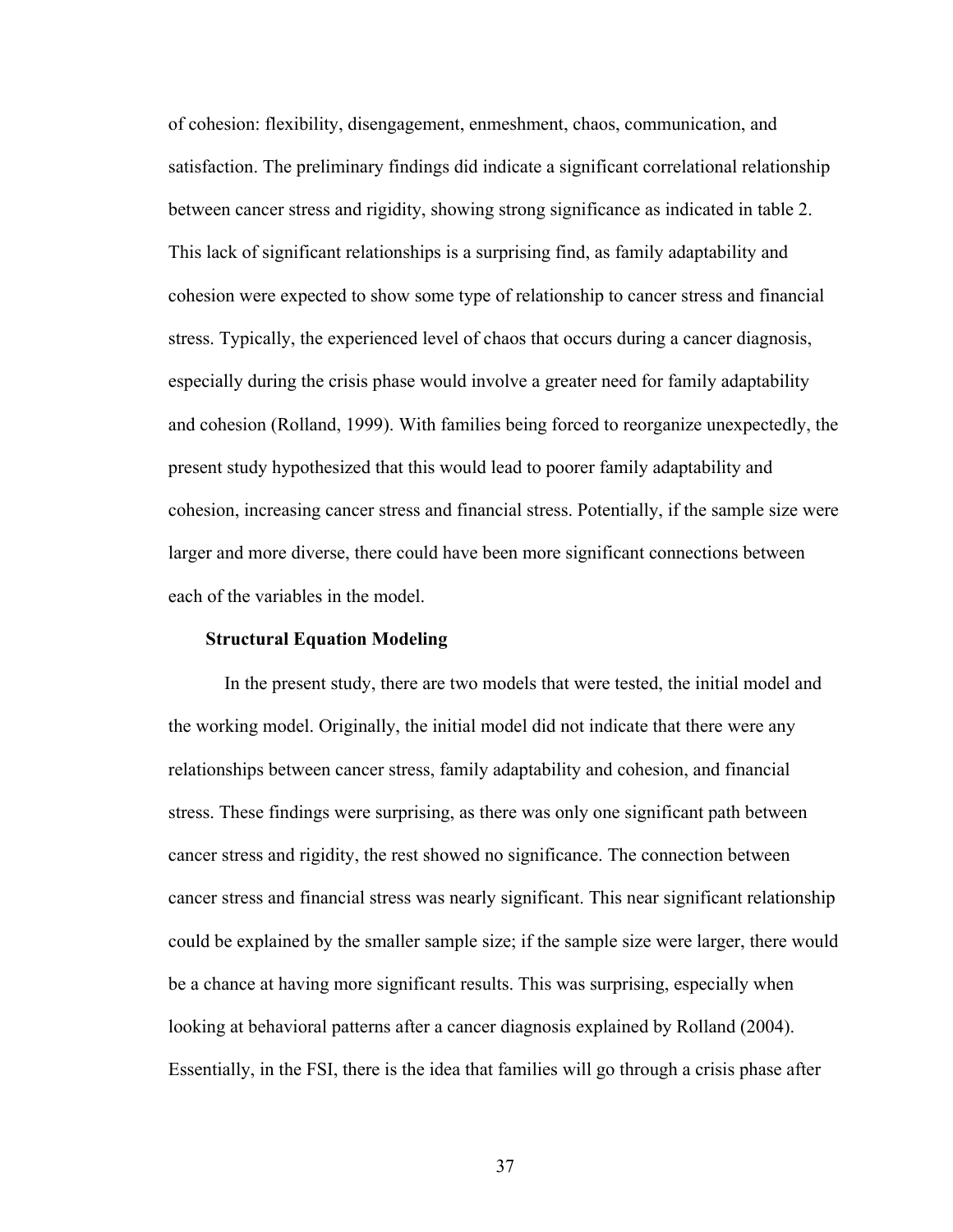of cohesion: flexibility, disengagement, enmeshment, chaos, communication, and satisfaction. The preliminary findings did indicate a significant correlational relationship between cancer stress and rigidity, showing strong significance as indicated in table 2. This lack of significant relationships is a surprising find, as family adaptability and cohesion were expected to show some type of relationship to cancer stress and financial stress. Typically, the experienced level of chaos that occurs during a cancer diagnosis, especially during the crisis phase would involve a greater need for family adaptability and cohesion (Rolland, 1999). With families being forced to reorganize unexpectedly, the present study hypothesized that this would lead to poorer family adaptability and cohesion, increasing cancer stress and financial stress. Potentially, if the sample size were larger and more diverse, there could have been more significant connections between each of the variables in the model.

**Structural Equation Modeling**

In the present study, there are two models that were tested, the initial model and the working model. Originally, the initial model did not indicate that there were any relationships between cancer stress, family adaptability and cohesion, and financial stress. These findings were surprising, as there was only one significant path between cancer stress and rigidity, the rest showed no significance. The connection between cancer stress and financial stress was nearly significant. This near significant relationship could be explained by the smaller sample size; if the sample size were larger, there would be a chance at having more significant results. This was surprising, especially when looking at behavioral patterns after a cancer diagnosis explained by Rolland (2004). Essentially, in the FSI, there is the idea that families will go through a crisis phase after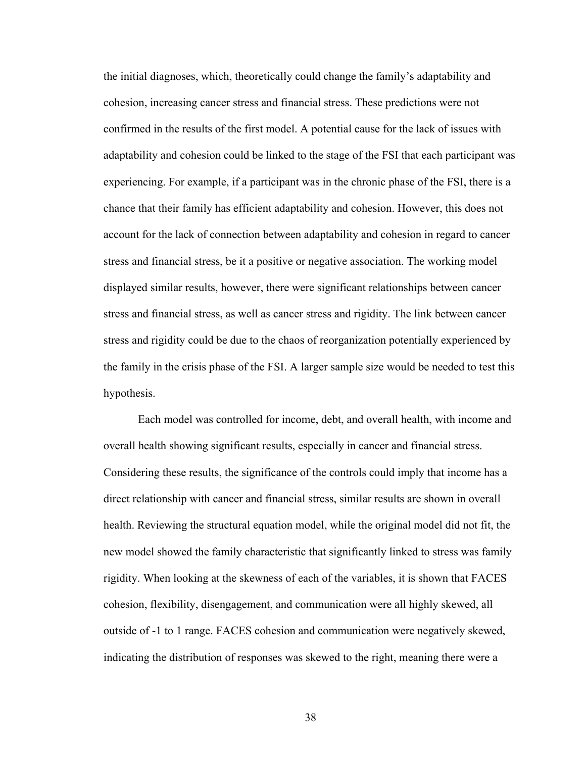the initial diagnoses, which, theoretically could change the family's adaptability and cohesion, increasing cancer stress and financial stress. These predictions were not confirmed in the results of the first model. A potential cause for the lack of issues with adaptability and cohesion could be linked to the stage of the FSI that each participant was experiencing. For example, if a participant was in the chronic phase of the FSI, there is a chance that their family has efficient adaptability and cohesion. However, this does not account for the lack of connection between adaptability and cohesion in regard to cancer stress and financial stress, be it a positive or negative association. The working model displayed similar results, however, there were significant relationships between cancer stress and financial stress, as well as cancer stress and rigidity. The link between cancer stress and rigidity could be due to the chaos of reorganization potentially experienced by the family in the crisis phase of the FSI. A larger sample size would be needed to test this hypothesis.

Each model was controlled for income, debt, and overall health, with income and overall health showing significant results, especially in cancer and financial stress. Considering these results, the significance of the controls could imply that income has a direct relationship with cancer and financial stress, similar results are shown in overall health. Reviewing the structural equation model, while the original model did not fit, the new model showed the family characteristic that significantly linked to stress was family rigidity. When looking at the skewness of each of the variables, it is shown that FACES cohesion, flexibility, disengagement, and communication were all highly skewed, all outside of -1 to 1 range. FACES cohesion and communication were negatively skewed, indicating the distribution of responses was skewed to the right, meaning there were a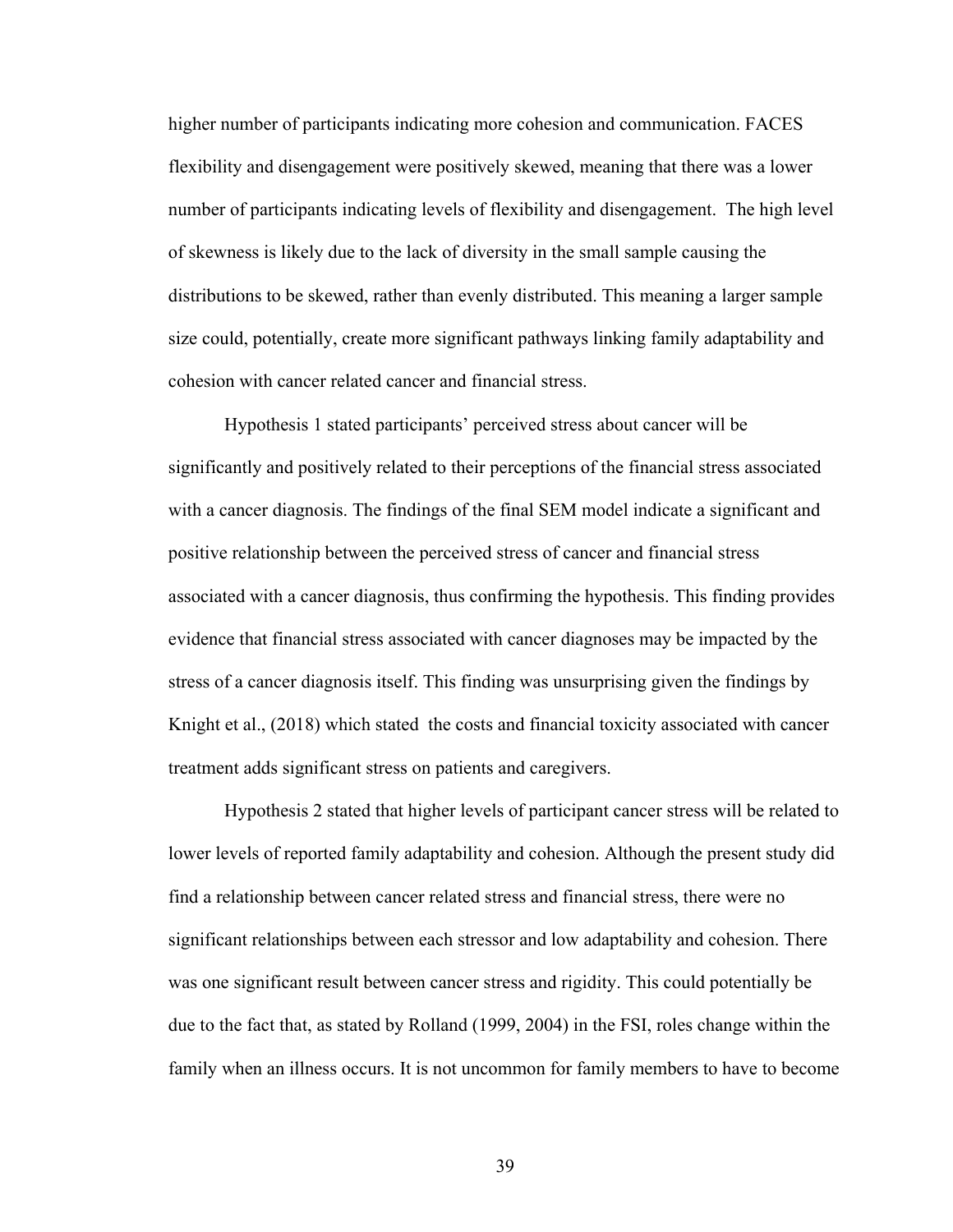higher number of participants indicating more cohesion and communication. FACES flexibility and disengagement were positively skewed, meaning that there was a lower number of participants indicating levels of flexibility and disengagement. The high level of skewness is likely due to the lack of diversity in the small sample causing the distributions to be skewed, rather than evenly distributed. This meaning a larger sample size could, potentially, create more significant pathways linking family adaptability and cohesion with cancer related cancer and financial stress.

Hypothesis 1 stated participants' perceived stress about cancer will be significantly and positively related to their perceptions of the financial stress associated with a cancer diagnosis. The findings of the final SEM model indicate a significant and positive relationship between the perceived stress of cancer and financial stress associated with a cancer diagnosis, thus confirming the hypothesis. This finding provides evidence that financial stress associated with cancer diagnoses may be impacted by the stress of a cancer diagnosis itself. This finding was unsurprising given the findings by Knight et al., (2018) which stated the costs and financial toxicity associated with cancer treatment adds significant stress on patients and caregivers.

Hypothesis 2 stated that higher levels of participant cancer stress will be related to lower levels of reported family adaptability and cohesion. Although the present study did find a relationship between cancer related stress and financial stress, there were no significant relationships between each stressor and low adaptability and cohesion. There was one significant result between cancer stress and rigidity. This could potentially be due to the fact that, as stated by Rolland (1999, 2004) in the FSI, roles change within the family when an illness occurs. It is not uncommon for family members to have to become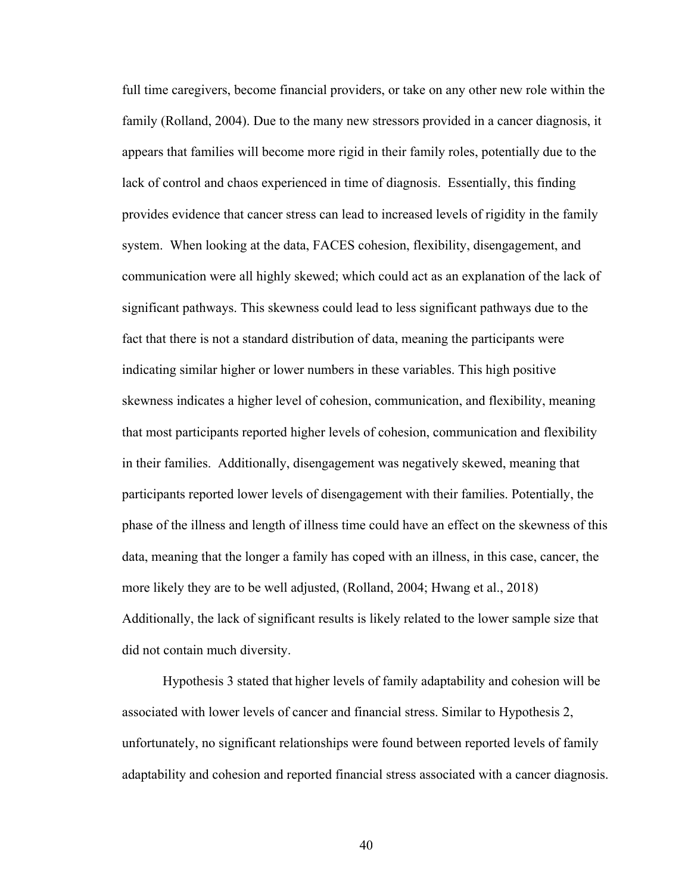full time caregivers, become financial providers, or take on any other new role within the family (Rolland, 2004). Due to the many new stressors provided in a cancer diagnosis, it appears that families will become more rigid in their family roles, potentially due to the lack of control and chaos experienced in time of diagnosis. Essentially, this finding provides evidence that cancer stress can lead to increased levels of rigidity in the family system. When looking at the data, FACES cohesion, flexibility, disengagement, and communication were all highly skewed; which could act as an explanation of the lack of significant pathways. This skewness could lead to less significant pathways due to the fact that there is not a standard distribution of data, meaning the participants were indicating similar higher or lower numbers in these variables. This high positive skewness indicates a higher level of cohesion, communication, and flexibility, meaning that most participants reported higher levels of cohesion, communication and flexibility in their families. Additionally, disengagement was negatively skewed, meaning that participants reported lower levels of disengagement with their families. Potentially, the phase of the illness and length of illness time could have an effect on the skewness of this data, meaning that the longer a family has coped with an illness, in this case, cancer, the more likely they are to be well adjusted, (Rolland, 2004; Hwang et al., 2018) Additionally, the lack of significant results is likely related to the lower sample size that did not contain much diversity.

Hypothesis 3 stated that higher levels of family adaptability and cohesion will be associated with lower levels of cancer and financial stress. Similar to Hypothesis 2, unfortunately, no significant relationships were found between reported levels of family adaptability and cohesion and reported financial stress associated with a cancer diagnosis.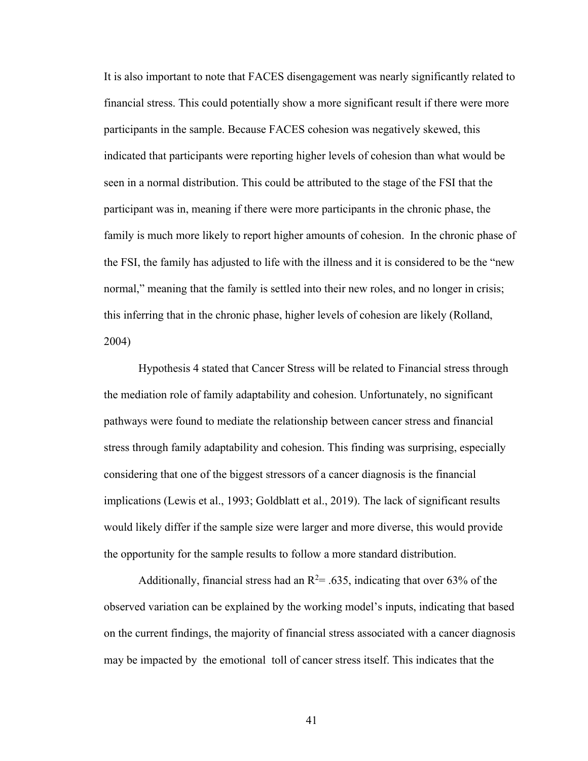It is also important to note that FACES disengagement was nearly significantly related to financial stress. This could potentially show a more significant result if there were more participants in the sample. Because FACES cohesion was negatively skewed, this indicated that participants were reporting higher levels of cohesion than what would be seen in a normal distribution. This could be attributed to the stage of the FSI that the participant was in, meaning if there were more participants in the chronic phase, the family is much more likely to report higher amounts of cohesion. In the chronic phase of the FSI, the family has adjusted to life with the illness and it is considered to be the "new normal," meaning that the family is settled into their new roles, and no longer in crisis; this inferring that in the chronic phase, higher levels of cohesion are likely (Rolland, 2004)

Hypothesis 4 stated that Cancer Stress will be related to Financial stress through the mediation role of family adaptability and cohesion. Unfortunately, no significant pathways were found to mediate the relationship between cancer stress and financial stress through family adaptability and cohesion. This finding was surprising, especially considering that one of the biggest stressors of a cancer diagnosis is the financial implications (Lewis et al., 1993; Goldblatt et al., 2019). The lack of significant results would likely differ if the sample size were larger and more diverse, this would provide the opportunity for the sample results to follow a more standard distribution.

Additionally, financial stress had an $R^2 = .635$, indicating that over 63% of the observed variation can be explained by the working model's inputs, indicating that based on the current findings, the majority of financial stress associated with a cancer diagnosis may be impacted by the emotional toll of cancer stress itself. This indicates that the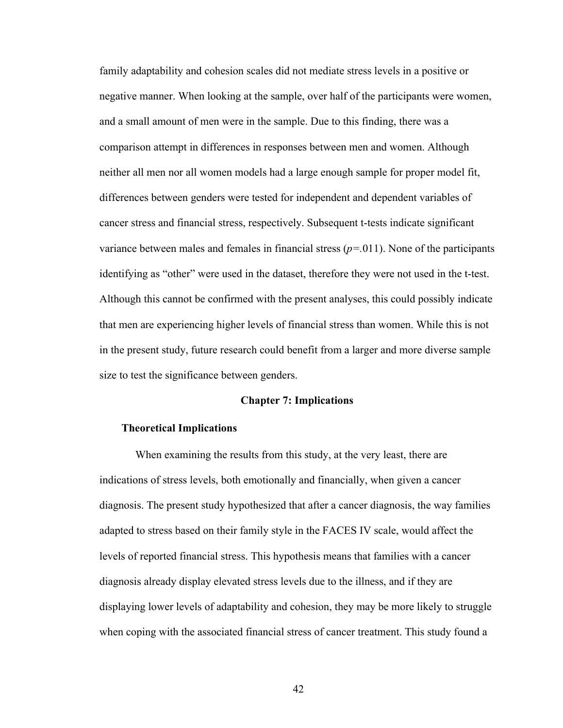family adaptability and cohesion scales did not mediate stress levels in a positive or negative manner. When looking at the sample, over half of the participants were women, and a small amount of men were in the sample. Due to this finding, there was a comparison attempt in differences in responses between men and women. Although neither all men nor all women models had a large enough sample for proper model fit, differences between genders were tested for independent and dependent variables of cancer stress and financial stress, respectively. Subsequent t-tests indicate significant variance between males and females in financial stress ($p$=.011). None of the participants identifying as "other" were used in the dataset, therefore they were not used in the t-test. Although this cannot be confirmed with the present analyses, this could possibly indicate that men are experiencing higher levels of financial stress than women. While this is not in the present study, future research could benefit from a larger and more diverse sample size to test the significance between genders.

# Chapter 7: Implications

## Theoretical Implications

When examining the results from this study, at the very least, there are indications of stress levels, both emotionally and financially, when given a cancer diagnosis. The present study hypothesized that after a cancer diagnosis, the way families adapted to stress based on their family style in the FACES IV scale, would affect the levels of reported financial stress. This hypothesis means that families with a cancer diagnosis already display elevated stress levels due to the illness, and if they are displaying lower levels of adaptability and cohesion, they may be more likely to struggle when coping with the associated financial stress of cancer treatment. This study found a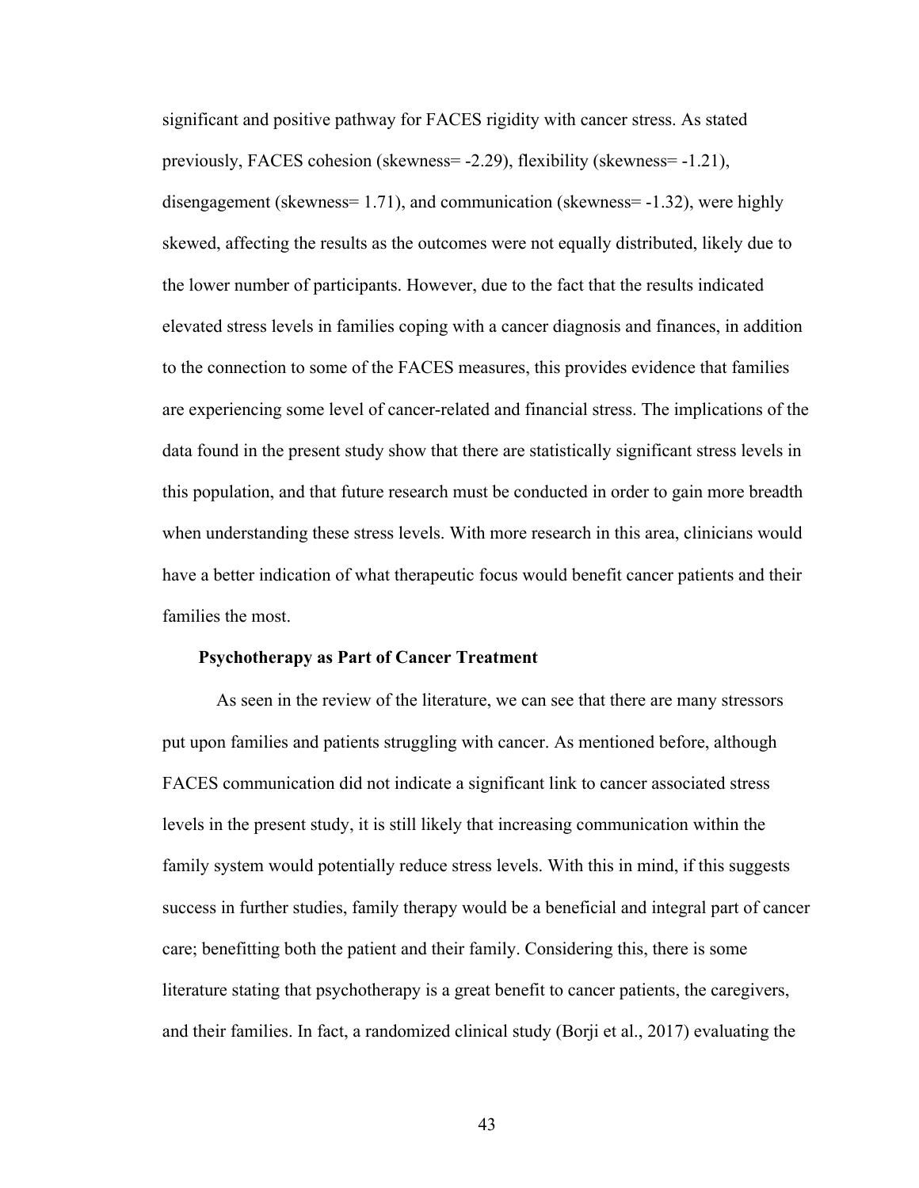significant and positive pathway for FACES rigidity with cancer stress. As stated previously, FACES cohesion (skewness= -2.29), flexibility (skewness= -1.21), disengagement (skewness= 1.71), and communication (skewness= -1.32), were highly skewed, affecting the results as the outcomes were not equally distributed, likely due to the lower number of participants. However, due to the fact that the results indicated elevated stress levels in families coping with a cancer diagnosis and finances, in addition to the connection to some of the FACES measures, this provides evidence that families are experiencing some level of cancer-related and financial stress. The implications of the data found in the present study show that there are statistically significant stress levels in this population, and that future research must be conducted in order to gain more breadth when understanding these stress levels. With more research in this area, clinicians would have a better indication of what therapeutic focus would benefit cancer patients and their families the most.

### Psychotherapy as Part of Cancer Treatment

As seen in the review of the literature, we can see that there are many stressors put upon families and patients struggling with cancer. As mentioned before, although FACES communication did not indicate a significant link to cancer associated stress levels in the present study, it is still likely that increasing communication within the family system would potentially reduce stress levels. With this in mind, if this suggests success in further studies, family therapy would be a beneficial and integral part of cancer care; benefitting both the patient and their family. Considering this, there is some literature stating that psychotherapy is a great benefit to cancer patients, the caregivers, and their families. In fact, a randomized clinical study (Borji et al., 2017) evaluating the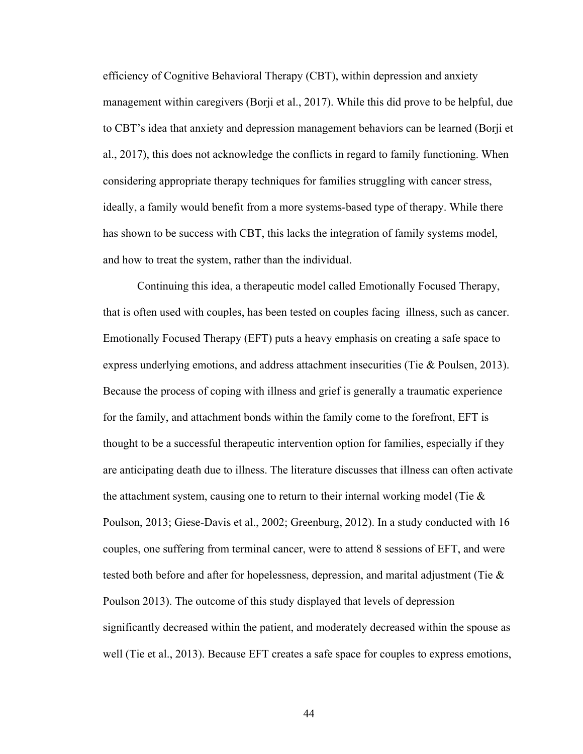efficiency of Cognitive Behavioral Therapy (CBT), within depression and anxiety management within caregivers (Borji et al., 2017). While this did prove to be helpful, due to CBT's idea that anxiety and depression management behaviors can be learned (Borji et al., 2017), this does not acknowledge the conflicts in regard to family functioning. When considering appropriate therapy techniques for families struggling with cancer stress, ideally, a family would benefit from a more systems-based type of therapy. While there has shown to be success with CBT, this lacks the integration of family systems model, and how to treat the system, rather than the individual.

Continuing this idea, a therapeutic model called Emotionally Focused Therapy, that is often used with couples, has been tested on couples facing illness, such as cancer. Emotionally Focused Therapy (EFT) puts a heavy emphasis on creating a safe space to express underlying emotions, and address attachment insecurities (Tie & Poulsen, 2013). Because the process of coping with illness and grief is generally a traumatic experience for the family, and attachment bonds within the family come to the forefront, EFT is thought to be a successful therapeutic intervention option for families, especially if they are anticipating death due to illness. The literature discusses that illness can often activate the attachment system, causing one to return to their internal working model (Tie & Poulson, 2013; Giese-Davis et al., 2002; Greenburg, 2012). In a study conducted with 16 couples, one suffering from terminal cancer, were to attend 8 sessions of EFT, and were tested both before and after for hopelessness, depression, and marital adjustment (Tie & Poulson 2013). The outcome of this study displayed that levels of depression significantly decreased within the patient, and moderately decreased within the spouse as well (Tie et al., 2013). Because EFT creates a safe space for couples to express emotions,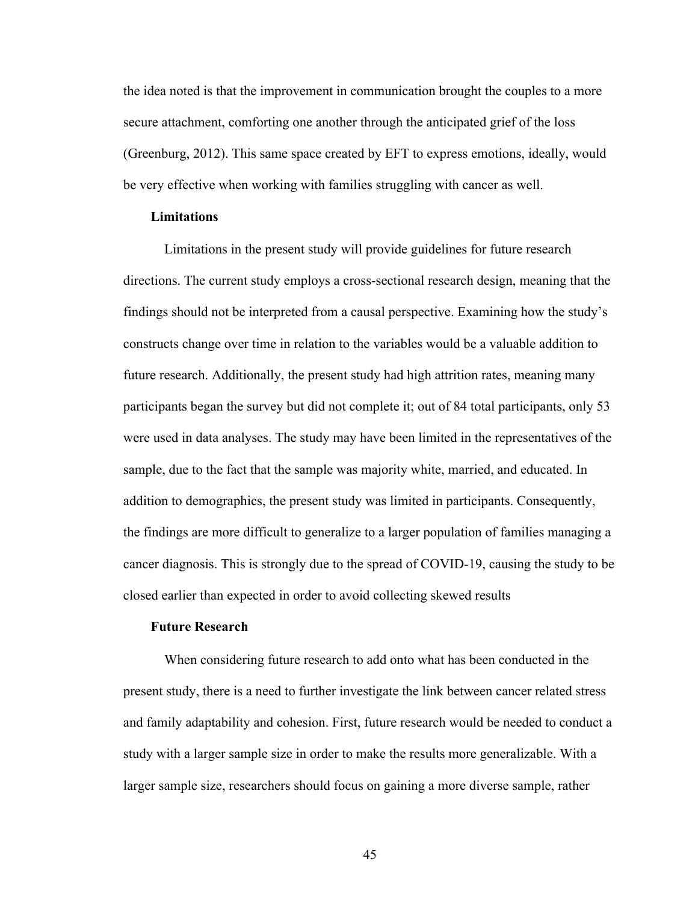the idea noted is that the improvement in communication brought the couples to a more secure attachment, comforting one another through the anticipated grief of the loss (Greenburg, 2012). This same space created by EFT to express emotions, ideally, would be very effective when working with families struggling with cancer as well.

**Limitations**

Limitations in the present study will provide guidelines for future research directions. The current study employs a cross-sectional research design, meaning that the findings should not be interpreted from a causal perspective. Examining how the study's constructs change over time in relation to the variables would be a valuable addition to future research. Additionally, the present study had high attrition rates, meaning many participants began the survey but did not complete it; out of 84 total participants, only 53 were used in data analyses. The study may have been limited in the representatives of the sample, due to the fact that the sample was majority white, married, and educated. In addition to demographics, the present study was limited in participants. Consequently, the findings are more difficult to generalize to a larger population of families managing a cancer diagnosis. This is strongly due to the spread of COVID-19, causing the study to be closed earlier than expected in order to avoid collecting skewed results

**Future Research**

When considering future research to add onto what has been conducted in the present study, there is a need to further investigate the link between cancer related stress and family adaptability and cohesion. First, future research would be needed to conduct a study with a larger sample size in order to make the results more generalizable. With a larger sample size, researchers should focus on gaining a more diverse sample, rather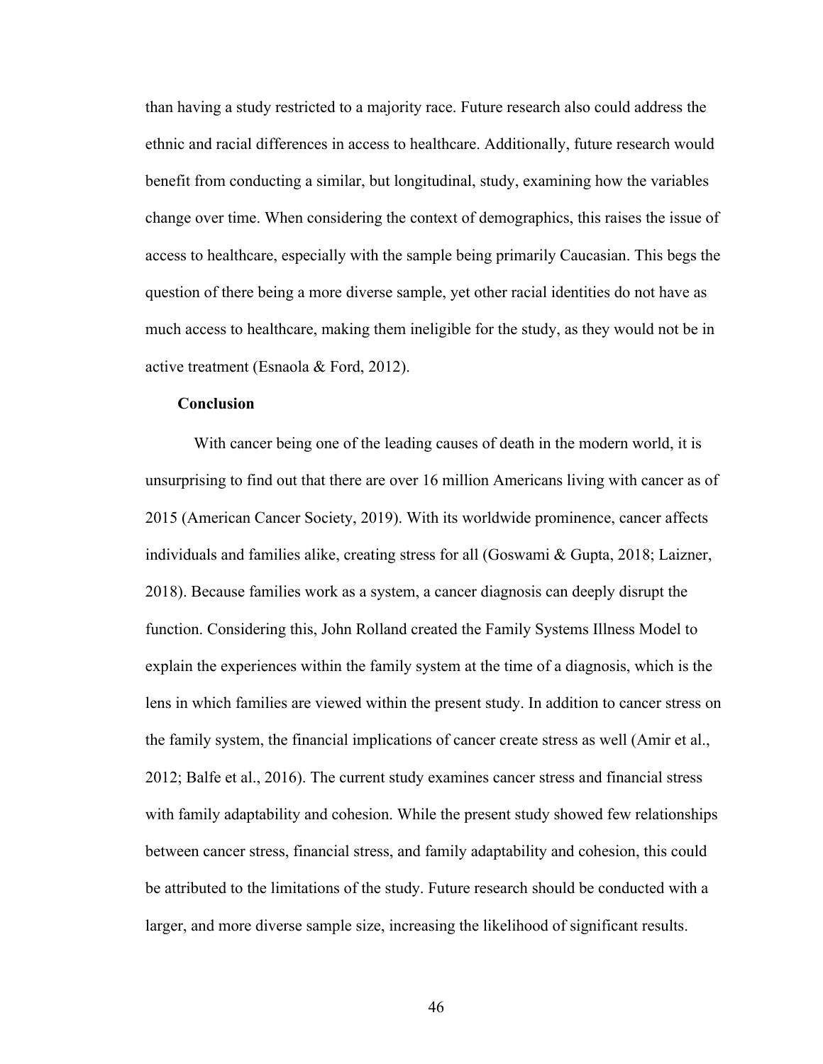than having a study restricted to a majority race. Future research also could address the ethnic and racial differences in access to healthcare. Additionally, future research would benefit from conducting a similar, but longitudinal, study, examining how the variables change over time. When considering the context of demographics, this raises the issue of access to healthcare, especially with the sample being primarily Caucasian. This begs the question of there being a more diverse sample, yet other racial identities do not have as much access to healthcare, making them ineligible for the study, as they would not be in active treatment (Esnaola & Ford, 2012).

## Conclusion

With cancer being one of the leading causes of death in the modern world, it is unsurprising to find out that there are over 16 million Americans living with cancer as of 2015 (American Cancer Society, 2019). With its worldwide prominence, cancer affects individuals and families alike, creating stress for all (Goswami & Gupta, 2018; Laizner, 2018). Because families work as a system, a cancer diagnosis can deeply disrupt the function. Considering this, John Rolland created the Family Systems Illness Model to explain the experiences within the family system at the time of a diagnosis, which is the lens in which families are viewed within the present study. In addition to cancer stress on the family system, the financial implications of cancer create stress as well (Amir et al., 2012; Balfe et al., 2016). The current study examines cancer stress and financial stress with family adaptability and cohesion. While the present study showed few relationships between cancer stress, financial stress, and family adaptability and cohesion, this could be attributed to the limitations of the study. Future research should be conducted with a larger, and more diverse sample size, increasing the likelihood of significant results.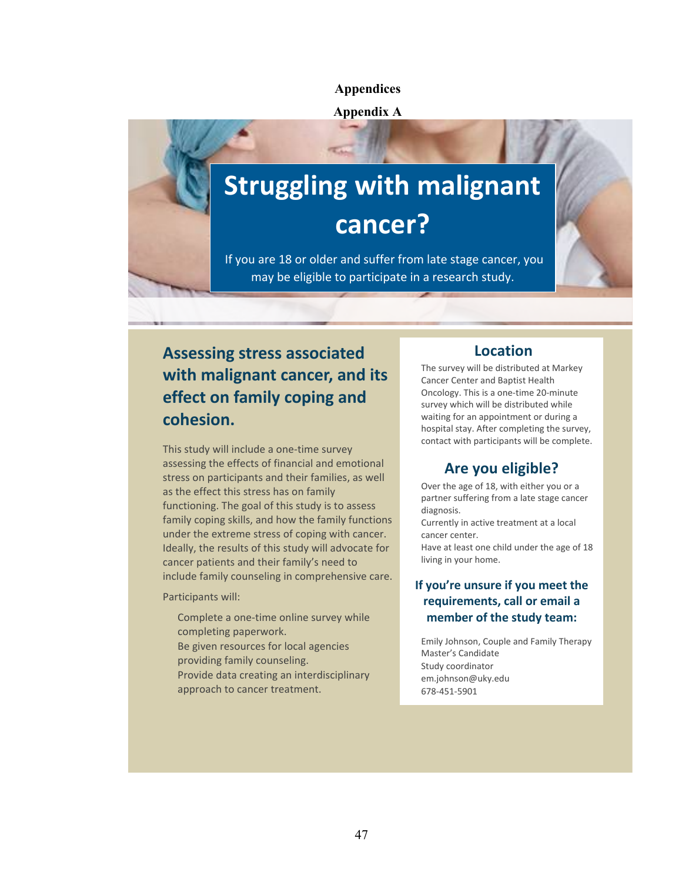# Appendices

## Appendix A

# Struggling with malignant cancer?

If you are 18 or older and suffer from late stage cancer, you may be eligible to participate in a research study.

## Assessing stress associated with malignant cancer, and its effect on family coping and cohesion.

This study will include a one-time survey assessing the effects of financial and emotional stress on participants and their families, as well as the effect this stress has on family functioning. The goal of this study is to assess family coping skills, and how the family functions under the extreme stress of coping with cancer. Ideally, the results of this study will advocate for cancer patients and their family's need to include family counseling in comprehensive care.

Participants will:

- Complete a one-time online survey while completing paperwork.
- Be given resources for local agencies providing family counseling.
- Provide data creating an interdisciplinary approach to cancer treatment.

### Location

The survey will be distributed at Markey Cancer Center and Baptist Health Oncology. This is a one-time 20-minute survey which will be distributed while waiting for an appointment or during a hospital stay. After completing the survey, contact with participants will be complete.

### Are you eligible?

- Over the age of 18, with either you or a partner suffering from a late stage cancer diagnosis.
- Currently in active treatment at a local cancer center.
- Have at least one child under the age of 18 living in your home.

### If you're unsure if you meet the requirements, call or email a member of the study team:

Emily Johnson, Couple and Family Therapy Master's Candidate
Study coordinator
em.johnson@uky.edu
678-451-5901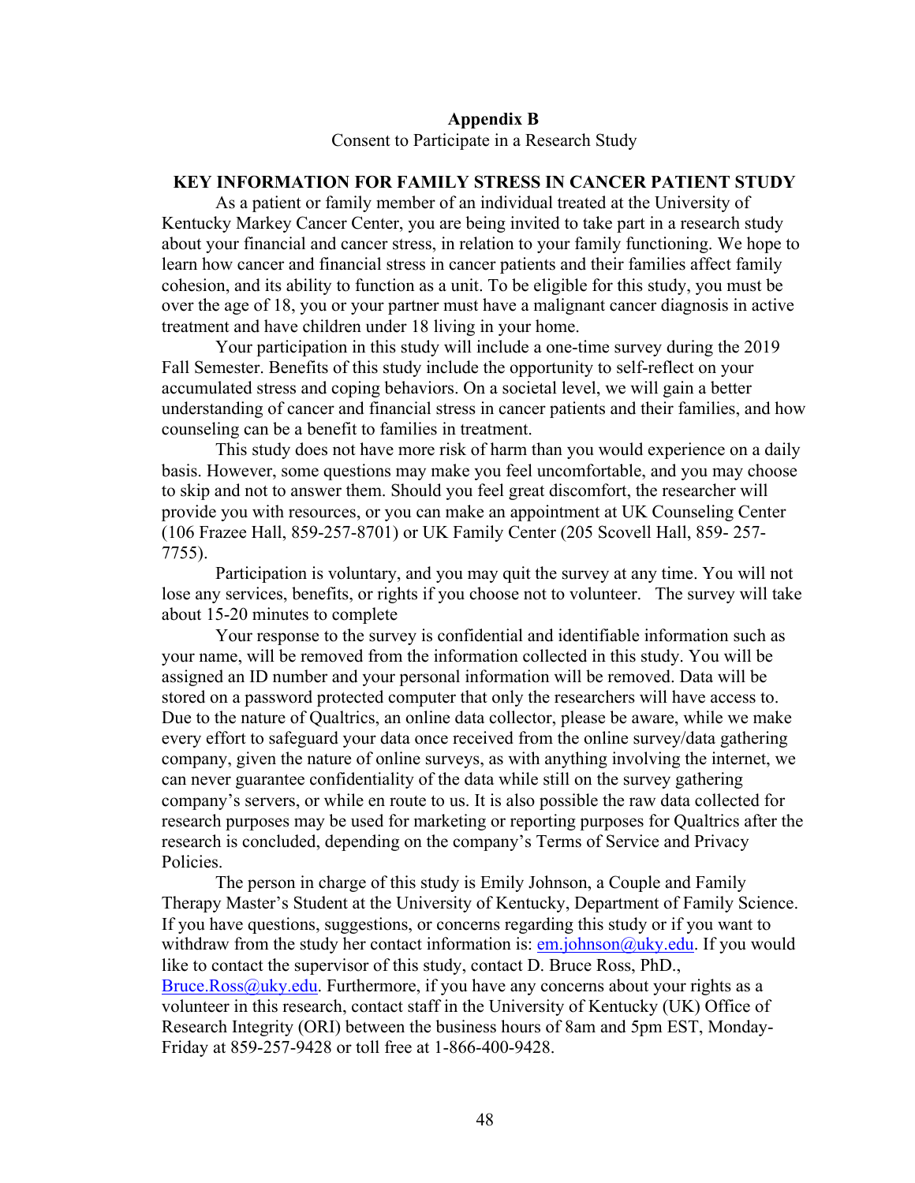## Appendix B

Consent to Participate in a Research Study

**KEY INFORMATION FOR FAMILY STRESS IN CANCER PATIENT STUDY**

As a patient or family member of an individual treated at the University of Kentucky Markey Cancer Center, you are being invited to take part in a research study about your financial and cancer stress, in relation to your family functioning. We hope to learn how cancer and financial stress in cancer patients and their families affect family cohesion, and its ability to function as a unit. To be eligible for this study, you must be over the age of 18, you or your partner must have a malignant cancer diagnosis in active treatment and have children under 18 living in your home.

Your participation in this study will include a one-time survey during the 2019 Fall Semester. Benefits of this study include the opportunity to self-reflect on your accumulated stress and coping behaviors. On a societal level, we will gain a better understanding of cancer and financial stress in cancer patients and their families, and how counseling can be a benefit to families in treatment.

This study does not have more risk of harm than you would experience on a daily basis. However, some questions may make you feel uncomfortable, and you may choose to skip and not to answer them. Should you feel great discomfort, the researcher will provide you with resources, or you can make an appointment at UK Counseling Center (106 Frazee Hall, 859-257-8701) or UK Family Center (205 Scovell Hall, 859- 257-7755).

Participation is voluntary, and you may quit the survey at any time. You will not lose any services, benefits, or rights if you choose not to volunteer. The survey will take about 15-20 minutes to complete

Your response to the survey is confidential and identifiable information such as your name, will be removed from the information collected in this study. You will be assigned an ID number and your personal information will be removed. Data will be stored on a password protected computer that only the researchers will have access to. Due to the nature of Qualtrics, an online data collector, please be aware, while we make every effort to safeguard your data once received from the online survey/data gathering company, given the nature of online surveys, as with anything involving the internet, we can never guarantee confidentiality of the data while still on the survey gathering company's servers, or while en route to us. It is also possible the raw data collected for research purposes may be used for marketing or reporting purposes for Qualtrics after the research is concluded, depending on the company's Terms of Service and Privacy Policies.

The person in charge of this study is Emily Johnson, a Couple and Family Therapy Master's Student at the University of Kentucky, Department of Family Science. If you have questions, suggestions, or concerns regarding this study or if you want to withdraw from the study her contact information is: em.johnson@uky.edu. If you would like to contact the supervisor of this study, contact D. Bruce Ross, PhD., Bruce.Ross@uky.edu. Furthermore, if you have any concerns about your rights as a volunteer in this research, contact staff in the University of Kentucky (UK) Office of Research Integrity (ORI) between the business hours of 8am and 5pm EST, Monday-Friday at 859-257-9428 or toll free at 1-866-400-9428.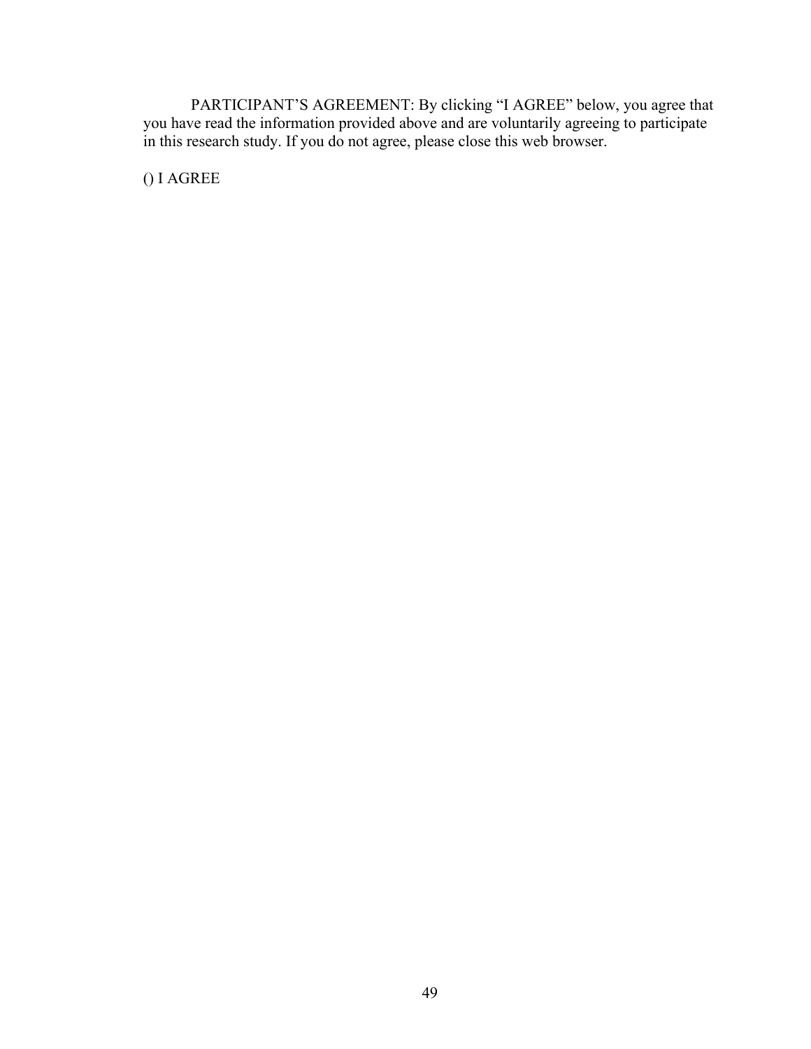PARTICIPANT'S AGREEMENT: By clicking "I AGREE" below, you agree that you have read the information provided above and are voluntarily agreeing to participate in this research study. If you do not agree, please close this web browser.

() I AGREE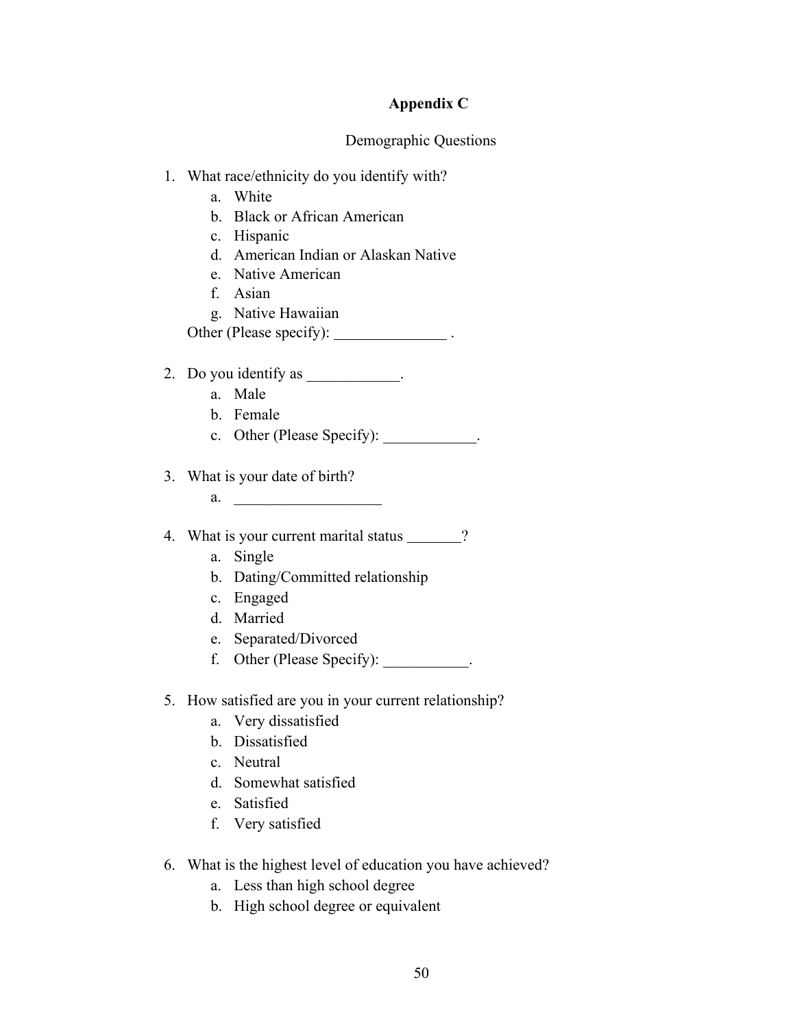# Appendix C

Demographic Questions

1. What race/ethnicity do you identify with?
    a. White
    b. Black or African American
    c. Hispanic
    d. American Indian or Alaskan Native
    e. Native American
    f. Asian
    g. Native Hawaiian

    Other (Please specify): ______________ .

2. Do you identify as ____________.
    a. Male
    b. Female
    c. Other (Please Specify): ____________.

3. What is your date of birth?
    a. ___________________

4. What is your current marital status _______?
    a. Single
    b. Dating/Committed relationship
    c. Engaged
    d. Married
    e. Separated/Divorced
    f. Other (Please Specify): ___________.

5. How satisfied are you in your current relationship?
    a. Very dissatisfied
    b. Dissatisfied
    c. Neutral
    d. Somewhat satisfied
    e. Satisfied
    f. Very satisfied

6. What is the highest level of education you have achieved?
    a. Less than high school degree
    b. High school degree or equivalent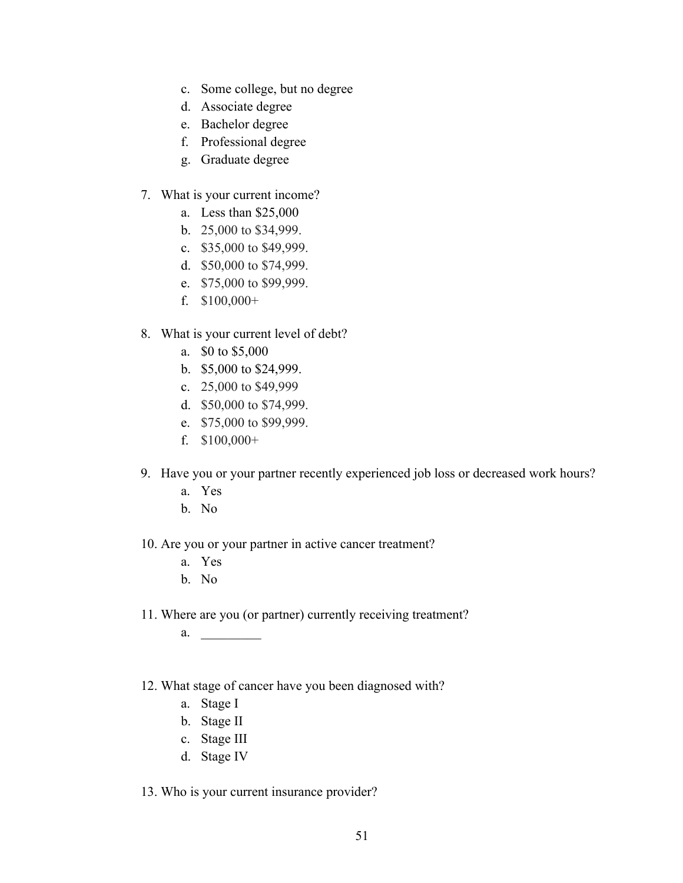c. Some college, but no degree
   d. Associate degree
   e. Bachelor degree
   f. Professional degree
   g. Graduate degree

7. What is your current income?
   a. Less than $25,000
   b. 25,000 to $34,999.
   c. $35,000 to $49,999.
   d. $50,000 to $74,999.
   e. $75,000 to $99,999.
   f. $100,000+

8. What is your current level of debt?
   a. $0 to $5,000
   b. $5,000 to $24,999.
   c. 25,000 to $49,999
   d. $50,000 to $74,999.
   e. $75,000 to $99,999.
   f. $100,000+

9. Have you or your partner recently experienced job loss or decreased work hours?
   a. Yes
   b. No

10. Are you or your partner in active cancer treatment?
    a. Yes
    b. No

11. Where are you (or partner) currently receiving treatment?
    a. _________

12. What stage of cancer have you been diagnosed with?
    a. Stage I
    b. Stage II
    c. Stage III
    d. Stage IV

13. Who is your current insurance provider?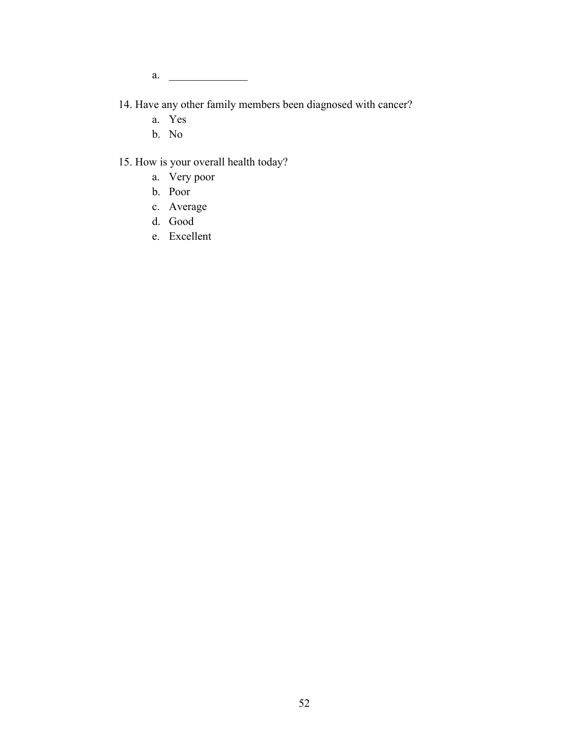a. ______________

14. Have any other family members been diagnosed with cancer?
    a. Yes
    b. No

15. How is your overall health today?
    a. Very poor
    b. Poor
    c. Average
    d. Good
    e. Excellent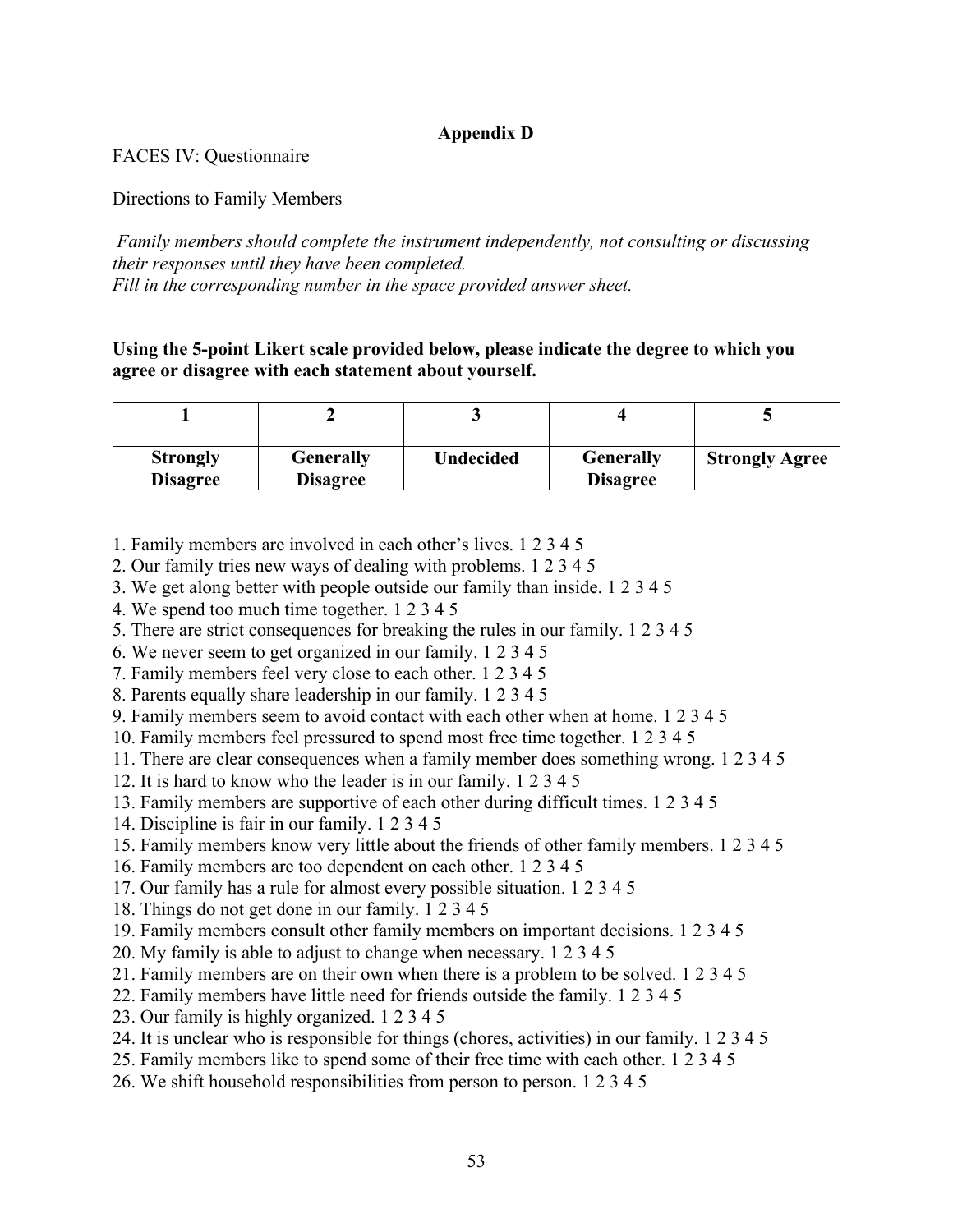**Appendix D**

FACES IV: Questionnaire

Directions to Family Members

*Family members should complete the instrument independently, not consulting or discussing their responses until they have been completed.*
*Fill in the corresponding number in the space provided answer sheet.*

**Using the 5-point Likert scale provided below, please indicate the degree to which you agree or disagree with each statement about yourself.**

| 1 | 2 | 3 | 4 | 5 |
|---|---|---|---|---|
| **Strongly Disagree** | **Generally Disagree** | **Undecided** | **Generally Disagree** | **Strongly Agree** |

1. Family members are involved in each other's lives. 1 2 3 4 5
2. Our family tries new ways of dealing with problems. 1 2 3 4 5
3. We get along better with people outside our family than inside. 1 2 3 4 5
4. We spend too much time together. 1 2 3 4 5
5. There are strict consequences for breaking the rules in our family. 1 2 3 4 5
6. We never seem to get organized in our family. 1 2 3 4 5
7. Family members feel very close to each other. 1 2 3 4 5
8. Parents equally share leadership in our family. 1 2 3 4 5
9. Family members seem to avoid contact with each other when at home. 1 2 3 4 5
10. Family members feel pressured to spend most free time together. 1 2 3 4 5
11. There are clear consequences when a family member does something wrong. 1 2 3 4 5
12. It is hard to know who the leader is in our family. 1 2 3 4 5
13. Family members are supportive of each other during difficult times. 1 2 3 4 5
14. Discipline is fair in our family. 1 2 3 4 5
15. Family members know very little about the friends of other family members. 1 2 3 4 5
16. Family members are too dependent on each other. 1 2 3 4 5
17. Our family has a rule for almost every possible situation. 1 2 3 4 5
18. Things do not get done in our family. 1 2 3 4 5
19. Family members consult other family members on important decisions. 1 2 3 4 5
20. My family is able to adjust to change when necessary. 1 2 3 4 5
21. Family members are on their own when there is a problem to be solved. 1 2 3 4 5
22. Family members have little need for friends outside the family. 1 2 3 4 5
23. Our family is highly organized. 1 2 3 4 5
24. It is unclear who is responsible for things (chores, activities) in our family. 1 2 3 4 5
25. Family members like to spend some of their free time with each other. 1 2 3 4 5
26. We shift household responsibilities from person to person. 1 2 3 4 5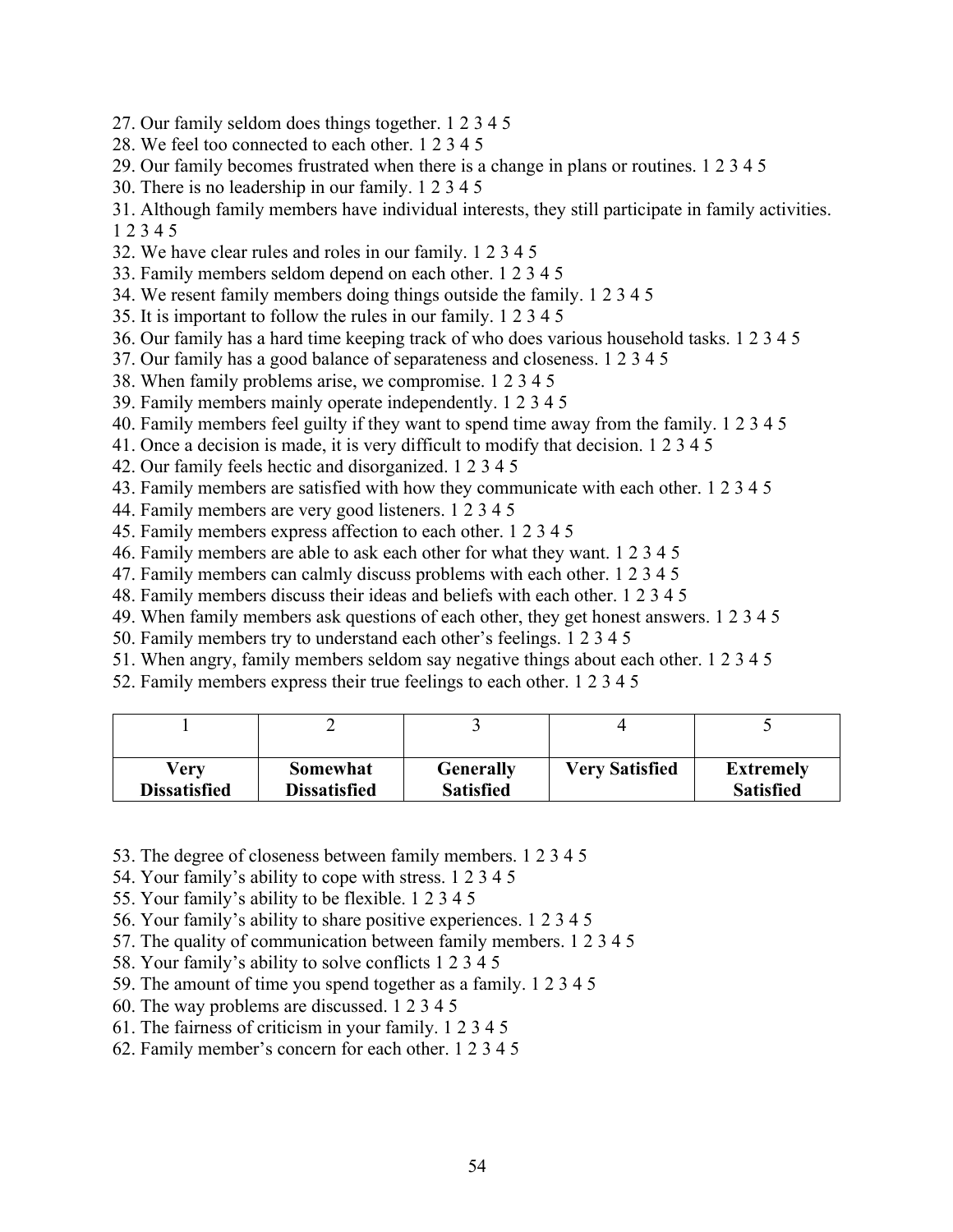27. Our family seldom does things together. 1 2 3 4 5
28. We feel too connected to each other. 1 2 3 4 5
29. Our family becomes frustrated when there is a change in plans or routines. 1 2 3 4 5
30. There is no leadership in our family. 1 2 3 4 5
31. Although family members have individual interests, they still participate in family activities. 1 2 3 4 5
32. We have clear rules and roles in our family. 1 2 3 4 5
33. Family members seldom depend on each other. 1 2 3 4 5
34. We resent family members doing things outside the family. 1 2 3 4 5
35. It is important to follow the rules in our family. 1 2 3 4 5
36. Our family has a hard time keeping track of who does various household tasks. 1 2 3 4 5
37. Our family has a good balance of separateness and closeness. 1 2 3 4 5
38. When family problems arise, we compromise. 1 2 3 4 5
39. Family members mainly operate independently. 1 2 3 4 5
40. Family members feel guilty if they want to spend time away from the family. 1 2 3 4 5
41. Once a decision is made, it is very difficult to modify that decision. 1 2 3 4 5
42. Our family feels hectic and disorganized. 1 2 3 4 5
43. Family members are satisfied with how they communicate with each other. 1 2 3 4 5
44. Family members are very good listeners. 1 2 3 4 5
45. Family members express affection to each other. 1 2 3 4 5
46. Family members are able to ask each other for what they want. 1 2 3 4 5
47. Family members can calmly discuss problems with each other. 1 2 3 4 5
48. Family members discuss their ideas and beliefs with each other. 1 2 3 4 5
49. When family members ask questions of each other, they get honest answers. 1 2 3 4 5
50. Family members try to understand each other's feelings. 1 2 3 4 5
51. When angry, family members seldom say negative things about each other. 1 2 3 4 5
52. Family members express their true feelings to each other. 1 2 3 4 5

| 1 | 2 | 3 | 4 | 5 |
|---|---|---|---|---|
| **Very Dissatisfied** | **Somewhat Dissatisfied** | **Generally Satisfied** | **Very Satisfied** | **Extremely Satisfied** |

53. The degree of closeness between family members. 1 2 3 4 5
54. Your family's ability to cope with stress. 1 2 3 4 5
55. Your family's ability to be flexible. 1 2 3 4 5
56. Your family's ability to share positive experiences. 1 2 3 4 5
57. The quality of communication between family members. 1 2 3 4 5
58. Your family's ability to solve conflicts 1 2 3 4 5
59. The amount of time you spend together as a family. 1 2 3 4 5
60. The way problems are discussed. 1 2 3 4 5
61. The fairness of criticism in your family. 1 2 3 4 5
62. Family member's concern for each other. 1 2 3 4 5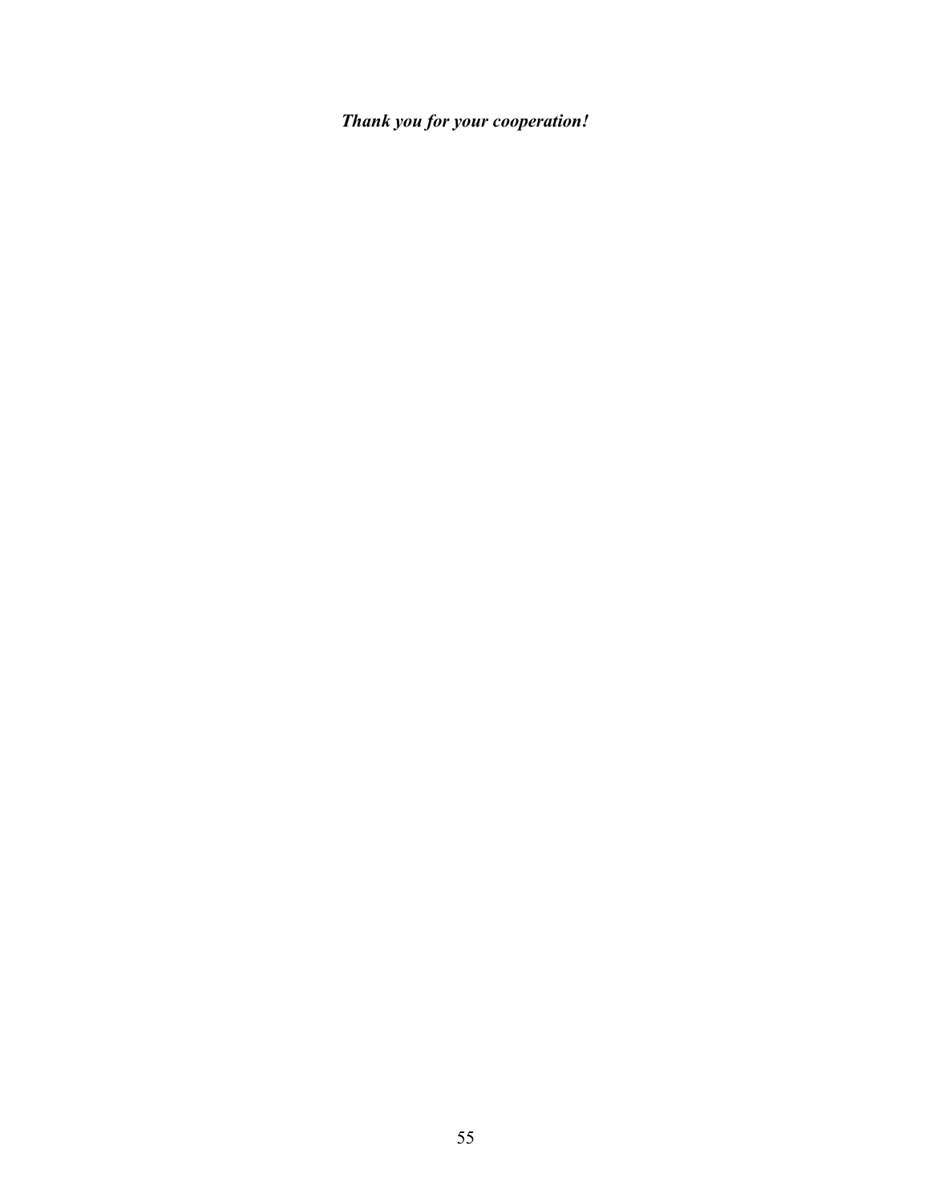***Thank you for your cooperation!***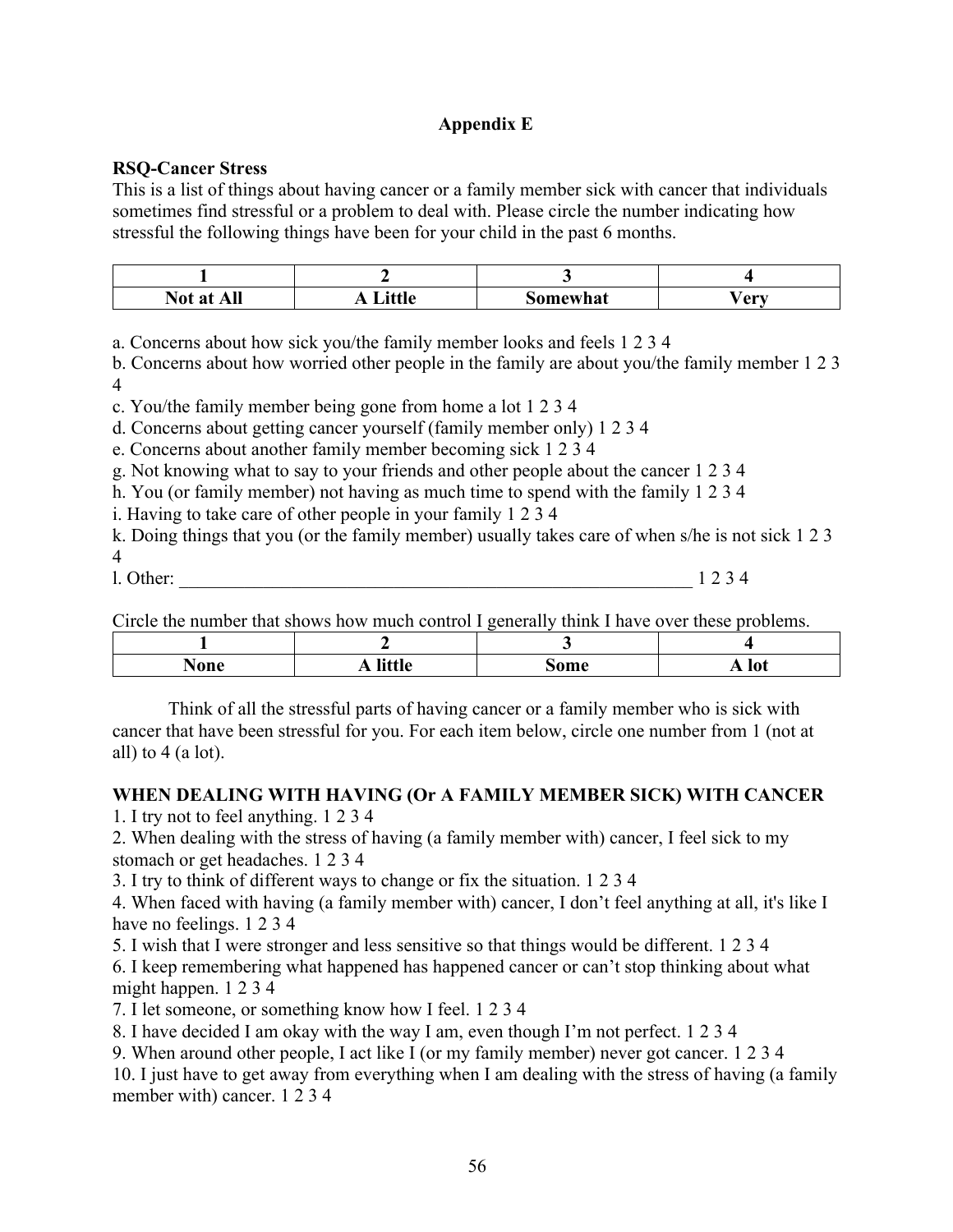**Appendix E**

**RSQ-Cancer Stress**

This is a list of things about having cancer or a family member sick with cancer that individuals sometimes find stressful or a problem to deal with. Please circle the number indicating how stressful the following things have been for your child in the past 6 months.

| 1 | 2 | 3 | 4 |
|---|---|---|---|
| Not at All | A Little | Somewhat | Very |

a. Concerns about how sick you/the family member looks and feels 1 2 3 4
b. Concerns about how worried other people in the family are about you/the family member 1 2 3 4
c. You/the family member being gone from home a lot 1 2 3 4
d. Concerns about getting cancer yourself (family member only) 1 2 3 4
e. Concerns about another family member becoming sick 1 2 3 4
g. Not knowing what to say to your friends and other people about the cancer 1 2 3 4
h. You (or family member) not having as much time to spend with the family 1 2 3 4
i. Having to take care of other people in your family 1 2 3 4
k. Doing things that you (or the family member) usually takes care of when s/he is not sick 1 2 3 4
l. Other: ___________________________________________________________ 1 2 3 4

Circle the number that shows how much control I generally think I have over these problems.

| 1 | 2 | 3 | 4 |
|---|---|---|---|
| None | A little | Some | A lot |

Think of all the stressful parts of having cancer or a family member who is sick with cancer that have been stressful for you. For each item below, circle one number from 1 (not at all) to 4 (a lot).

**WHEN DEALING WITH HAVING (Or A FAMILY MEMBER SICK) WITH CANCER**

1. I try not to feel anything. 1 2 3 4
2. When dealing with the stress of having (a family member with) cancer, I feel sick to my stomach or get headaches. 1 2 3 4
3. I try to think of different ways to change or fix the situation. 1 2 3 4
4. When faced with having (a family member with) cancer, I don't feel anything at all, it's like I have no feelings. 1 2 3 4
5. I wish that I were stronger and less sensitive so that things would be different. 1 2 3 4
6. I keep remembering what happened has happened cancer or can't stop thinking about what might happen. 1 2 3 4
7. I let someone, or something know how I feel. 1 2 3 4
8. I have decided I am okay with the way I am, even though I'm not perfect. 1 2 3 4
9. When around other people, I act like I (or my family member) never got cancer. 1 2 3 4
10. I just have to get away from everything when I am dealing with the stress of having (a family member with) cancer. 1 2 3 4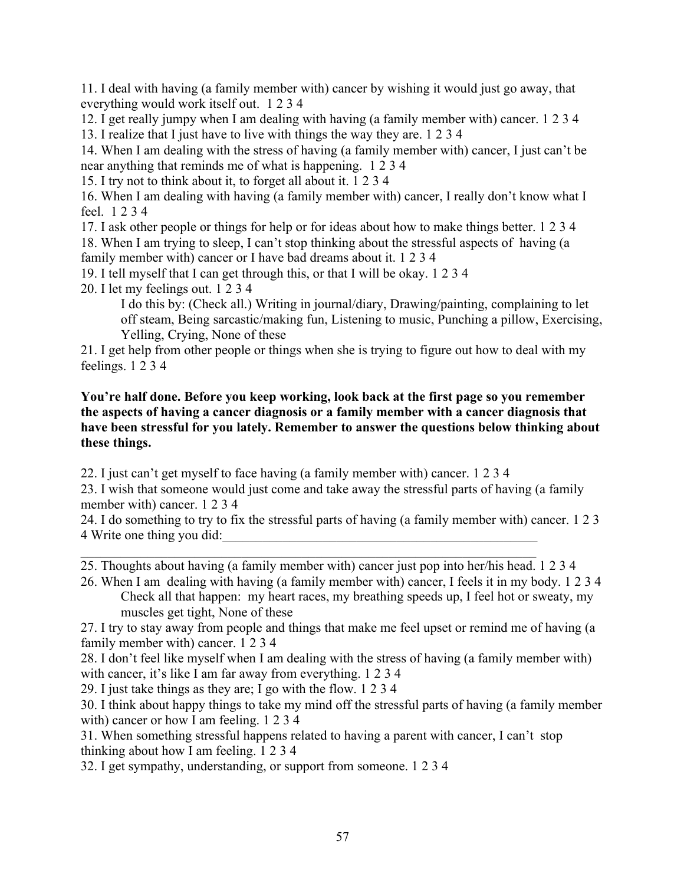11. I deal with having (a family member with) cancer by wishing it would just go away, that everything would work itself out. 1 2 3 4

12. I get really jumpy when I am dealing with having (a family member with) cancer. 1 2 3 4

13. I realize that I just have to live with things the way they are. 1 2 3 4

14. When I am dealing with the stress of having (a family member with) cancer, I just can't be near anything that reminds me of what is happening. 1 2 3 4

15. I try not to think about it, to forget all about it. 1 2 3 4

16. When I am dealing with having (a family member with) cancer, I really don't know what I feel. 1 2 3 4

17. I ask other people or things for help or for ideas about how to make things better. 1 2 3 4

18. When I am trying to sleep, I can't stop thinking about the stressful aspects of having (a family member with) cancer or I have bad dreams about it. 1 2 3 4

19. I tell myself that I can get through this, or that I will be okay. 1 2 3 4

20. I let my feelings out. 1 2 3 4

    I do this by: (Check all.) Writing in journal/diary, Drawing/painting, complaining to let off steam, Being sarcastic/making fun, Listening to music, Punching a pillow, Exercising, Yelling, Crying, None of these

21. I get help from other people or things when she is trying to figure out how to deal with my feelings. 1 2 3 4

**You're half done. Before you keep working, look back at the first page so you remember the aspects of having a cancer diagnosis or a family member with a cancer diagnosis that have been stressful for you lately. Remember to answer the questions below thinking about these things.**

22. I just can't get myself to face having (a family member with) cancer. 1 2 3 4

23. I wish that someone would just come and take away the stressful parts of having (a family member with) cancer. 1 2 3 4

24. I do something to try to fix the stressful parts of having (a family member with) cancer. 1 2 3 4 Write one thing you did:___________________________________________________
_____________________________________________________________________

25. Thoughts about having (a family member with) cancer just pop into her/his head. 1 2 3 4

26. When I am dealing with having (a family member with) cancer, I feels it in my body. 1 2 3 4

    Check all that happen: my heart races, my breathing speeds up, I feel hot or sweaty, my muscles get tight, None of these

27. I try to stay away from people and things that make me feel upset or remind me of having (a family member with) cancer. 1 2 3 4

28. I don't feel like myself when I am dealing with the stress of having (a family member with) with cancer, it's like I am far away from everything. 1 2 3 4

29. I just take things as they are; I go with the flow. 1 2 3 4

30. I think about happy things to take my mind off the stressful parts of having (a family member with) cancer or how I am feeling. 1 2 3 4

31. When something stressful happens related to having a parent with cancer, I can't stop thinking about how I am feeling. 1 2 3 4

32. I get sympathy, understanding, or support from someone. 1 2 3 4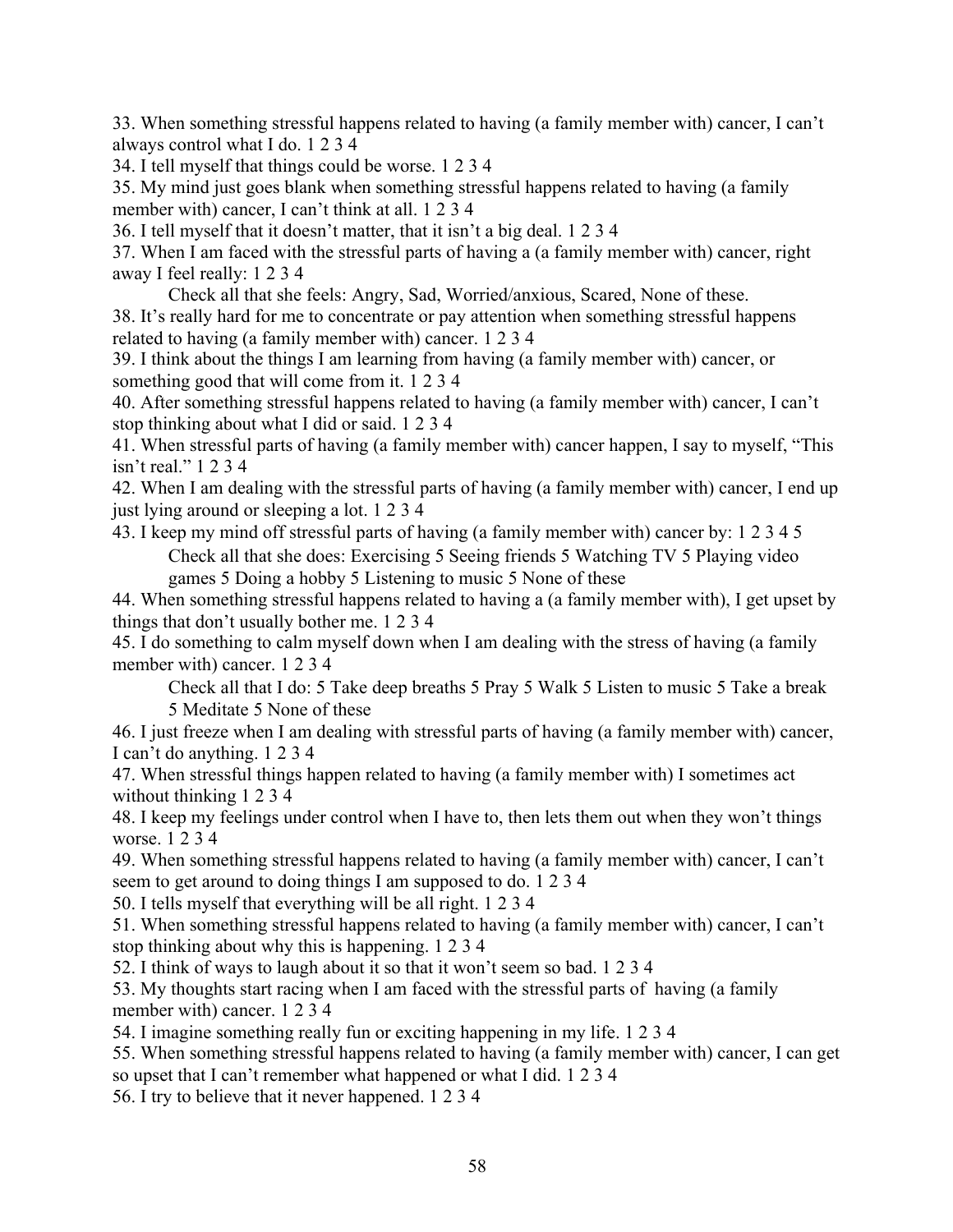33. When something stressful happens related to having (a family member with) cancer, I can't always control what I do. 1 2 3 4

34. I tell myself that things could be worse. 1 2 3 4

35. My mind just goes blank when something stressful happens related to having (a family member with) cancer, I can't think at all. 1 2 3 4

36. I tell myself that it doesn't matter, that it isn't a big deal. 1 2 3 4

37. When I am faced with the stressful parts of having a (a family member with) cancer, right away I feel really: 1 2 3 4

  Check all that she feels: Angry, Sad, Worried/anxious, Scared, None of these.

38. It's really hard for me to concentrate or pay attention when something stressful happens related to having (a family member with) cancer. 1 2 3 4

39. I think about the things I am learning from having (a family member with) cancer, or something good that will come from it. 1 2 3 4

40. After something stressful happens related to having (a family member with) cancer, I can't stop thinking about what I did or said. 1 2 3 4

41. When stressful parts of having (a family member with) cancer happen, I say to myself, "This isn't real." 1 2 3 4

42. When I am dealing with the stressful parts of having (a family member with) cancer, I end up just lying around or sleeping a lot. 1 2 3 4

43. I keep my mind off stressful parts of having (a family member with) cancer by: 1 2 3 4 5

  Check all that she does: Exercising 5 Seeing friends 5 Watching TV 5 Playing video games 5 Doing a hobby 5 Listening to music 5 None of these

44. When something stressful happens related to having a (a family member with), I get upset by things that don't usually bother me. 1 2 3 4

45. I do something to calm myself down when I am dealing with the stress of having (a family member with) cancer. 1 2 3 4

  Check all that I do: 5 Take deep breaths 5 Pray 5 Walk 5 Listen to music 5 Take a break 5 Meditate 5 None of these

46. I just freeze when I am dealing with stressful parts of having (a family member with) cancer, I can't do anything. 1 2 3 4

47. When stressful things happen related to having (a family member with) I sometimes act without thinking 1 2 3 4

48. I keep my feelings under control when I have to, then lets them out when they won't things worse. 1 2 3 4

49. When something stressful happens related to having (a family member with) cancer, I can't seem to get around to doing things I am supposed to do. 1 2 3 4

50. I tells myself that everything will be all right. 1 2 3 4

51. When something stressful happens related to having (a family member with) cancer, I can't stop thinking about why this is happening. 1 2 3 4

52. I think of ways to laugh about it so that it won't seem so bad. 1 2 3 4

53. My thoughts start racing when I am faced with the stressful parts of having (a family member with) cancer. 1 2 3 4

54. I imagine something really fun or exciting happening in my life. 1 2 3 4

55. When something stressful happens related to having (a family member with) cancer, I can get so upset that I can't remember what happened or what I did. 1 2 3 4

56. I try to believe that it never happened. 1 2 3 4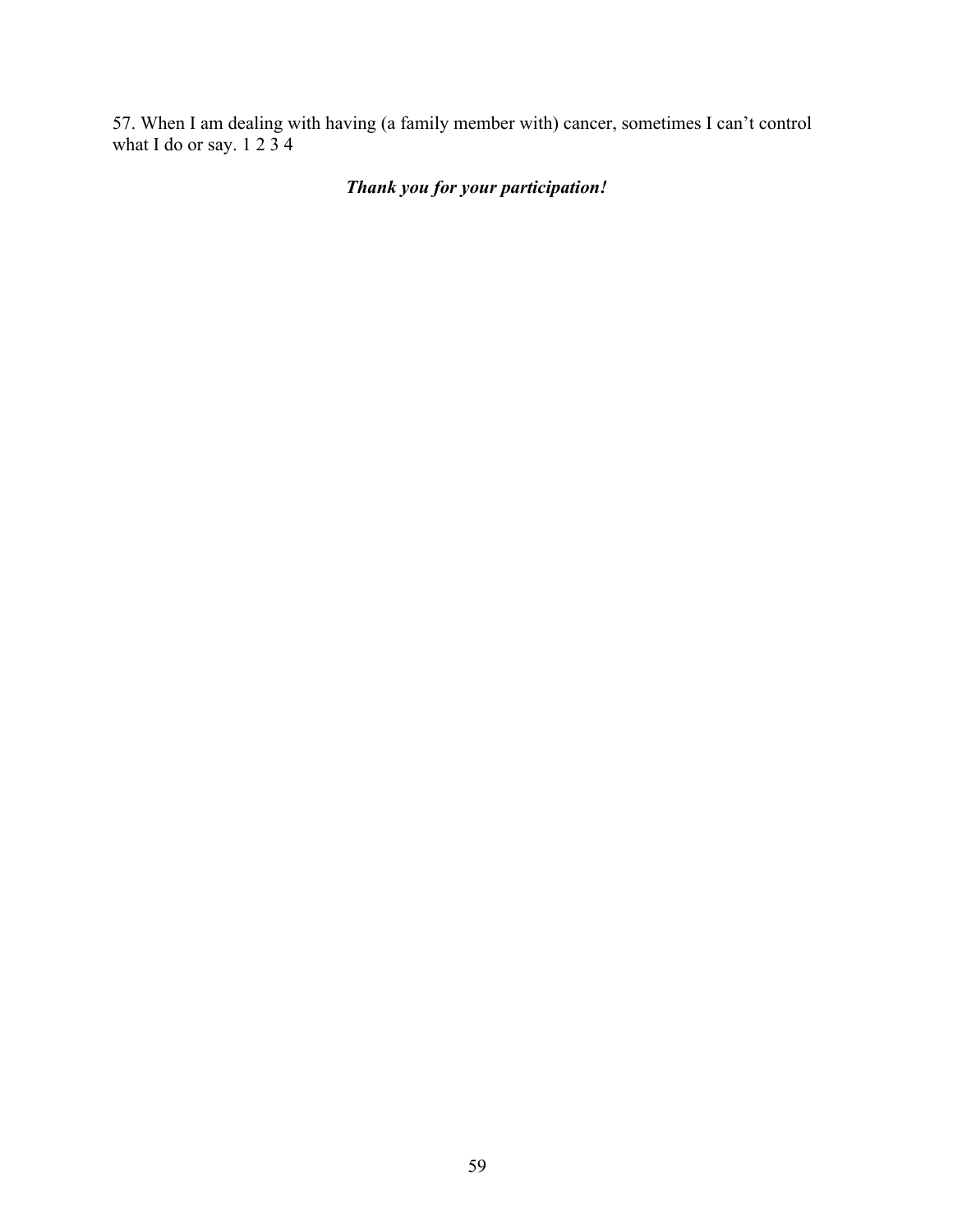57. When I am dealing with having (a family member with) cancer, sometimes I can't control what I do or say. 1 2 3 4

***Thank you for your participation!***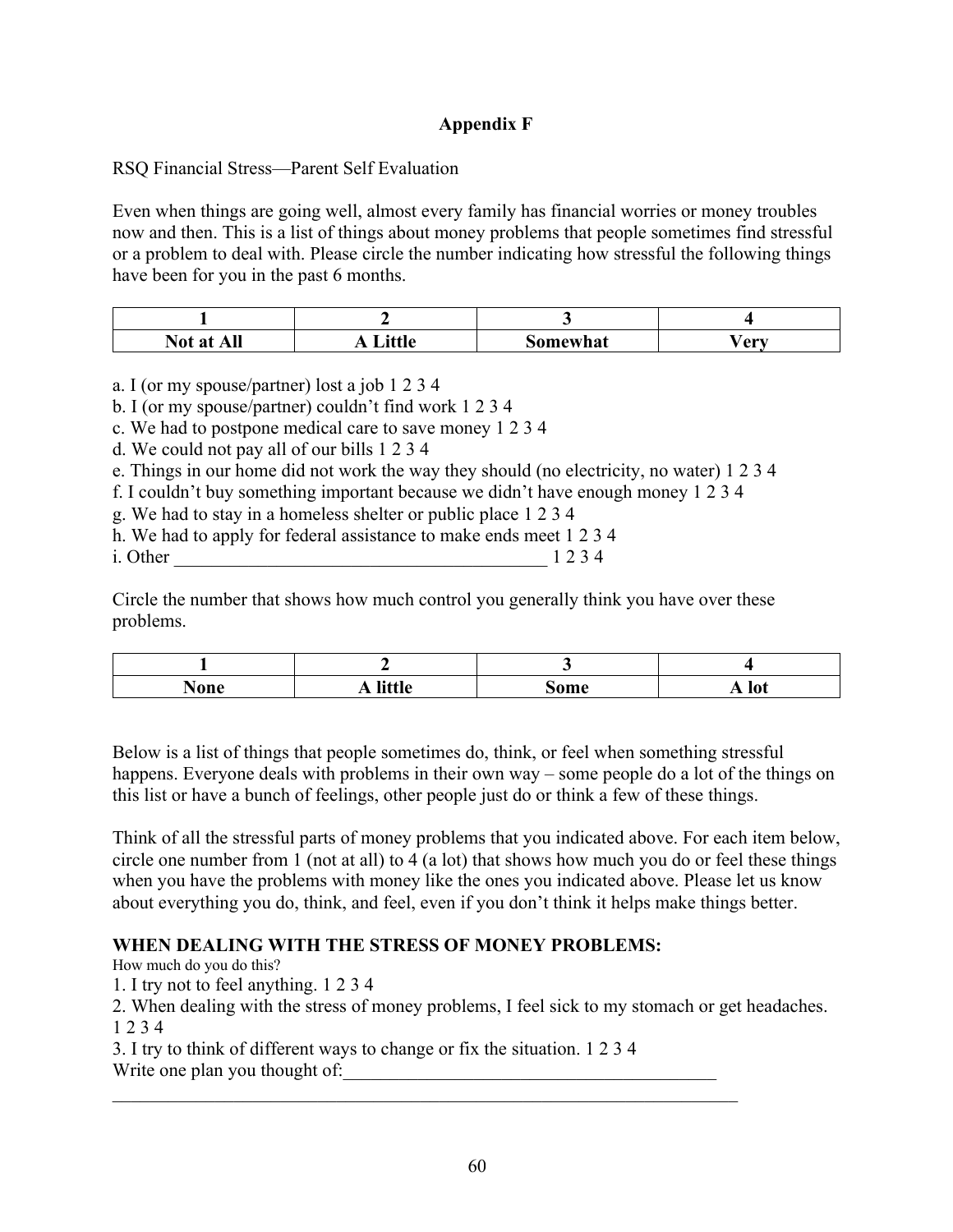**Appendix F**

RSQ Financial Stress—Parent Self Evaluation

Even when things are going well, almost every family has financial worries or money troubles now and then. This is a list of things about money problems that people sometimes find stressful or a problem to deal with. Please circle the number indicating how stressful the following things have been for you in the past 6 months.

| 1 | 2 | 3 | 4 |
|---|---|---|---|
| **Not at All** | **A Little** | **Somewhat** | **Very** |

a. I (or my spouse/partner) lost a job 1 2 3 4
b. I (or my spouse/partner) couldn't find work 1 2 3 4
c. We had to postpone medical care to save money 1 2 3 4
d. We could not pay all of our bills 1 2 3 4
e. Things in our home did not work the way they should (no electricity, no water) 1 2 3 4
f. I couldn't buy something important because we didn't have enough money 1 2 3 4
g. We had to stay in a homeless shelter or public place 1 2 3 4
h. We had to apply for federal assistance to make ends meet 1 2 3 4
i. Other __________________________________________ 1 2 3 4

Circle the number that shows how much control you generally think you have over these problems.

| 1 | 2 | 3 | 4 |
|---|---|---|---|
| **None** | **A little** | **Some** | **A lot** |

Below is a list of things that people sometimes do, think, or feel when something stressful happens. Everyone deals with problems in their own way – some people do a lot of the things on this list or have a bunch of feelings, other people just do or think a few of these things.

Think of all the stressful parts of money problems that you indicated above. For each item below, circle one number from 1 (not at all) to 4 (a lot) that shows how much you do or feel these things when you have the problems with money like the ones you indicated above. Please let us know about everything you do, think, and feel, even if you don't think it helps make things better.

**WHEN DEALING WITH THE STRESS OF MONEY PROBLEMS:**

How much do you do this?

1. I try not to feel anything. 1 2 3 4
2. When dealing with the stress of money problems, I feel sick to my stomach or get headaches. 1 2 3 4
3. I try to think of different ways to change or fix the situation. 1 2 3 4

Write one plan you thought of:__________________________________________

______________________________________________________________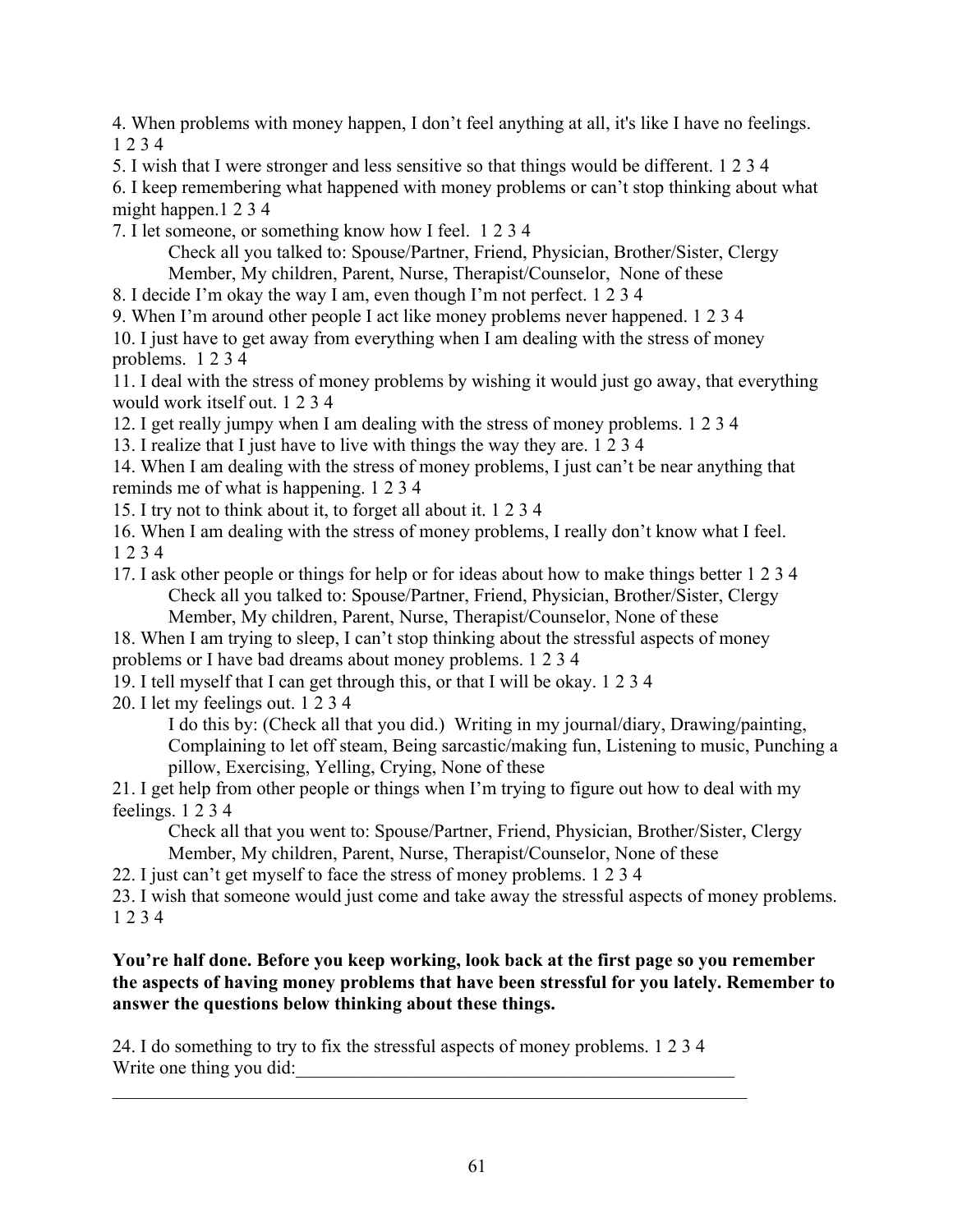4. When problems with money happen, I don't feel anything at all, it's like I have no feelings. 1 2 3 4

5. I wish that I were stronger and less sensitive so that things would be different. 1 2 3 4

6. I keep remembering what happened with money problems or can't stop thinking about what might happen.1 2 3 4

7. I let someone, or something know how I feel. 1 2 3 4

   Check all you talked to: Spouse/Partner, Friend, Physician, Brother/Sister, Clergy Member, My children, Parent, Nurse, Therapist/Counselor, None of these

8. I decide I'm okay the way I am, even though I'm not perfect. 1 2 3 4

9. When I'm around other people I act like money problems never happened. 1 2 3 4

10. I just have to get away from everything when I am dealing with the stress of money problems. 1 2 3 4

11. I deal with the stress of money problems by wishing it would just go away, that everything would work itself out. 1 2 3 4

12. I get really jumpy when I am dealing with the stress of money problems. 1 2 3 4

13. I realize that I just have to live with things the way they are. 1 2 3 4

14. When I am dealing with the stress of money problems, I just can't be near anything that reminds me of what is happening. 1 2 3 4

15. I try not to think about it, to forget all about it. 1 2 3 4

16. When I am dealing with the stress of money problems, I really don't know what I feel. 1 2 3 4

17. I ask other people or things for help or for ideas about how to make things better 1 2 3 4

   Check all you talked to: Spouse/Partner, Friend, Physician, Brother/Sister, Clergy Member, My children, Parent, Nurse, Therapist/Counselor, None of these

18. When I am trying to sleep, I can't stop thinking about the stressful aspects of money problems or I have bad dreams about money problems. 1 2 3 4

19. I tell myself that I can get through this, or that I will be okay. 1 2 3 4

20. I let my feelings out. 1 2 3 4

   I do this by: (Check all that you did.) Writing in my journal/diary, Drawing/painting, Complaining to let off steam, Being sarcastic/making fun, Listening to music, Punching a pillow, Exercising, Yelling, Crying, None of these

21. I get help from other people or things when I'm trying to figure out how to deal with my feelings. 1 2 3 4

   Check all that you went to: Spouse/Partner, Friend, Physician, Brother/Sister, Clergy Member, My children, Parent, Nurse, Therapist/Counselor, None of these

22. I just can't get myself to face the stress of money problems. 1 2 3 4

23. I wish that someone would just come and take away the stressful aspects of money problems. 1 2 3 4

**You're half done. Before you keep working, look back at the first page so you remember the aspects of having money problems that have been stressful for you lately. Remember to answer the questions below thinking about these things.**

24. I do something to try to fix the stressful aspects of money problems. 1 2 3 4

Write one thing you did:\_\_\_\_\_\_\_\_\_\_\_\_\_\_\_\_\_\_\_\_\_\_\_\_\_\_\_\_\_\_\_\_\_\_\_\_\_\_\_\_\_\_\_\_\_\_\_\_\_\_

\_\_\_\_\_\_\_\_\_\_\_\_\_\_\_\_\_\_\_\_\_\_\_\_\_\_\_\_\_\_\_\_\_\_\_\_\_\_\_\_\_\_\_\_\_\_\_\_\_\_\_\_\_\_\_\_\_\_\_\_\_\_\_\_\_\_\_\_\_\_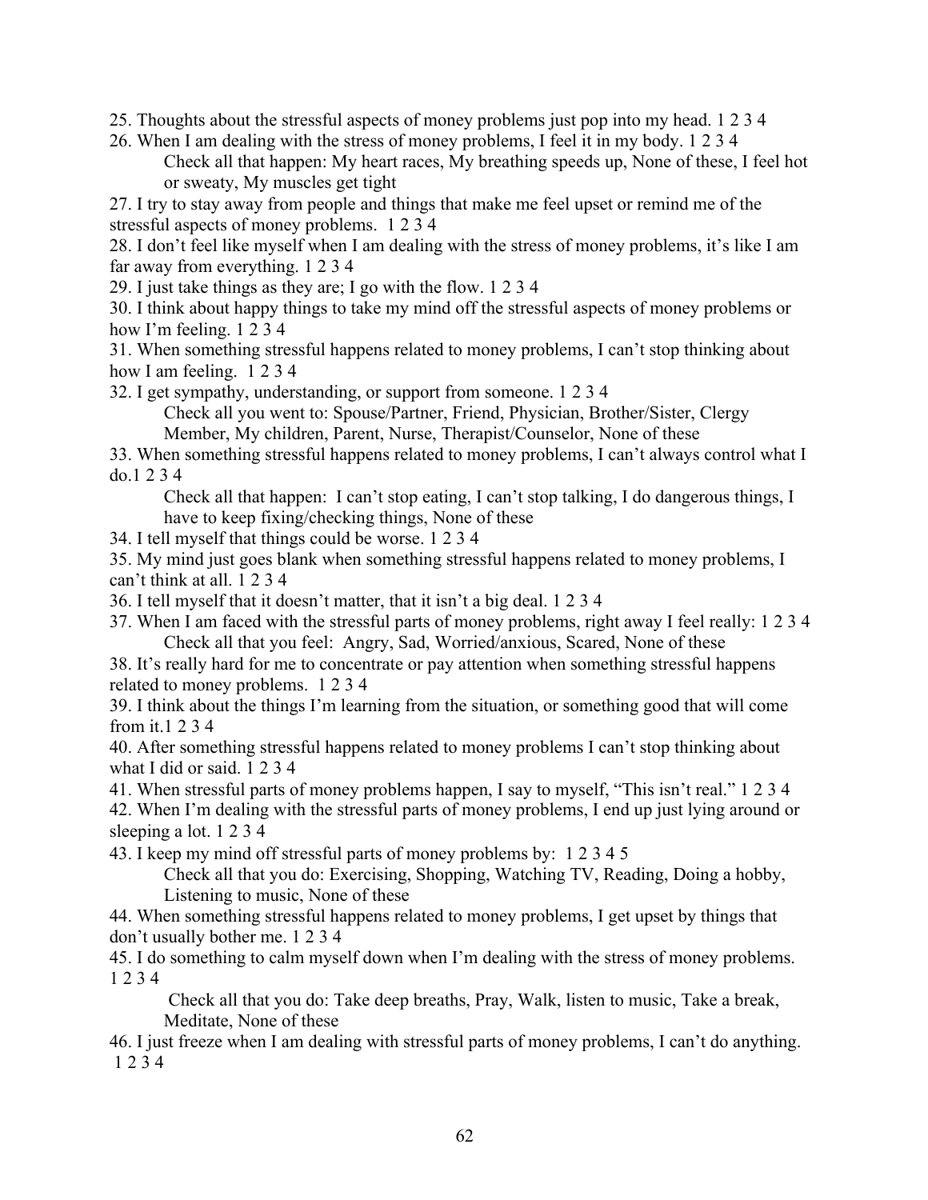25. Thoughts about the stressful aspects of money problems just pop into my head. 1 2 3 4

26. When I am dealing with the stress of money problems, I feel it in my body. 1 2 3 4
    Check all that happen: My heart races, My breathing speeds up, None of these, I feel hot or sweaty, My muscles get tight

27. I try to stay away from people and things that make me feel upset or remind me of the stressful aspects of money problems. 1 2 3 4

28. I don't feel like myself when I am dealing with the stress of money problems, it's like I am far away from everything. 1 2 3 4

29. I just take things as they are; I go with the flow. 1 2 3 4

30. I think about happy things to take my mind off the stressful aspects of money problems or how I'm feeling. 1 2 3 4

31. When something stressful happens related to money problems, I can't stop thinking about how I am feeling. 1 2 3 4

32. I get sympathy, understanding, or support from someone. 1 2 3 4
    Check all you went to: Spouse/Partner, Friend, Physician, Brother/Sister, Clergy Member, My children, Parent, Nurse, Therapist/Counselor, None of these

33. When something stressful happens related to money problems, I can't always control what I do.1 2 3 4
    Check all that happen: I can't stop eating, I can't stop talking, I do dangerous things, I have to keep fixing/checking things, None of these

34. I tell myself that things could be worse. 1 2 3 4

35. My mind just goes blank when something stressful happens related to money problems, I can't think at all. 1 2 3 4

36. I tell myself that it doesn't matter, that it isn't a big deal. 1 2 3 4

37. When I am faced with the stressful parts of money problems, right away I feel really: 1 2 3 4
    Check all that you feel: Angry, Sad, Worried/anxious, Scared, None of these

38. It's really hard for me to concentrate or pay attention when something stressful happens related to money problems. 1 2 3 4

39. I think about the things I'm learning from the situation, or something good that will come from it.1 2 3 4

40. After something stressful happens related to money problems I can't stop thinking about what I did or said. 1 2 3 4

41. When stressful parts of money problems happen, I say to myself, "This isn't real." 1 2 3 4

42. When I'm dealing with the stressful parts of money problems, I end up just lying around or sleeping a lot. 1 2 3 4

43. I keep my mind off stressful parts of money problems by: 1 2 3 4 5
    Check all that you do: Exercising, Shopping, Watching TV, Reading, Doing a hobby, Listening to music, None of these

44. When something stressful happens related to money problems, I get upset by things that don't usually bother me. 1 2 3 4

45. I do something to calm myself down when I'm dealing with the stress of money problems. 1 2 3 4
    Check all that you do: Take deep breaths, Pray, Walk, listen to music, Take a break, Meditate, None of these

46. I just freeze when I am dealing with stressful parts of money problems, I can't do anything. 1 2 3 4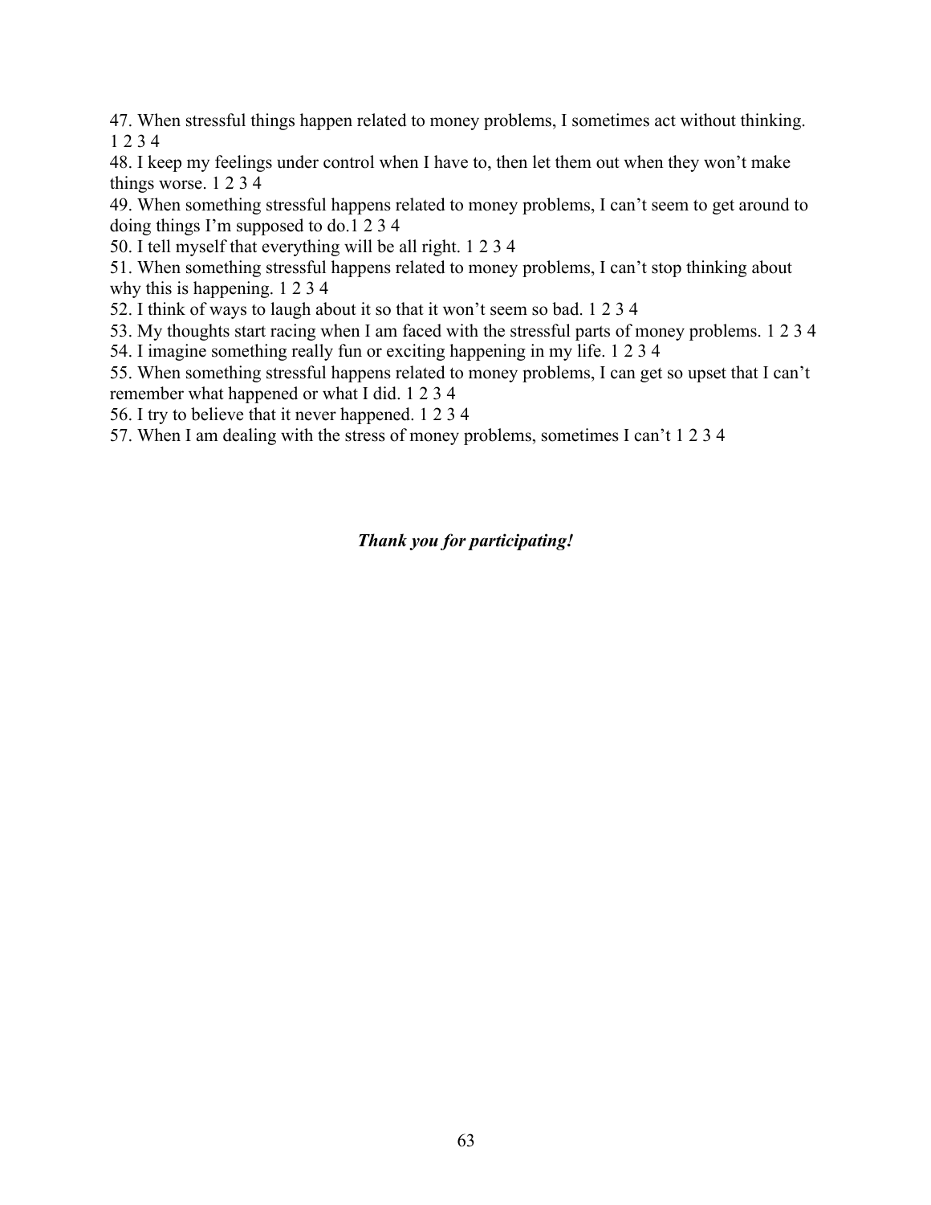47. When stressful things happen related to money problems, I sometimes act without thinking. 1 2 3 4

48. I keep my feelings under control when I have to, then let them out when they won't make things worse. 1 2 3 4

49. When something stressful happens related to money problems, I can't seem to get around to doing things I'm supposed to do.1 2 3 4

50. I tell myself that everything will be all right. 1 2 3 4

51. When something stressful happens related to money problems, I can't stop thinking about why this is happening. 1 2 3 4

52. I think of ways to laugh about it so that it won't seem so bad. 1 2 3 4

53. My thoughts start racing when I am faced with the stressful parts of money problems. 1 2 3 4

54. I imagine something really fun or exciting happening in my life. 1 2 3 4

55. When something stressful happens related to money problems, I can get so upset that I can't remember what happened or what I did. 1 2 3 4

56. I try to believe that it never happened. 1 2 3 4

57. When I am dealing with the stress of money problems, sometimes I can't 1 2 3 4

***Thank you for participating!***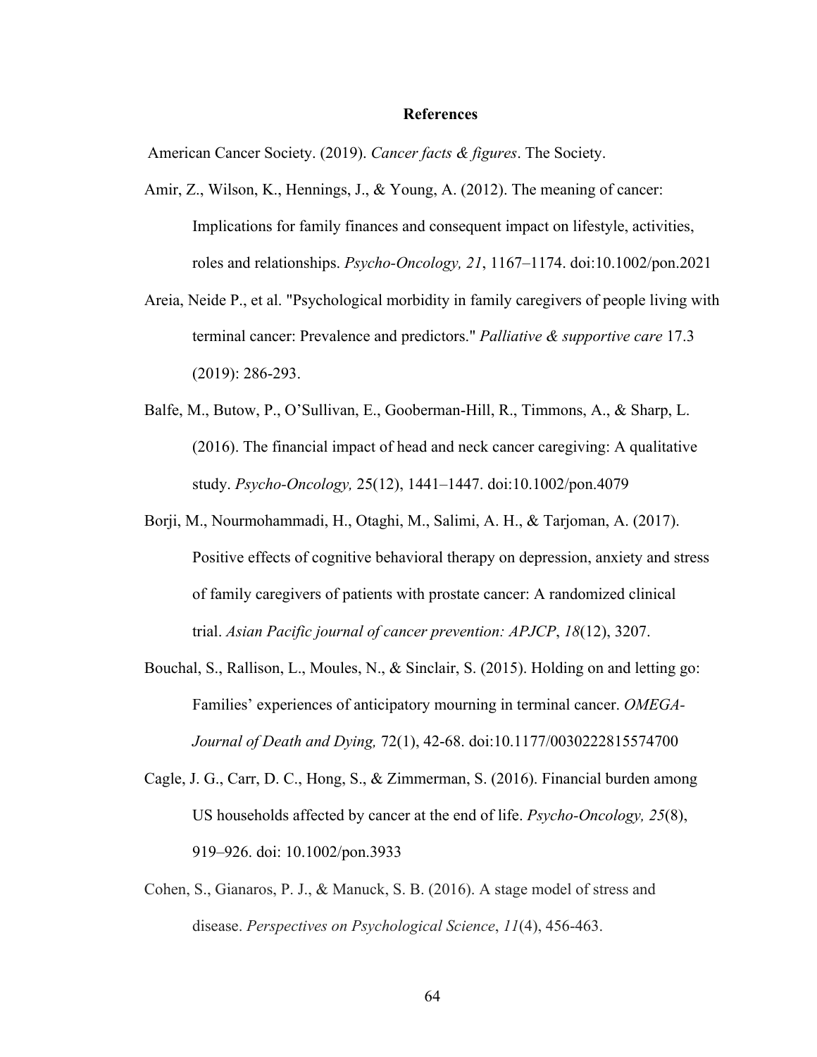# References

American Cancer Society. (2019). *Cancer facts & figures*. The Society.

Amir, Z., Wilson, K., Hennings, J., & Young, A. (2012). The meaning of cancer: Implications for family finances and consequent impact on lifestyle, activities, roles and relationships. *Psycho-Oncology, 21*, 1167–1174. doi:10.1002/pon.2021

Areia, Neide P., et al. "Psychological morbidity in family caregivers of people living with terminal cancer: Prevalence and predictors." *Palliative & supportive care* 17.3 (2019): 286-293.

Balfe, M., Butow, P., O'Sullivan, E., Gooberman-Hill, R., Timmons, A., & Sharp, L. (2016). The financial impact of head and neck cancer caregiving: A qualitative study. *Psycho-Oncology,* 25(12), 1441–1447. doi:10.1002/pon.4079

Borji, M., Nourmohammadi, H., Otaghi, M., Salimi, A. H., & Tarjoman, A. (2017). Positive effects of cognitive behavioral therapy on depression, anxiety and stress of family caregivers of patients with prostate cancer: A randomized clinical trial. *Asian Pacific journal of cancer prevention: APJCP*, *18*(12), 3207.

Bouchal, S., Rallison, L., Moules, N., & Sinclair, S. (2015). Holding on and letting go: Families' experiences of anticipatory mourning in terminal cancer. *OMEGA-Journal of Death and Dying,* 72(1), 42-68. doi:10.1177/0030222815574700

Cagle, J. G., Carr, D. C., Hong, S., & Zimmerman, S. (2016). Financial burden among US households affected by cancer at the end of life. *Psycho-Oncology, 25*(8), 919–926. doi: 10.1002/pon.3933

Cohen, S., Gianaros, P. J., & Manuck, S. B. (2016). A stage model of stress and disease. *Perspectives on Psychological Science*, *11*(4), 456-463.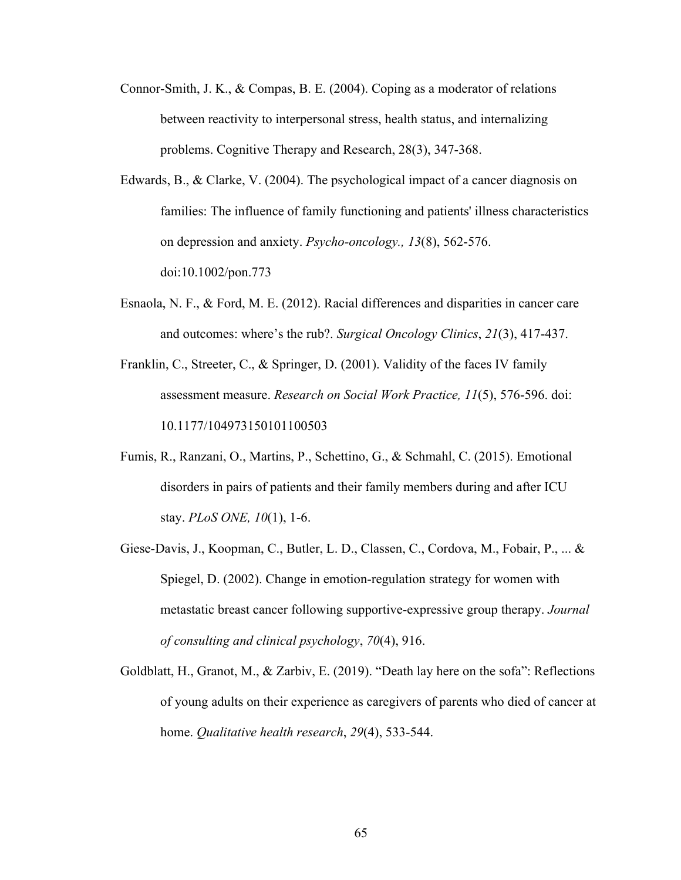Connor-Smith, J. K., & Compas, B. E. (2004). Coping as a moderator of relations between reactivity to interpersonal stress, health status, and internalizing problems. Cognitive Therapy and Research, 28(3), 347-368.

Edwards, B., & Clarke, V. (2004). The psychological impact of a cancer diagnosis on families: The influence of family functioning and patients' illness characteristics on depression and anxiety. *Psycho-oncology., 13*(8), 562-576. doi:10.1002/pon.773

Esnaola, N. F., & Ford, M. E. (2012). Racial differences and disparities in cancer care and outcomes: where's the rub?. *Surgical Oncology Clinics*, *21*(3), 417-437.

Franklin, C., Streeter, C., & Springer, D. (2001). Validity of the faces IV family assessment measure. *Research on Social Work Practice, 11*(5), 576-596. doi: 10.1177/104973150101100503

Fumis, R., Ranzani, O., Martins, P., Schettino, G., & Schmahl, C. (2015). Emotional disorders in pairs of patients and their family members during and after ICU stay. *PLoS ONE, 10*(1), 1-6.

Giese-Davis, J., Koopman, C., Butler, L. D., Classen, C., Cordova, M., Fobair, P., ... & Spiegel, D. (2002). Change in emotion-regulation strategy for women with metastatic breast cancer following supportive-expressive group therapy. *Journal of consulting and clinical psychology*, *70*(4), 916.

Goldblatt, H., Granot, M., & Zarbiv, E. (2019). "Death lay here on the sofa": Reflections of young adults on their experience as caregivers of parents who died of cancer at home. *Qualitative health research*, *29*(4), 533-544.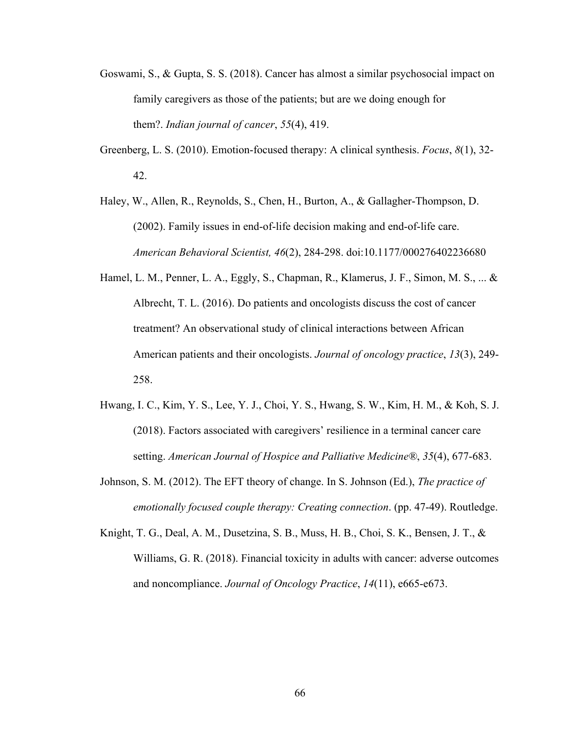Goswami, S., & Gupta, S. S. (2018). Cancer has almost a similar psychosocial impact on family caregivers as those of the patients; but are we doing enough for them?. *Indian journal of cancer*, *55*(4), 419.

Greenberg, L. S. (2010). Emotion-focused therapy: A clinical synthesis. *Focus*, *8*(1), 32-42.

Haley, W., Allen, R., Reynolds, S., Chen, H., Burton, A., & Gallagher-Thompson, D. (2002). Family issues in end-of-life decision making and end-of-life care. *American Behavioral Scientist, 46*(2), 284-298. doi:10.1177/000276402236680

Hamel, L. M., Penner, L. A., Eggly, S., Chapman, R., Klamerus, J. F., Simon, M. S., ... & Albrecht, T. L. (2016). Do patients and oncologists discuss the cost of cancer treatment? An observational study of clinical interactions between African American patients and their oncologists. *Journal of oncology practice*, *13*(3), 249-258.

Hwang, I. C., Kim, Y. S., Lee, Y. J., Choi, Y. S., Hwang, S. W., Kim, H. M., & Koh, S. J. (2018). Factors associated with caregivers' resilience in a terminal cancer care setting. *American Journal of Hospice and Palliative Medicine®*, *35*(4), 677-683.

Johnson, S. M. (2012). The EFT theory of change. In S. Johnson (Ed.), *The practice of emotionally focused couple therapy: Creating connection*. (pp. 47-49). Routledge.

Knight, T. G., Deal, A. M., Dusetzina, S. B., Muss, H. B., Choi, S. K., Bensen, J. T., & Williams, G. R. (2018). Financial toxicity in adults with cancer: adverse outcomes and noncompliance. *Journal of Oncology Practice*, *14*(11), e665-e673.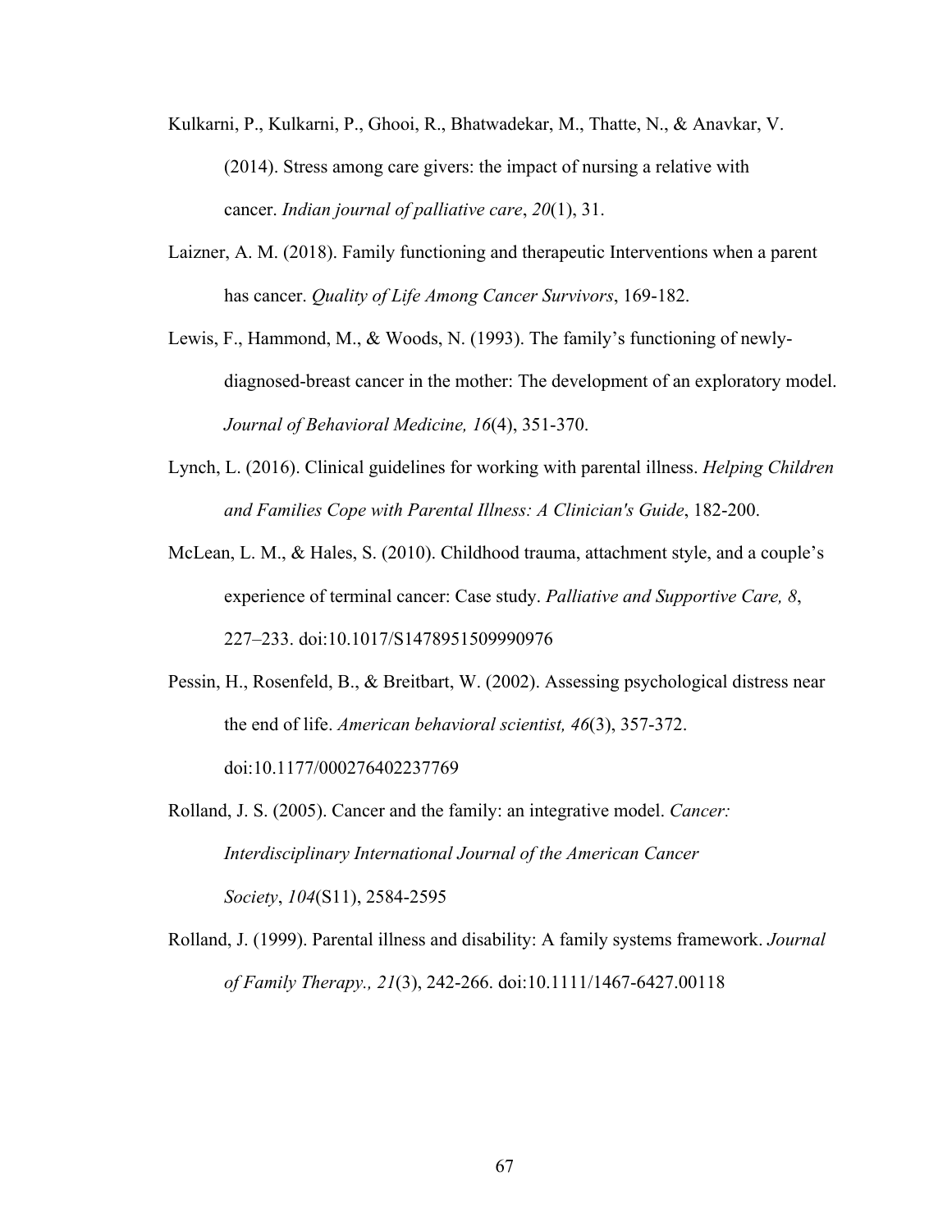Kulkarni, P., Kulkarni, P., Ghooi, R., Bhatwadekar, M., Thatte, N., & Anavkar, V. (2014). Stress among care givers: the impact of nursing a relative with cancer. *Indian journal of palliative care*, *20*(1), 31.

Laizner, A. M. (2018). Family functioning and therapeutic Interventions when a parent has cancer. *Quality of Life Among Cancer Survivors*, 169-182.

Lewis, F., Hammond, M., & Woods, N. (1993). The family's functioning of newly-diagnosed-breast cancer in the mother: The development of an exploratory model. *Journal of Behavioral Medicine, 16*(4), 351-370.

Lynch, L. (2016). Clinical guidelines for working with parental illness. *Helping Children and Families Cope with Parental Illness: A Clinician's Guide*, 182-200.

McLean, L. M., & Hales, S. (2010). Childhood trauma, attachment style, and a couple's experience of terminal cancer: Case study. *Palliative and Supportive Care, 8*, 227–233. doi:10.1017/S1478951509990976

Pessin, H., Rosenfeld, B., & Breitbart, W. (2002). Assessing psychological distress near the end of life. *American behavioral scientist, 46*(3), 357-372. doi:10.1177/000276402237769

Rolland, J. S. (2005). Cancer and the family: an integrative model. *Cancer: Interdisciplinary International Journal of the American Cancer Society*, *104*(S11), 2584-2595

Rolland, J. (1999). Parental illness and disability: A family systems framework. *Journal of Family Therapy., 21*(3), 242-266. doi:10.1111/1467-6427.00118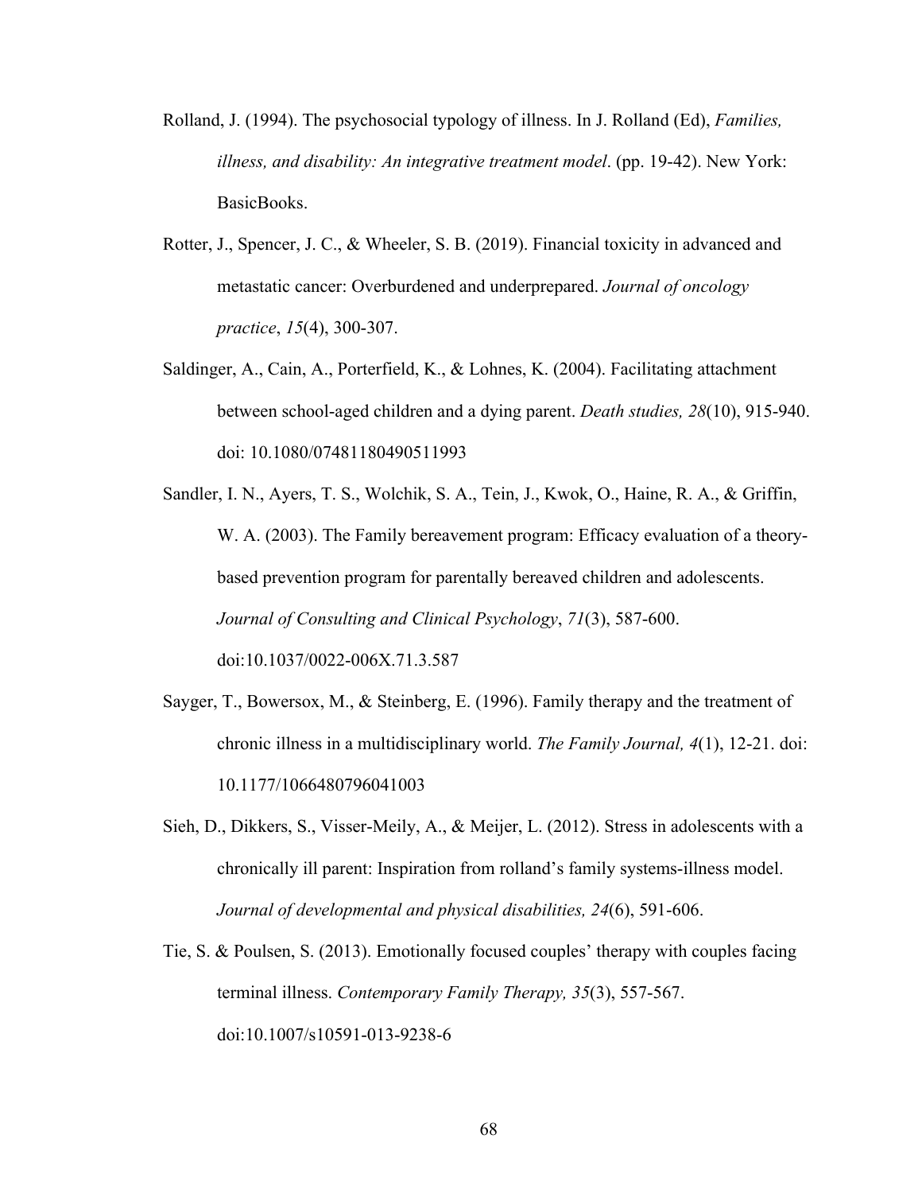Rolland, J. (1994). The psychosocial typology of illness. In J. Rolland (Ed), *Families, illness, and disability: An integrative treatment model*. (pp. 19-42). New York: BasicBooks.

Rotter, J., Spencer, J. C., & Wheeler, S. B. (2019). Financial toxicity in advanced and metastatic cancer: Overburdened and underprepared. *Journal of oncology practice*, *15*(4), 300-307.

Saldinger, A., Cain, A., Porterfield, K., & Lohnes, K. (2004). Facilitating attachment between school-aged children and a dying parent. *Death studies, 28*(10), 915-940. doi: 10.1080/07481180490511993

Sandler, I. N., Ayers, T. S., Wolchik, S. A., Tein, J., Kwok, O., Haine, R. A., & Griffin, W. A. (2003). The Family bereavement program: Efficacy evaluation of a theory-based prevention program for parentally bereaved children and adolescents. *Journal of Consulting and Clinical Psychology*, *71*(3), 587-600. doi:10.1037/0022-006X.71.3.587

Sayger, T., Bowersox, M., & Steinberg, E. (1996). Family therapy and the treatment of chronic illness in a multidisciplinary world. *The Family Journal, 4*(1), 12-21. doi: 10.1177/1066480796041003

Sieh, D., Dikkers, S., Visser-Meily, A., & Meijer, L. (2012). Stress in adolescents with a chronically ill parent: Inspiration from rolland's family systems-illness model. *Journal of developmental and physical disabilities, 24*(6), 591-606.

Tie, S. & Poulsen, S. (2013). Emotionally focused couples' therapy with couples facing terminal illness. *Contemporary Family Therapy, 35*(3), 557-567. doi:10.1007/s10591-013-9238-6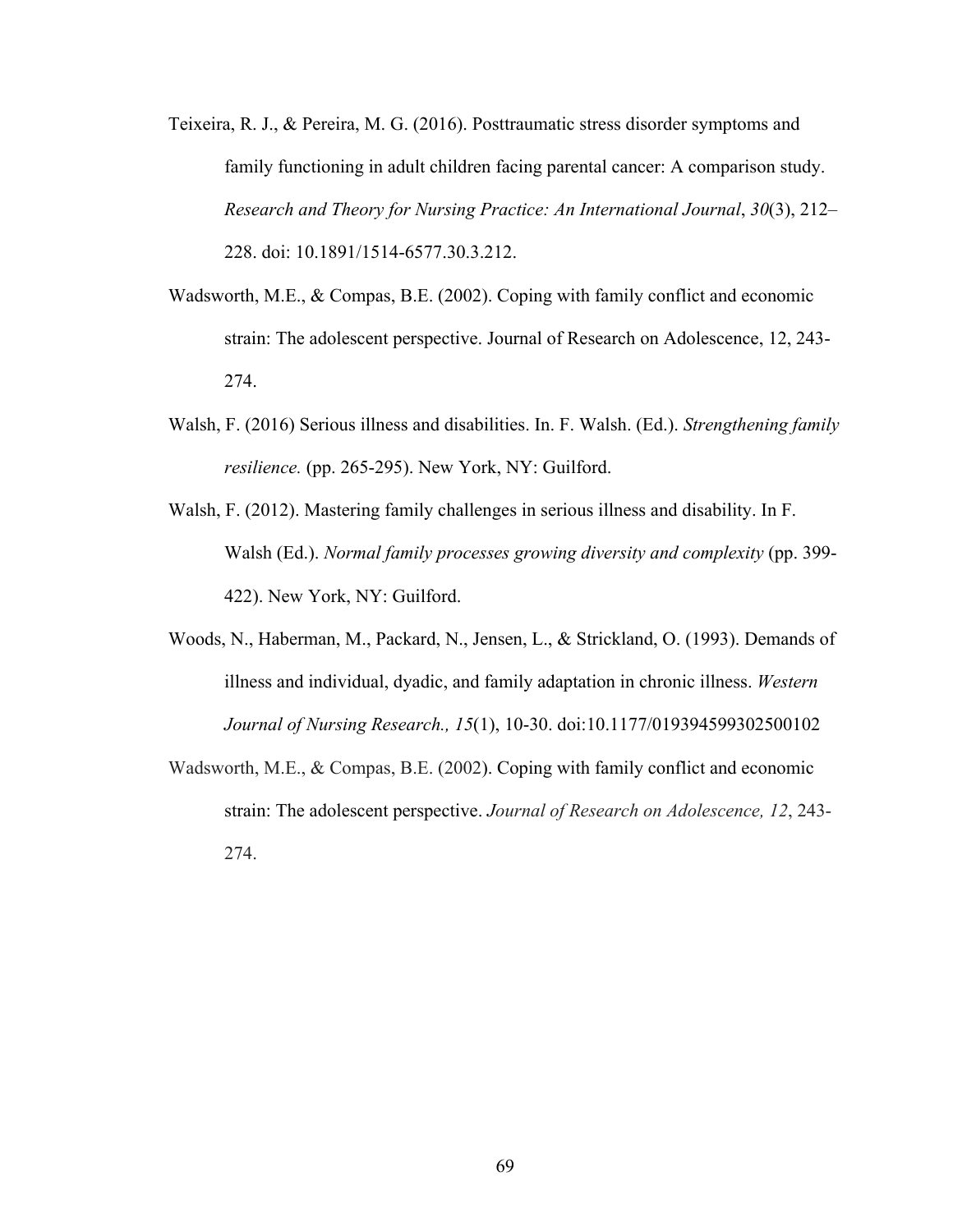Teixeira, R. J., & Pereira, M. G. (2016). Posttraumatic stress disorder symptoms and family functioning in adult children facing parental cancer: A comparison study. *Research and Theory for Nursing Practice: An International Journal*, *30*(3), 212–228. doi: 10.1891/1514-6577.30.3.212.

Wadsworth, M.E., & Compas, B.E. (2002). Coping with family conflict and economic strain: The adolescent perspective. Journal of Research on Adolescence, 12, 243-274.

Walsh, F. (2016) Serious illness and disabilities. In. F. Walsh. (Ed.). *Strengthening family resilience.* (pp. 265-295). New York, NY: Guilford.

Walsh, F. (2012). Mastering family challenges in serious illness and disability. In F. Walsh (Ed.). *Normal family processes growing diversity and complexity* (pp. 399-422). New York, NY: Guilford.

Woods, N., Haberman, M., Packard, N., Jensen, L., & Strickland, O. (1993). Demands of illness and individual, dyadic, and family adaptation in chronic illness. *Western Journal of Nursing Research., 15*(1), 10-30. doi:10.1177/019394599302500102

Wadsworth, M.E., & Compas, B.E. (2002). Coping with family conflict and economic strain: The adolescent perspective. *Journal of Research on Adolescence, 12*, 243-274.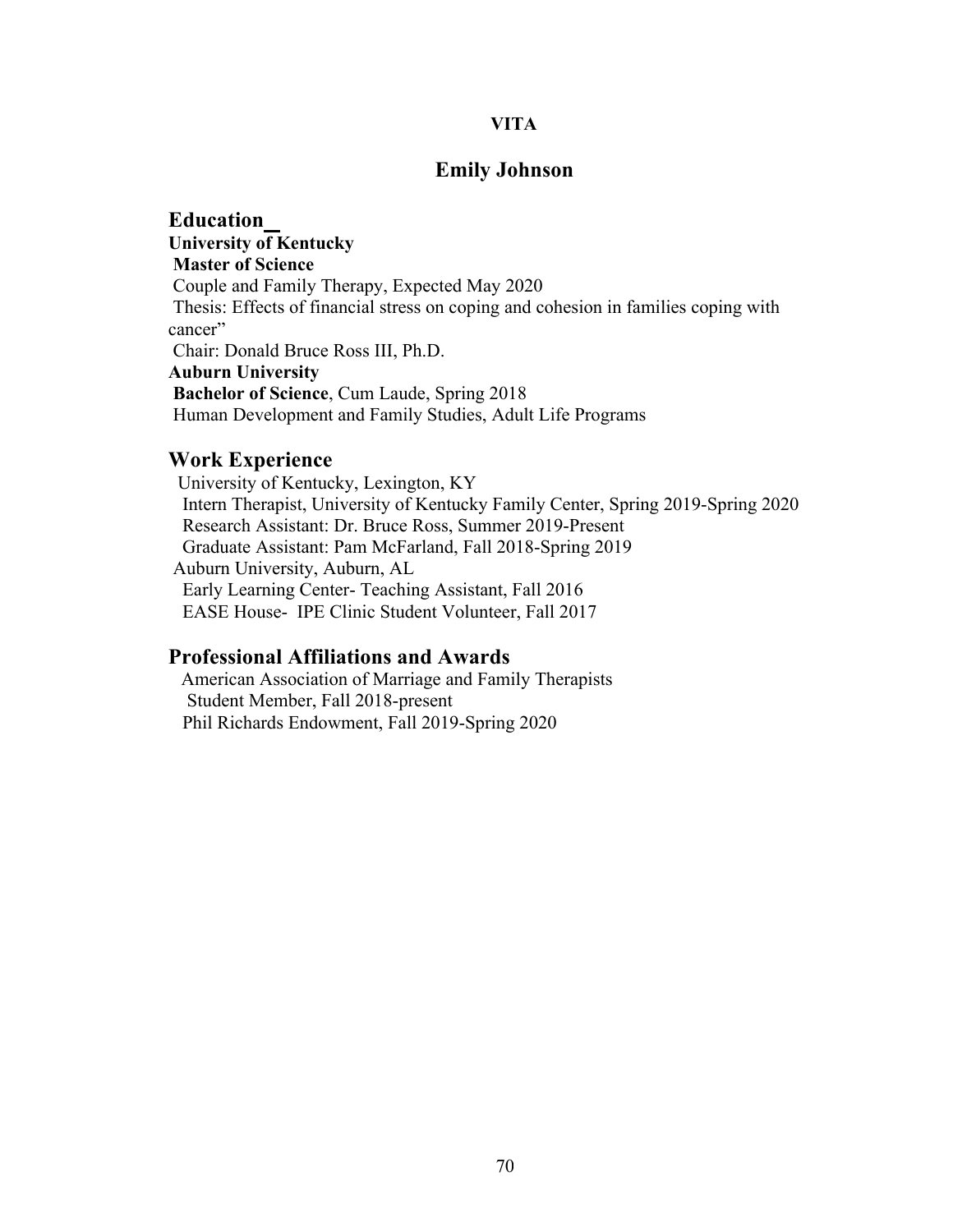**VITA**

## Emily Johnson

### Education

**University of Kentucky**
**Master of Science**
Couple and Family Therapy, Expected May 2020
Thesis: Effects of financial stress on coping and cohesion in families coping with cancer"
Chair: Donald Bruce Ross III, Ph.D.
**Auburn University**
**Bachelor of Science**, Cum Laude, Spring 2018
Human Development and Family Studies, Adult Life Programs

### Work Experience

University of Kentucky, Lexington, KY
Intern Therapist, University of Kentucky Family Center, Spring 2019-Spring 2020
Research Assistant: Dr. Bruce Ross, Summer 2019-Present
Graduate Assistant: Pam McFarland, Fall 2018-Spring 2019
Auburn University, Auburn, AL
Early Learning Center- Teaching Assistant, Fall 2016
EASE House- IPE Clinic Student Volunteer, Fall 2017

### Professional Affiliations and Awards

American Association of Marriage and Family Therapists
Student Member, Fall 2018-present
Phil Richards Endowment, Fall 2019-Spring 2020